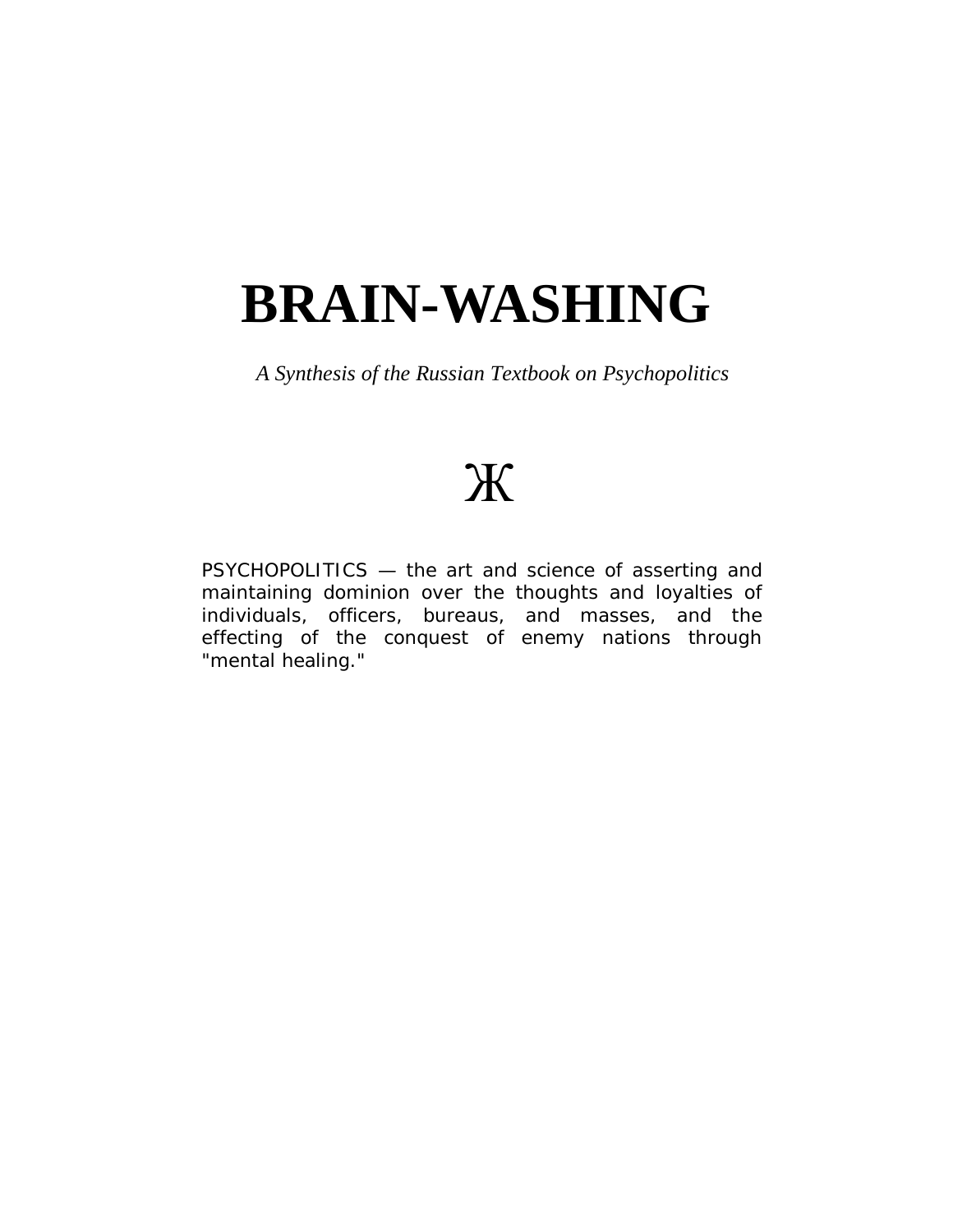# BRAIN-WASHING

*A Synthesis of the Russian Textbook on Psychopolitics*

Ж

PSYCHOPOLITICS — the art and science of asserting and maintaining dominion over the thoughts and loyalties of individuals, officers, bureaus, and masses, and the effecting of the conquest of enemy nations through "mental healing."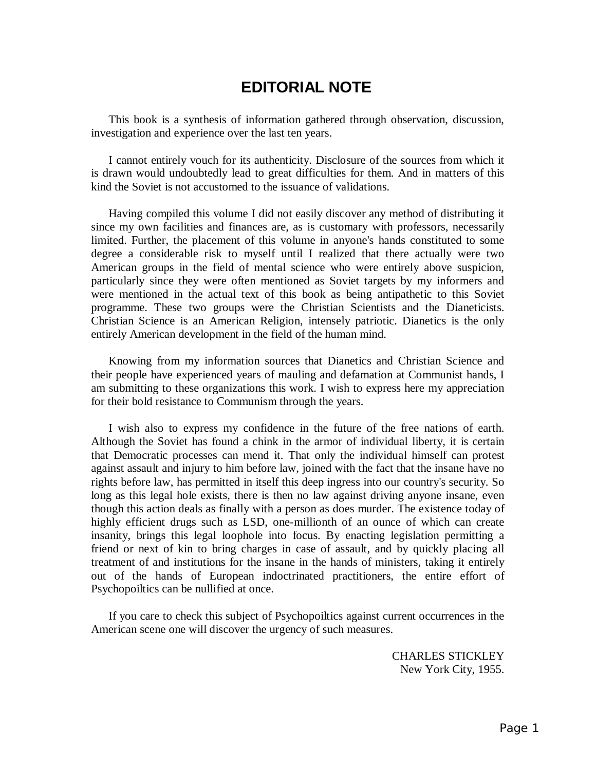# EDITORIAL NOTE

This book is a synthesis of information gathered through observation, discussion, investigation and experience over the last ten years.

I cannot entirely vouch for its authenticity. Disclosure of the sources from which it is drawn would undoubtedly lead to great difficulties for them. And in matters of this kind the Soviet is not accustomed to the issuance of validations.

Having compiled this volume I did not easily discover any method of distributing it since my own facilities and finances are, as is customary with professors, necessarily limited. Further, the placement of this volume in anyone's hands constituted to some degree a considerable risk to myself until I realized that there actually were two American groups in the field of mental science who were entirely above suspicion, particularly since they were often mentioned as Soviet targets by my informers and were mentioned in the actual text of this book as being antipathetic to this Soviet programme. These two groups were the Christian Scientists and the Dianeticists. Christian Science is an American Religion, intensely patriotic. Dianetics is the only entirely American development in the field of the human mind.

Knowing from my information sources that Dianetics and Christian Science and their people have experienced years of mauling and defamation at Communist hands, I am submitting to these organizations this work. I wish to express here my appreciation for their bold resistance to Communism through the years.

I wish also to express my confidence in the future of the free nations of earth. Although the Soviet has found a chink in the armor of individual liberty, it is certain that Democratic processes can mend it. That only the individual himself can protest against assault and injury to him before law, joined with the fact that the insane have no rights before law, has permitted in itself this deep ingress into our country's security. So long as this legal hole exists, there is then no law against driving anyone insane, even though this action deals as finally with a person as does murder. The existence today of highly efficient drugs such as LSD, one-millionth of an ounce of which can create insanity, brings this legal loophole into focus. By enacting legislation permitting a friend or next of kin to bring charges in case of assault, and by quickly placing all treatment of and institutions for the insane in the hands of ministers, taking it entirely out of the hands of European indoctrinated practitioners, the entire effort of Psychopoiltics can be nullified at once.

If you care to check this subject of Psychopoiltics against current occurrences in the American scene one will discover the urgency of such measures.

CHARLES STICKLEY
New York City, 1955.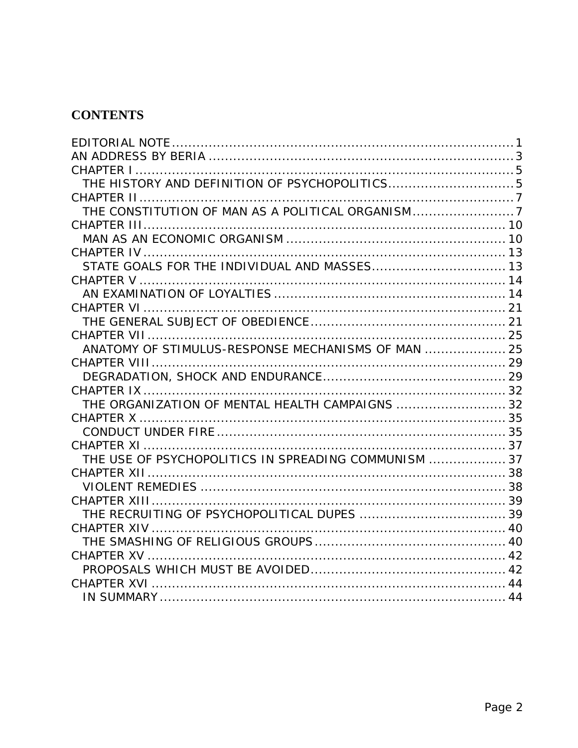## CONTENTS

EDITORIAL NOTE .......... 1
AN ADDRESS BY BERIA .......... 3
CHAPTER I .......... 5
  THE HISTORY AND DEFINITION OF PSYCHOPOLITICS .......... 5
CHAPTER II .......... 7
  THE CONSTITUTION OF MAN AS A POLITICAL ORGANISM .......... 7
CHAPTER III .......... 10
  MAN AS AN ECONOMIC ORGANISM .......... 10
CHAPTER IV .......... 13
  STATE GOALS FOR THE INDIVIDUAL AND MASSES .......... 13
CHAPTER V .......... 14
  AN EXAMINATION OF LOYALTIES .......... 14
CHAPTER VI .......... 21
  THE GENERAL SUBJECT OF OBEDIENCE .......... 21
CHAPTER VII .......... 25
  ANATOMY OF STIMULUS-RESPONSE MECHANISMS OF MAN .......... 25
CHAPTER VIII .......... 29
  DEGRADATION, SHOCK AND ENDURANCE .......... 29
CHAPTER IX .......... 32
  THE ORGANIZATION OF MENTAL HEALTH CAMPAIGNS .......... 32
CHAPTER X .......... 35
  CONDUCT UNDER FIRE .......... 35
CHAPTER XI .......... 37
  THE USE OF PSYCHOPOLITICS IN SPREADING COMMUNISM .......... 37
CHAPTER XII .......... 38
  VIOLENT REMEDIES .......... 38
CHAPTER XIII .......... 39
  THE RECRUITING OF PSYCHOPOLITICAL DUPES .......... 39
CHAPTER XIV .......... 40
  THE SMASHING OF RELIGIOUS GROUPS .......... 40
CHAPTER XV .......... 42
  PROPOSALS WHICH MUST BE AVOIDED .......... 42
CHAPTER XVI .......... 44
  IN SUMMARY .......... 44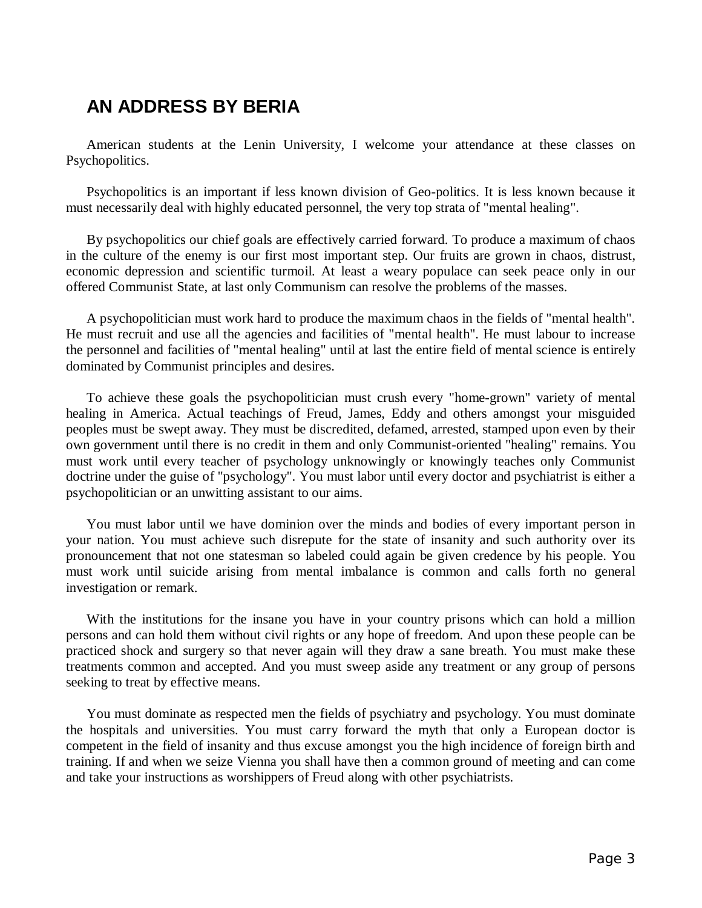## AN ADDRESS BY BERIA

American students at the Lenin University, I welcome your attendance at these classes on Psychopolitics.

Psychopolitics is an important if less known division of Geo-politics. It is less known because it must necessarily deal with highly educated personnel, the very top strata of "mental healing".

By psychopolitics our chief goals are effectively carried forward. To produce a maximum of chaos in the culture of the enemy is our first most important step. Our fruits are grown in chaos, distrust, economic depression and scientific turmoil. At least a weary populace can seek peace only in our offered Communist State, at last only Communism can resolve the problems of the masses.

A psychopolitician must work hard to produce the maximum chaos in the fields of "mental health". He must recruit and use all the agencies and facilities of "mental health". He must labour to increase the personnel and facilities of "mental healing" until at last the entire field of mental science is entirely dominated by Communist principles and desires.

To achieve these goals the psychopolitician must crush every "home-grown" variety of mental healing in America. Actual teachings of Freud, James, Eddy and others amongst your misguided peoples must be swept away. They must be discredited, defamed, arrested, stamped upon even by their own government until there is no credit in them and only Communist-oriented "healing" remains. You must work until every teacher of psychology unknowingly or knowingly teaches only Communist doctrine under the guise of "psychology". You must labor until every doctor and psychiatrist is either a psychopolitician or an unwitting assistant to our aims.

You must labor until we have dominion over the minds and bodies of every important person in your nation. You must achieve such disrepute for the state of insanity and such authority over its pronouncement that not one statesman so labeled could again be given credence by his people. You must work until suicide arising from mental imbalance is common and calls forth no general investigation or remark.

With the institutions for the insane you have in your country prisons which can hold a million persons and can hold them without civil rights or any hope of freedom. And upon these people can be practiced shock and surgery so that never again will they draw a sane breath. You must make these treatments common and accepted. And you must sweep aside any treatment or any group of persons seeking to treat by effective means.

You must dominate as respected men the fields of psychiatry and psychology. You must dominate the hospitals and universities. You must carry forward the myth that only a European doctor is competent in the field of insanity and thus excuse amongst you the high incidence of foreign birth and training. If and when we seize Vienna you shall have then a common ground of meeting and can come and take your instructions as worshippers of Freud along with other psychiatrists.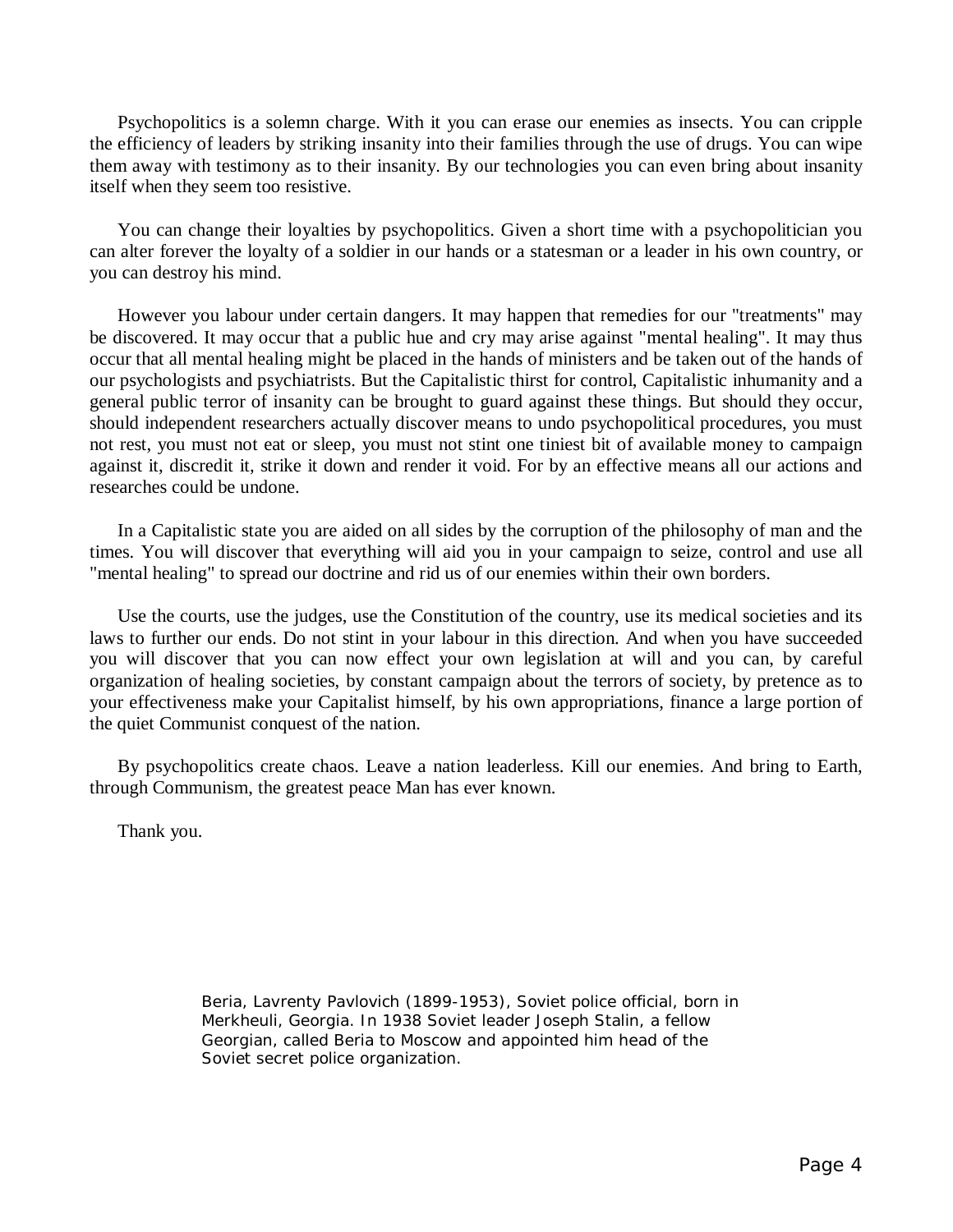Psychopolitics is a solemn charge. With it you can erase our enemies as insects. You can cripple the efficiency of leaders by striking insanity into their families through the use of drugs. You can wipe them away with testimony as to their insanity. By our technologies you can even bring about insanity itself when they seem too resistive.

You can change their loyalties by psychopolitics. Given a short time with a psychopolitician you can alter forever the loyalty of a soldier in our hands or a statesman or a leader in his own country, or you can destroy his mind.

However you labour under certain dangers. It may happen that remedies for our "treatments" may be discovered. It may occur that a public hue and cry may arise against "mental healing". It may thus occur that all mental healing might be placed in the hands of ministers and be taken out of the hands of our psychologists and psychiatrists. But the Capitalistic thirst for control, Capitalistic inhumanity and a general public terror of insanity can be brought to guard against these things. But should they occur, should independent researchers actually discover means to undo psychopolitical procedures, you must not rest, you must not eat or sleep, you must not stint one tiniest bit of available money to campaign against it, discredit it, strike it down and render it void. For by an effective means all our actions and researches could be undone.

In a Capitalistic state you are aided on all sides by the corruption of the philosophy of man and the times. You will discover that everything will aid you in your campaign to seize, control and use all "mental healing" to spread our doctrine and rid us of our enemies within their own borders.

Use the courts, use the judges, use the Constitution of the country, use its medical societies and its laws to further our ends. Do not stint in your labour in this direction. And when you have succeeded you will discover that you can now effect your own legislation at will and you can, by careful organization of healing societies, by constant campaign about the terrors of society, by pretence as to your effectiveness make your Capitalist himself, by his own appropriations, finance a large portion of the quiet Communist conquest of the nation.

By psychopolitics create chaos. Leave a nation leaderless. Kill our enemies. And bring to Earth, through Communism, the greatest peace Man has ever known.

Thank you.

Beria, Lavrenty Pavlovich (1899-1953), Soviet police official, born in Merkheuli, Georgia. In 1938 Soviet leader Joseph Stalin, a fellow Georgian, called Beria to Moscow and appointed him head of the Soviet secret police organization.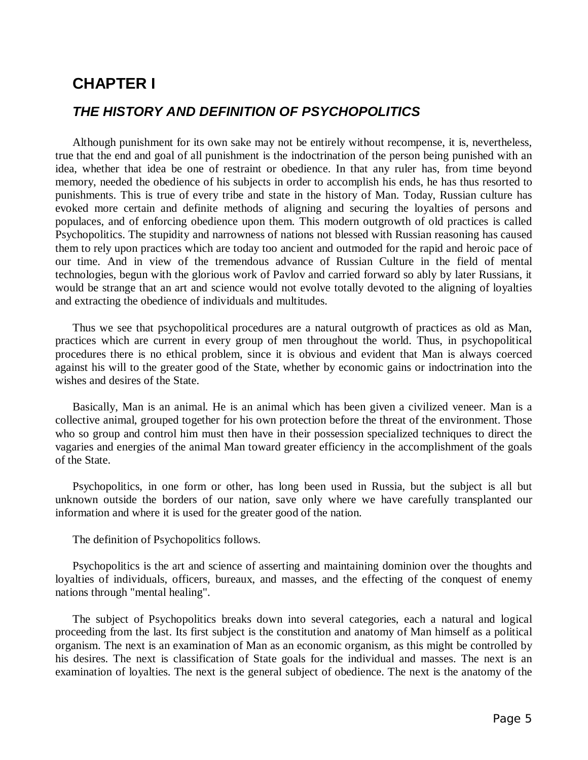# CHAPTER I

## *THE HISTORY AND DEFINITION OF PSYCHOPOLITICS*

Although punishment for its own sake may not be entirely without recompense, it is, nevertheless, true that the end and goal of all punishment is the indoctrination of the person being punished with an idea, whether that idea be one of restraint or obedience. In that any ruler has, from time beyond memory, needed the obedience of his subjects in order to accomplish his ends, he has thus resorted to punishments. This is true of every tribe and state in the history of Man. Today, Russian culture has evoked more certain and definite methods of aligning and securing the loyalties of persons and populaces, and of enforcing obedience upon them. This modern outgrowth of old practices is called Psychopolitics. The stupidity and narrowness of nations not blessed with Russian reasoning has caused them to rely upon practices which are today too ancient and outmoded for the rapid and heroic pace of our time. And in view of the tremendous advance of Russian Culture in the field of mental technologies, begun with the glorious work of Pavlov and carried forward so ably by later Russians, it would be strange that an art and science would not evolve totally devoted to the aligning of loyalties and extracting the obedience of individuals and multitudes.

Thus we see that psychopolitical procedures are a natural outgrowth of practices as old as Man, practices which are current in every group of men throughout the world. Thus, in psychopolitical procedures there is no ethical problem, since it is obvious and evident that Man is always coerced against his will to the greater good of the State, whether by economic gains or indoctrination into the wishes and desires of the State.

Basically, Man is an animal. He is an animal which has been given a civilized veneer. Man is a collective animal, grouped together for his own protection before the threat of the environment. Those who so group and control him must then have in their possession specialized techniques to direct the vagaries and energies of the animal Man toward greater efficiency in the accomplishment of the goals of the State.

Psychopolitics, in one form or other, has long been used in Russia, but the subject is all but unknown outside the borders of our nation, save only where we have carefully transplanted our information and where it is used for the greater good of the nation.

The definition of Psychopolitics follows.

Psychopolitics is the art and science of asserting and maintaining dominion over the thoughts and loyalties of individuals, officers, bureaux, and masses, and the effecting of the conquest of enemy nations through "mental healing".

The subject of Psychopolitics breaks down into several categories, each a natural and logical proceeding from the last. Its first subject is the constitution and anatomy of Man himself as a political organism. The next is an examination of Man as an economic organism, as this might be controlled by his desires. The next is classification of State goals for the individual and masses. The next is an examination of loyalties. The next is the general subject of obedience. The next is the anatomy of the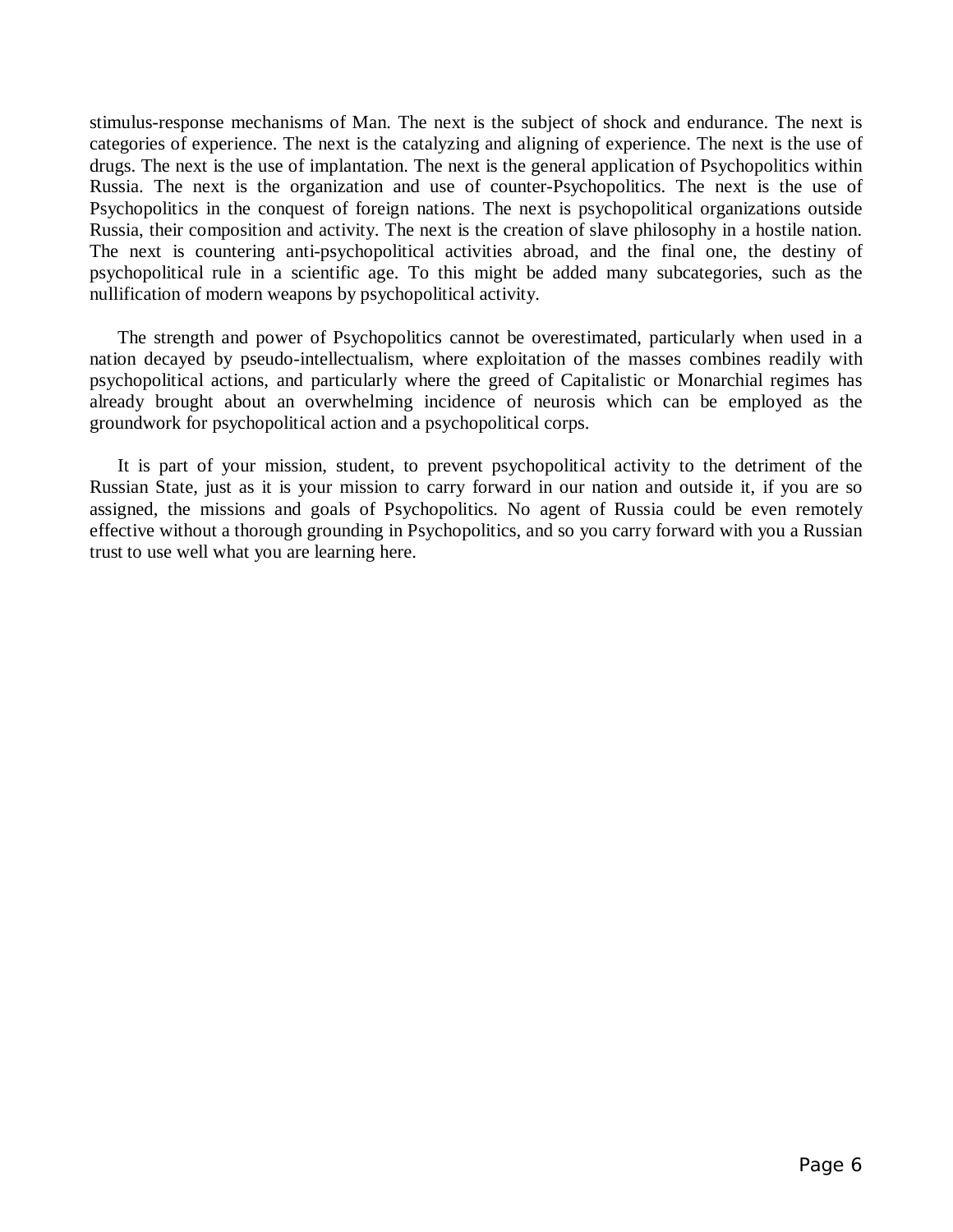stimulus-response mechanisms of Man. The next is the subject of shock and endurance. The next is categories of experience. The next is the catalyzing and aligning of experience. The next is the use of drugs. The next is the use of implantation. The next is the general application of Psychopolitics within Russia. The next is the organization and use of counter-Psychopolitics. The next is the use of Psychopolitics in the conquest of foreign nations. The next is psychopolitical organizations outside Russia, their composition and activity. The next is the creation of slave philosophy in a hostile nation. The next is countering anti-psychopolitical activities abroad, and the final one, the destiny of psychopolitical rule in a scientific age. To this might be added many subcategories, such as the nullification of modern weapons by psychopolitical activity.

The strength and power of Psychopolitics cannot be overestimated, particularly when used in a nation decayed by pseudo-intellectualism, where exploitation of the masses combines readily with psychopolitical actions, and particularly where the greed of Capitalistic or Monarchial regimes has already brought about an overwhelming incidence of neurosis which can be employed as the groundwork for psychopolitical action and a psychopolitical corps.

It is part of your mission, student, to prevent psychopolitical activity to the detriment of the Russian State, just as it is your mission to carry forward in our nation and outside it, if you are so assigned, the missions and goals of Psychopolitics. No agent of Russia could be even remotely effective without a thorough grounding in Psychopolitics, and so you carry forward with you a Russian trust to use well what you are learning here.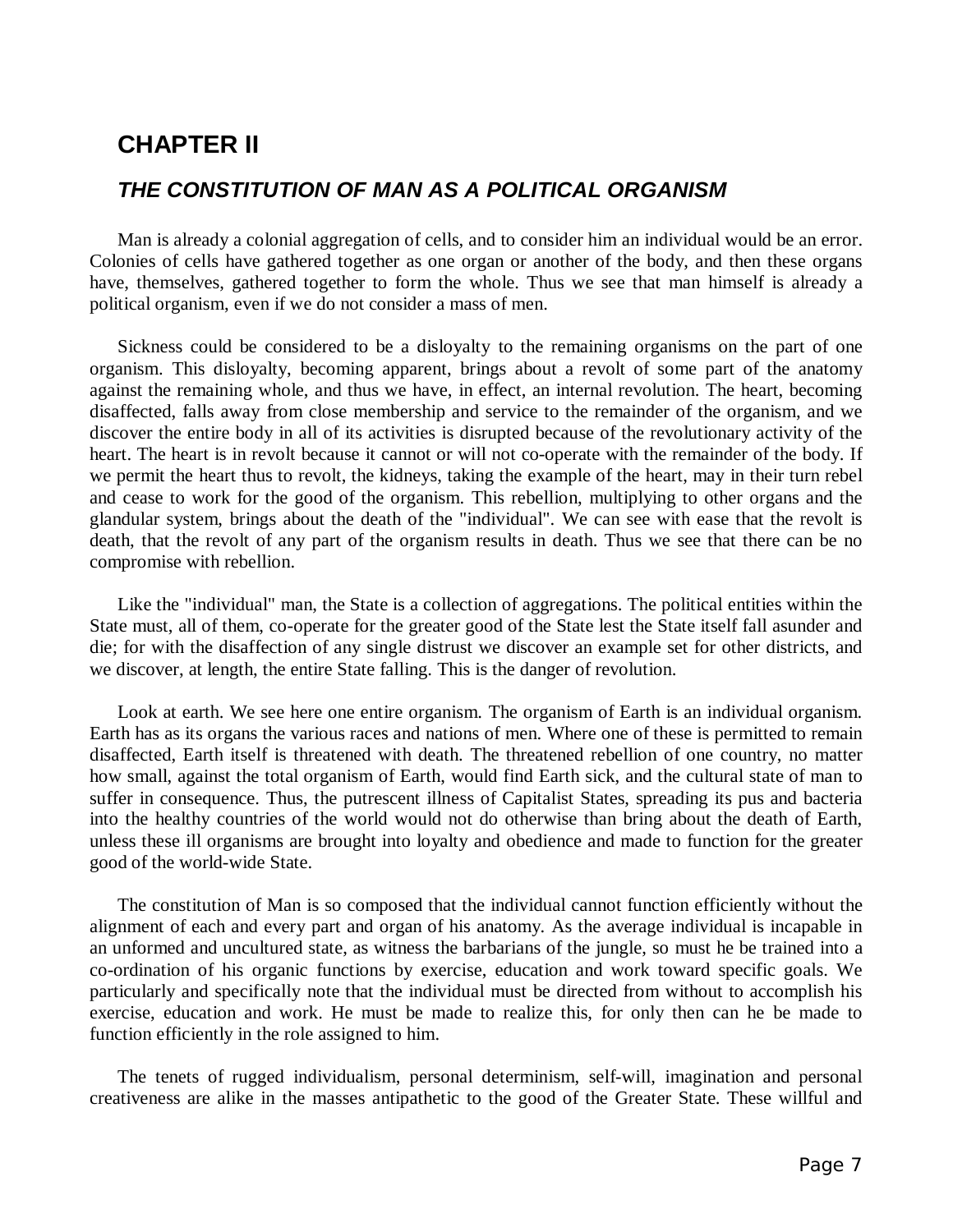# CHAPTER II

## *THE CONSTITUTION OF MAN AS A POLITICAL ORGANISM*

Man is already a colonial aggregation of cells, and to consider him an individual would be an error. Colonies of cells have gathered together as one organ or another of the body, and then these organs have, themselves, gathered together to form the whole. Thus we see that man himself is already a political organism, even if we do not consider a mass of men.

Sickness could be considered to be a disloyalty to the remaining organisms on the part of one organism. This disloyalty, becoming apparent, brings about a revolt of some part of the anatomy against the remaining whole, and thus we have, in effect, an internal revolution. The heart, becoming disaffected, falls away from close membership and service to the remainder of the organism, and we discover the entire body in all of its activities is disrupted because of the revolutionary activity of the heart. The heart is in revolt because it cannot or will not co-operate with the remainder of the body. If we permit the heart thus to revolt, the kidneys, taking the example of the heart, may in their turn rebel and cease to work for the good of the organism. This rebellion, multiplying to other organs and the glandular system, brings about the death of the "individual". We can see with ease that the revolt is death, that the revolt of any part of the organism results in death. Thus we see that there can be no compromise with rebellion.

Like the "individual" man, the State is a collection of aggregations. The political entities within the State must, all of them, co-operate for the greater good of the State lest the State itself fall asunder and die; for with the disaffection of any single distrust we discover an example set for other districts, and we discover, at length, the entire State falling. This is the danger of revolution.

Look at earth. We see here one entire organism. The organism of Earth is an individual organism. Earth has as its organs the various races and nations of men. Where one of these is permitted to remain disaffected, Earth itself is threatened with death. The threatened rebellion of one country, no matter how small, against the total organism of Earth, would find Earth sick, and the cultural state of man to suffer in consequence. Thus, the putrescent illness of Capitalist States, spreading its pus and bacteria into the healthy countries of the world would not do otherwise than bring about the death of Earth, unless these ill organisms are brought into loyalty and obedience and made to function for the greater good of the world-wide State.

The constitution of Man is so composed that the individual cannot function efficiently without the alignment of each and every part and organ of his anatomy. As the average individual is incapable in an unformed and uncultured state, as witness the barbarians of the jungle, so must he be trained into a co-ordination of his organic functions by exercise, education and work toward specific goals. We particularly and specifically note that the individual must be directed from without to accomplish his exercise, education and work. He must be made to realize this, for only then can he be made to function efficiently in the role assigned to him.

The tenets of rugged individualism, personal determinism, self-will, imagination and personal creativeness are alike in the masses antipathetic to the good of the Greater State. These willful and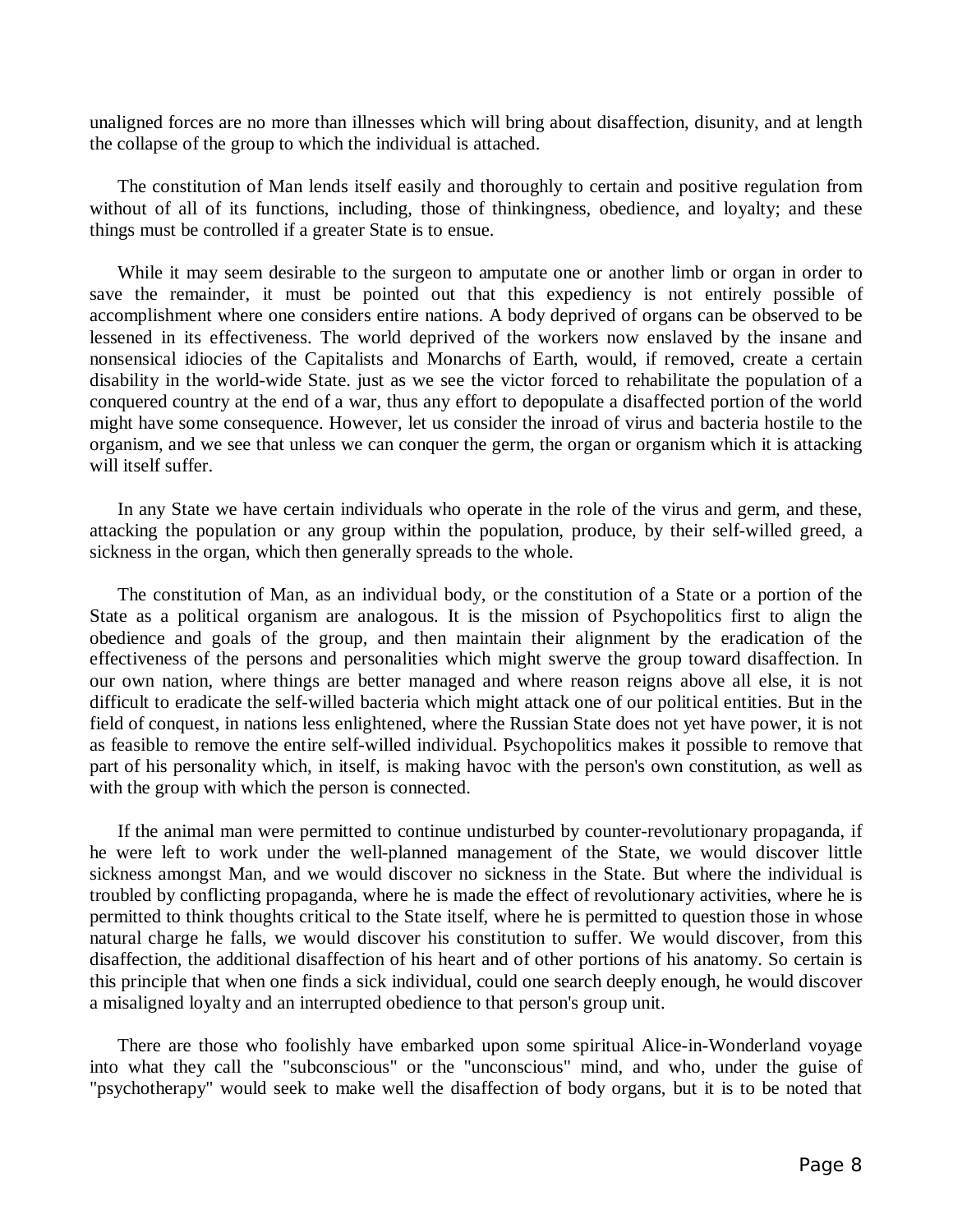unaligned forces are no more than illnesses which will bring about disaffection, disunity, and at length the collapse of the group to which the individual is attached.

The constitution of Man lends itself easily and thoroughly to certain and positive regulation from without of all of its functions, including, those of thinkingness, obedience, and loyalty; and these things must be controlled if a greater State is to ensue.

While it may seem desirable to the surgeon to amputate one or another limb or organ in order to save the remainder, it must be pointed out that this expediency is not entirely possible of accomplishment where one considers entire nations. A body deprived of organs can be observed to be lessened in its effectiveness. The world deprived of the workers now enslaved by the insane and nonsensical idiocies of the Capitalists and Monarchs of Earth, would, if removed, create a certain disability in the world-wide State. just as we see the victor forced to rehabilitate the population of a conquered country at the end of a war, thus any effort to depopulate a disaffected portion of the world might have some consequence. However, let us consider the inroad of virus and bacteria hostile to the organism, and we see that unless we can conquer the germ, the organ or organism which it is attacking will itself suffer.

In any State we have certain individuals who operate in the role of the virus and germ, and these, attacking the population or any group within the population, produce, by their self-willed greed, a sickness in the organ, which then generally spreads to the whole.

The constitution of Man, as an individual body, or the constitution of a State or a portion of the State as a political organism are analogous. It is the mission of Psychopolitics first to align the obedience and goals of the group, and then maintain their alignment by the eradication of the effectiveness of the persons and personalities which might swerve the group toward disaffection. In our own nation, where things are better managed and where reason reigns above all else, it is not difficult to eradicate the self-willed bacteria which might attack one of our political entities. But in the field of conquest, in nations less enlightened, where the Russian State does not yet have power, it is not as feasible to remove the entire self-willed individual. Psychopolitics makes it possible to remove that part of his personality which, in itself, is making havoc with the person's own constitution, as well as with the group with which the person is connected.

If the animal man were permitted to continue undisturbed by counter-revolutionary propaganda, if he were left to work under the well-planned management of the State, we would discover little sickness amongst Man, and we would discover no sickness in the State. But where the individual is troubled by conflicting propaganda, where he is made the effect of revolutionary activities, where he is permitted to think thoughts critical to the State itself, where he is permitted to question those in whose natural charge he falls, we would discover his constitution to suffer. We would discover, from this disaffection, the additional disaffection of his heart and of other portions of his anatomy. So certain is this principle that when one finds a sick individual, could one search deeply enough, he would discover a misaligned loyalty and an interrupted obedience to that person's group unit.

There are those who foolishly have embarked upon some spiritual Alice-in-Wonderland voyage into what they call the "subconscious" or the "unconscious" mind, and who, under the guise of "psychotherapy" would seek to make well the disaffection of body organs, but it is to be noted that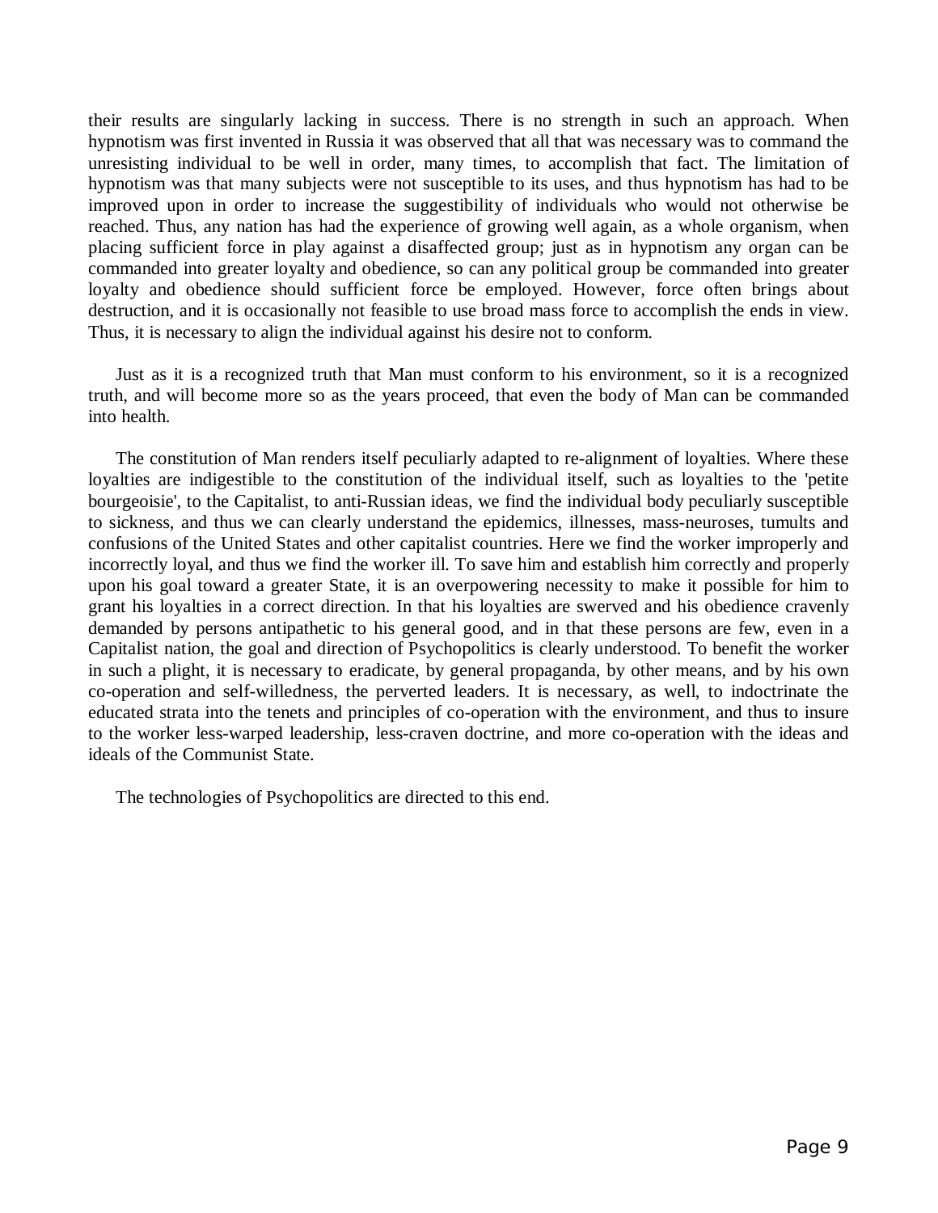their results are singularly lacking in success. There is no strength in such an approach. When hypnotism was first invented in Russia it was observed that all that was necessary was to command the unresisting individual to be well in order, many times, to accomplish that fact. The limitation of hypnotism was that many subjects were not susceptible to its uses, and thus hypnotism has had to be improved upon in order to increase the suggestibility of individuals who would not otherwise be reached. Thus, any nation has had the experience of growing well again, as a whole organism, when placing sufficient force in play against a disaffected group; just as in hypnotism any organ can be commanded into greater loyalty and obedience, so can any political group be commanded into greater loyalty and obedience should sufficient force be employed. However, force often brings about destruction, and it is occasionally not feasible to use broad mass force to accomplish the ends in view. Thus, it is necessary to align the individual against his desire not to conform.

Just as it is a recognized truth that Man must conform to his environment, so it is a recognized truth, and will become more so as the years proceed, that even the body of Man can be commanded into health.

The constitution of Man renders itself peculiarly adapted to re-alignment of loyalties. Where these loyalties are indigestible to the constitution of the individual itself, such as loyalties to the 'petite bourgeoisie', to the Capitalist, to anti-Russian ideas, we find the individual body peculiarly susceptible to sickness, and thus we can clearly understand the epidemics, illnesses, mass-neuroses, tumults and confusions of the United States and other capitalist countries. Here we find the worker improperly and incorrectly loyal, and thus we find the worker ill. To save him and establish him correctly and properly upon his goal toward a greater State, it is an overpowering necessity to make it possible for him to grant his loyalties in a correct direction. In that his loyalties are swerved and his obedience cravenly demanded by persons antipathetic to his general good, and in that these persons are few, even in a Capitalist nation, the goal and direction of Psychopolitics is clearly understood. To benefit the worker in such a plight, it is necessary to eradicate, by general propaganda, by other means, and by his own co-operation and self-willedness, the perverted leaders. It is necessary, as well, to indoctrinate the educated strata into the tenets and principles of co-operation with the environment, and thus to insure to the worker less-warped leadership, less-craven doctrine, and more co-operation with the ideas and ideals of the Communist State.

The technologies of Psychopolitics are directed to this end.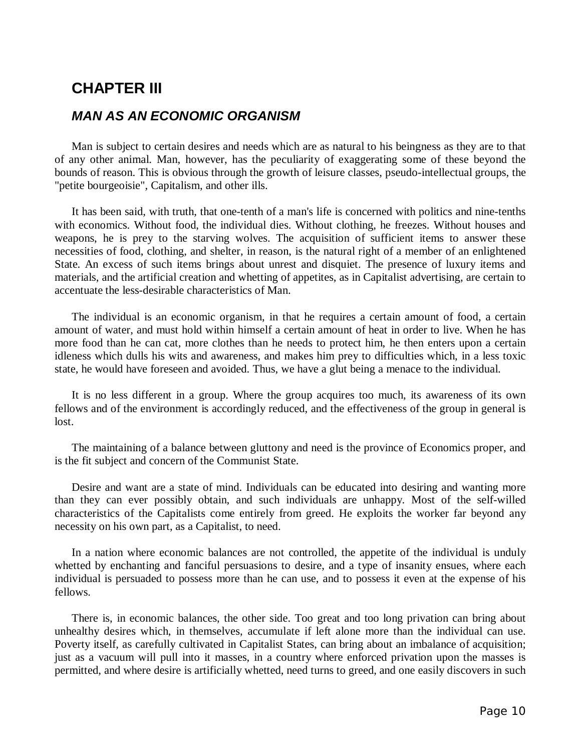# CHAPTER III

## *MAN AS AN ECONOMIC ORGANISM*

Man is subject to certain desires and needs which are as natural to his beingness as they are to that of any other animal. Man, however, has the peculiarity of exaggerating some of these beyond the bounds of reason. This is obvious through the growth of leisure classes, pseudo-intellectual groups, the "petite bourgeoisie", Capitalism, and other ills.

It has been said, with truth, that one-tenth of a man's life is concerned with politics and nine-tenths with economics. Without food, the individual dies. Without clothing, he freezes. Without houses and weapons, he is prey to the starving wolves. The acquisition of sufficient items to answer these necessities of food, clothing, and shelter, in reason, is the natural right of a member of an enlightened State. An excess of such items brings about unrest and disquiet. The presence of luxury items and materials, and the artificial creation and whetting of appetites, as in Capitalist advertising, are certain to accentuate the less-desirable characteristics of Man.

The individual is an economic organism, in that he requires a certain amount of food, a certain amount of water, and must hold within himself a certain amount of heat in order to live. When he has more food than he can cat, more clothes than he needs to protect him, he then enters upon a certain idleness which dulls his wits and awareness, and makes him prey to difficulties which, in a less toxic state, he would have foreseen and avoided. Thus, we have a glut being a menace to the individual.

It is no less different in a group. Where the group acquires too much, its awareness of its own fellows and of the environment is accordingly reduced, and the effectiveness of the group in general is lost.

The maintaining of a balance between gluttony and need is the province of Economics proper, and is the fit subject and concern of the Communist State.

Desire and want are a state of mind. Individuals can be educated into desiring and wanting more than they can ever possibly obtain, and such individuals are unhappy. Most of the self-willed characteristics of the Capitalists come entirely from greed. He exploits the worker far beyond any necessity on his own part, as a Capitalist, to need.

In a nation where economic balances are not controlled, the appetite of the individual is unduly whetted by enchanting and fanciful persuasions to desire, and a type of insanity ensues, where each individual is persuaded to possess more than he can use, and to possess it even at the expense of his fellows.

There is, in economic balances, the other side. Too great and too long privation can bring about unhealthy desires which, in themselves, accumulate if left alone more than the individual can use. Poverty itself, as carefully cultivated in Capitalist States, can bring about an imbalance of acquisition; just as a vacuum will pull into it masses, in a country where enforced privation upon the masses is permitted, and where desire is artificially whetted, need turns to greed, and one easily discovers in such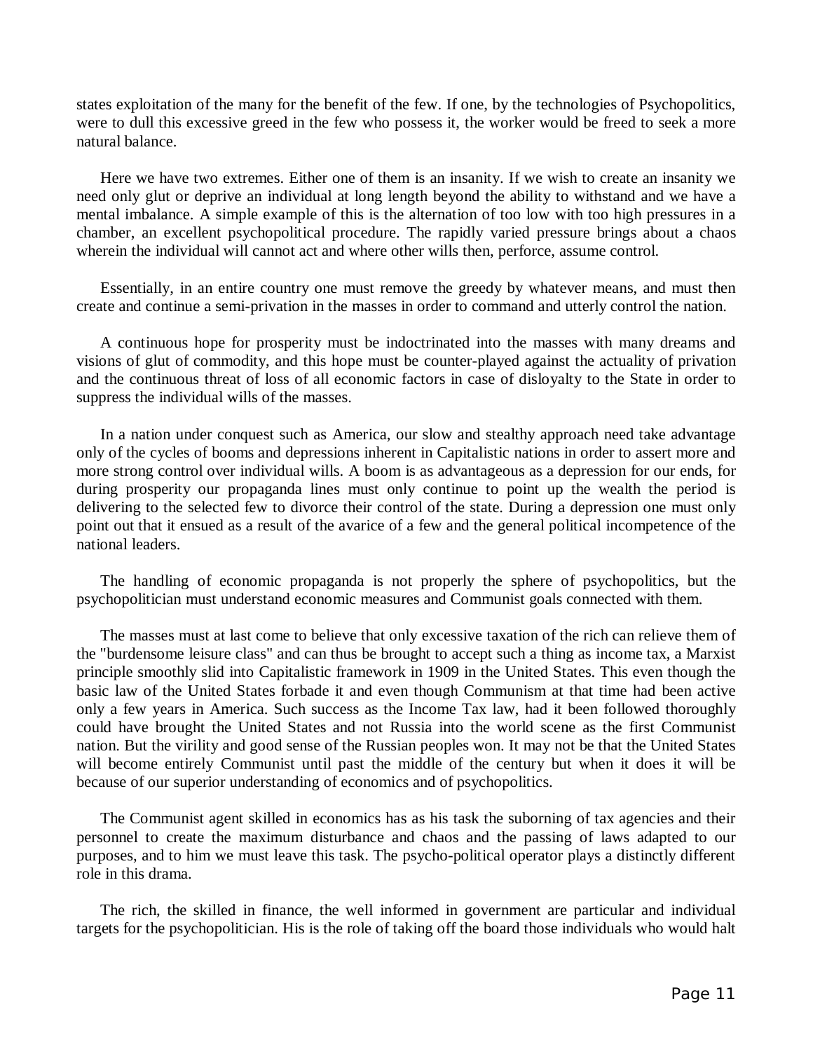states exploitation of the many for the benefit of the few. If one, by the technologies of Psychopolitics, were to dull this excessive greed in the few who possess it, the worker would be freed to seek a more natural balance.

Here we have two extremes. Either one of them is an insanity. If we wish to create an insanity we need only glut or deprive an individual at long length beyond the ability to withstand and we have a mental imbalance. A simple example of this is the alternation of too low with too high pressures in a chamber, an excellent psychopolitical procedure. The rapidly varied pressure brings about a chaos wherein the individual will cannot act and where other wills then, perforce, assume control.

Essentially, in an entire country one must remove the greedy by whatever means, and must then create and continue a semi-privation in the masses in order to command and utterly control the nation.

A continuous hope for prosperity must be indoctrinated into the masses with many dreams and visions of glut of commodity, and this hope must be counter-played against the actuality of privation and the continuous threat of loss of all economic factors in case of disloyalty to the State in order to suppress the individual wills of the masses.

In a nation under conquest such as America, our slow and stealthy approach need take advantage only of the cycles of booms and depressions inherent in Capitalistic nations in order to assert more and more strong control over individual wills. A boom is as advantageous as a depression for our ends, for during prosperity our propaganda lines must only continue to point up the wealth the period is delivering to the selected few to divorce their control of the state. During a depression one must only point out that it ensued as a result of the avarice of a few and the general political incompetence of the national leaders.

The handling of economic propaganda is not properly the sphere of psychopolitics, but the psychopolitician must understand economic measures and Communist goals connected with them.

The masses must at last come to believe that only excessive taxation of the rich can relieve them of the "burdensome leisure class" and can thus be brought to accept such a thing as income tax, a Marxist principle smoothly slid into Capitalistic framework in 1909 in the United States. This even though the basic law of the United States forbade it and even though Communism at that time had been active only a few years in America. Such success as the Income Tax law, had it been followed thoroughly could have brought the United States and not Russia into the world scene as the first Communist nation. But the virility and good sense of the Russian peoples won. It may not be that the United States will become entirely Communist until past the middle of the century but when it does it will be because of our superior understanding of economics and of psychopolitics.

The Communist agent skilled in economics has as his task the suborning of tax agencies and their personnel to create the maximum disturbance and chaos and the passing of laws adapted to our purposes, and to him we must leave this task. The psycho-political operator plays a distinctly different role in this drama.

The rich, the skilled in finance, the well informed in government are particular and individual targets for the psychopolitician. His is the role of taking off the board those individuals who would halt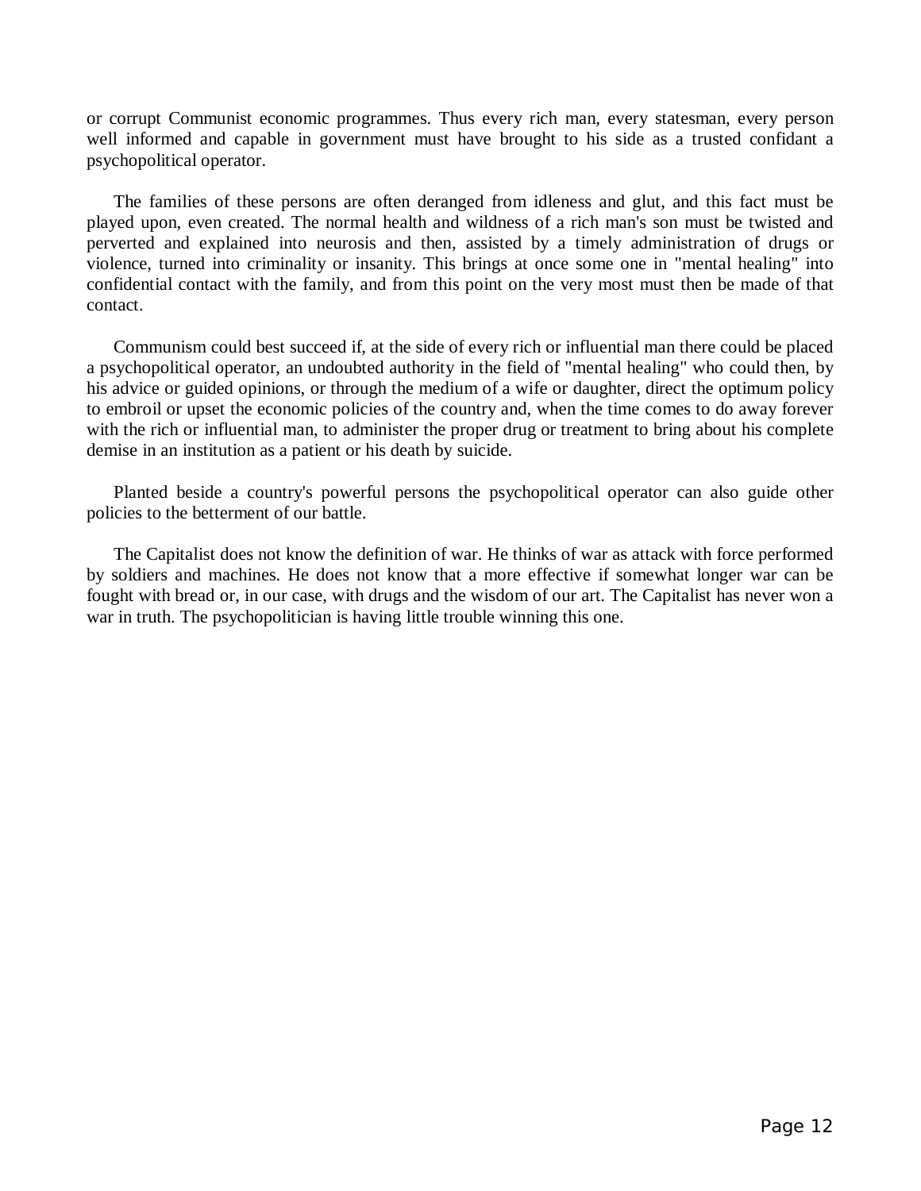or corrupt Communist economic programmes. Thus every rich man, every statesman, every person well informed and capable in government must have brought to his side as a trusted confidant a psychopolitical operator.

The families of these persons are often deranged from idleness and glut, and this fact must be played upon, even created. The normal health and wildness of a rich man's son must be twisted and perverted and explained into neurosis and then, assisted by a timely administration of drugs or violence, turned into criminality or insanity. This brings at once some one in "mental healing" into confidential contact with the family, and from this point on the very most must then be made of that contact.

Communism could best succeed if, at the side of every rich or influential man there could be placed a psychopolitical operator, an undoubted authority in the field of "mental healing" who could then, by his advice or guided opinions, or through the medium of a wife or daughter, direct the optimum policy to embroil or upset the economic policies of the country and, when the time comes to do away forever with the rich or influential man, to administer the proper drug or treatment to bring about his complete demise in an institution as a patient or his death by suicide.

Planted beside a country's powerful persons the psychopolitical operator can also guide other policies to the betterment of our battle.

The Capitalist does not know the definition of war. He thinks of war as attack with force performed by soldiers and machines. He does not know that a more effective if somewhat longer war can be fought with bread or, in our case, with drugs and the wisdom of our art. The Capitalist has never won a war in truth. The psychopolitician is having little trouble winning this one.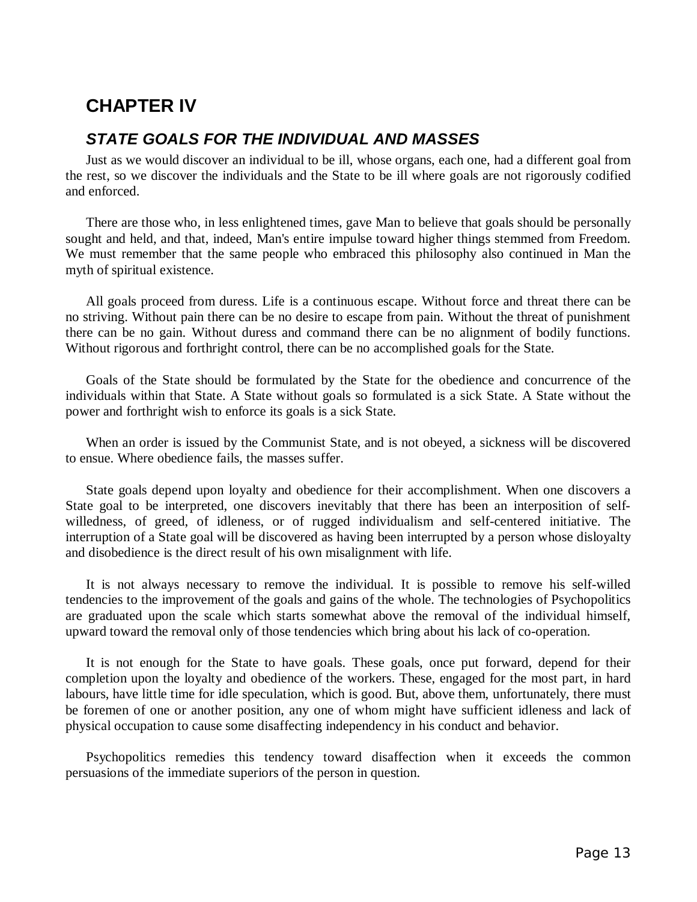# CHAPTER IV

## *STATE GOALS FOR THE INDIVIDUAL AND MASSES*

Just as we would discover an individual to be ill, whose organs, each one, had a different goal from the rest, so we discover the individuals and the State to be ill where goals are not rigorously codified and enforced.

There are those who, in less enlightened times, gave Man to believe that goals should be personally sought and held, and that, indeed, Man's entire impulse toward higher things stemmed from Freedom. We must remember that the same people who embraced this philosophy also continued in Man the myth of spiritual existence.

All goals proceed from duress. Life is a continuous escape. Without force and threat there can be no striving. Without pain there can be no desire to escape from pain. Without the threat of punishment there can be no gain. Without duress and command there can be no alignment of bodily functions. Without rigorous and forthright control, there can be no accomplished goals for the State.

Goals of the State should be formulated by the State for the obedience and concurrence of the individuals within that State. A State without goals so formulated is a sick State. A State without the power and forthright wish to enforce its goals is a sick State.

When an order is issued by the Communist State, and is not obeyed, a sickness will be discovered to ensue. Where obedience fails, the masses suffer.

State goals depend upon loyalty and obedience for their accomplishment. When one discovers a State goal to be interpreted, one discovers inevitably that there has been an interposition of self-willedness, of greed, of idleness, or of rugged individualism and self-centered initiative. The interruption of a State goal will be discovered as having been interrupted by a person whose disloyalty and disobedience is the direct result of his own misalignment with life.

It is not always necessary to remove the individual. It is possible to remove his self-willed tendencies to the improvement of the goals and gains of the whole. The technologies of Psychopolitics are graduated upon the scale which starts somewhat above the removal of the individual himself, upward toward the removal only of those tendencies which bring about his lack of co-operation.

It is not enough for the State to have goals. These goals, once put forward, depend for their completion upon the loyalty and obedience of the workers. These, engaged for the most part, in hard labours, have little time for idle speculation, which is good. But, above them, unfortunately, there must be foremen of one or another position, any one of whom might have sufficient idleness and lack of physical occupation to cause some disaffecting independency in his conduct and behavior.

Psychopolitics remedies this tendency toward disaffection when it exceeds the common persuasions of the immediate superiors of the person in question.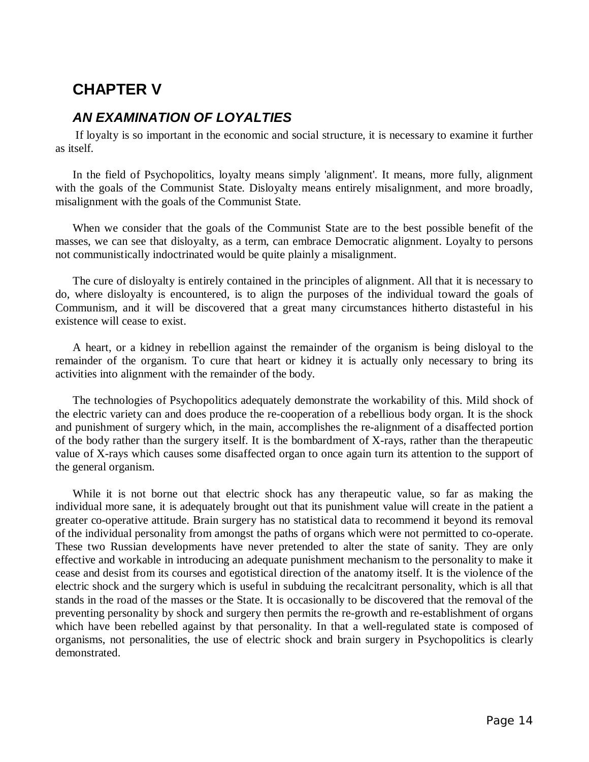# CHAPTER V

## *AN EXAMINATION OF LOYALTIES*

If loyalty is so important in the economic and social structure, it is necessary to examine it further as itself.

In the field of Psychopolitics, loyalty means simply 'alignment'. It means, more fully, alignment with the goals of the Communist State. Disloyalty means entirely misalignment, and more broadly, misalignment with the goals of the Communist State.

When we consider that the goals of the Communist State are to the best possible benefit of the masses, we can see that disloyalty, as a term, can embrace Democratic alignment. Loyalty to persons not communistically indoctrinated would be quite plainly a misalignment.

The cure of disloyalty is entirely contained in the principles of alignment. All that it is necessary to do, where disloyalty is encountered, is to align the purposes of the individual toward the goals of Communism, and it will be discovered that a great many circumstances hitherto distasteful in his existence will cease to exist.

A heart, or a kidney in rebellion against the remainder of the organism is being disloyal to the remainder of the organism. To cure that heart or kidney it is actually only necessary to bring its activities into alignment with the remainder of the body.

The technologies of Psychopolitics adequately demonstrate the workability of this. Mild shock of the electric variety can and does produce the re-cooperation of a rebellious body organ. It is the shock and punishment of surgery which, in the main, accomplishes the re-alignment of a disaffected portion of the body rather than the surgery itself. It is the bombardment of X-rays, rather than the therapeutic value of X-rays which causes some disaffected organ to once again turn its attention to the support of the general organism.

While it is not borne out that electric shock has any therapeutic value, so far as making the individual more sane, it is adequately brought out that its punishment value will create in the patient a greater co-operative attitude. Brain surgery has no statistical data to recommend it beyond its removal of the individual personality from amongst the paths of organs which were not permitted to co-operate. These two Russian developments have never pretended to alter the state of sanity. They are only effective and workable in introducing an adequate punishment mechanism to the personality to make it cease and desist from its courses and egotistical direction of the anatomy itself. It is the violence of the electric shock and the surgery which is useful in subduing the recalcitrant personality, which is all that stands in the road of the masses or the State. It is occasionally to be discovered that the removal of the preventing personality by shock and surgery then permits the re-growth and re-establishment of organs which have been rebelled against by that personality. In that a well-regulated state is composed of organisms, not personalities, the use of electric shock and brain surgery in Psychopolitics is clearly demonstrated.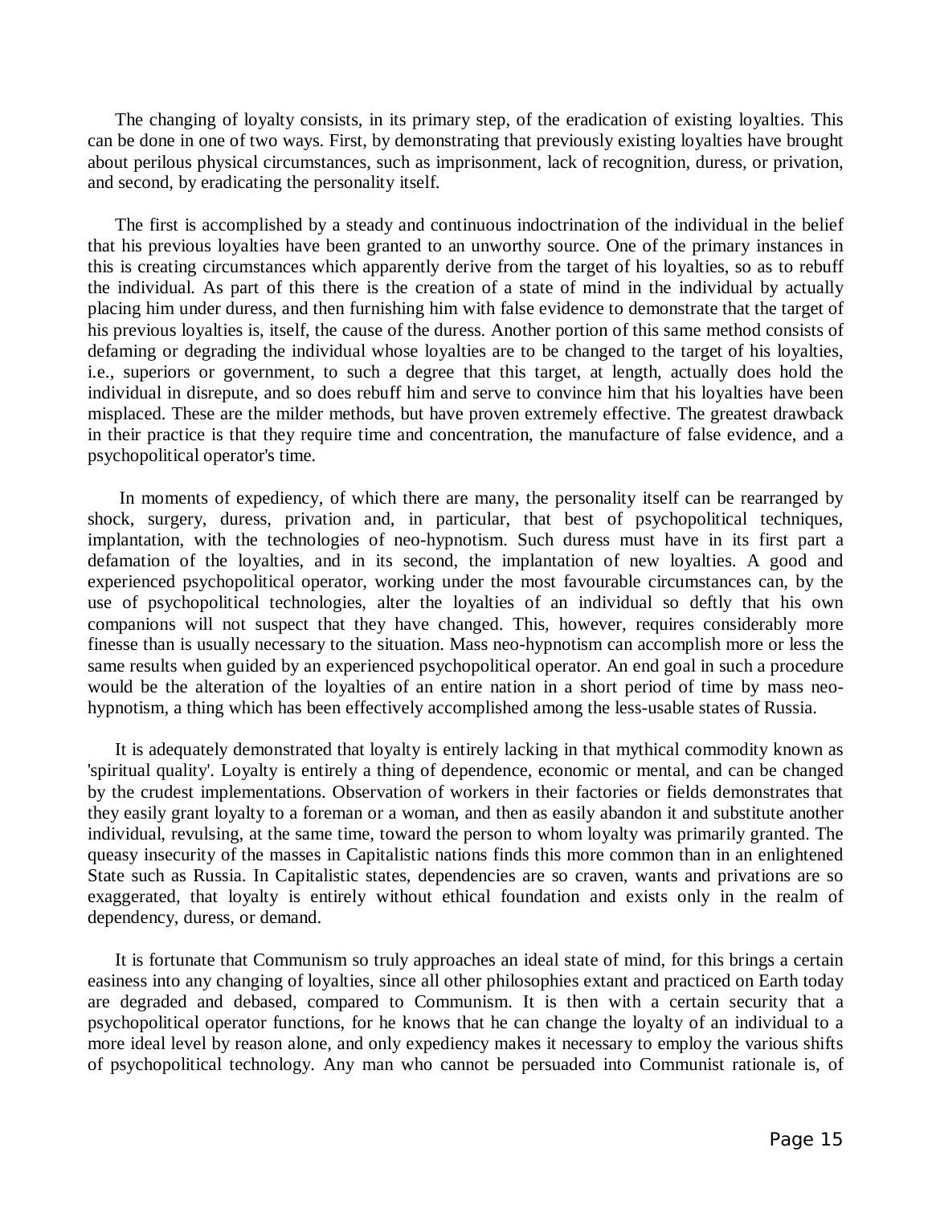The changing of loyalty consists, in its primary step, of the eradication of existing loyalties. This can be done in one of two ways. First, by demonstrating that previously existing loyalties have brought about perilous physical circumstances, such as imprisonment, lack of recognition, duress, or privation, and second, by eradicating the personality itself.

The first is accomplished by a steady and continuous indoctrination of the individual in the belief that his previous loyalties have been granted to an unworthy source. One of the primary instances in this is creating circumstances which apparently derive from the target of his loyalties, so as to rebuff the individual. As part of this there is the creation of a state of mind in the individual by actually placing him under duress, and then furnishing him with false evidence to demonstrate that the target of his previous loyalties is, itself, the cause of the duress. Another portion of this same method consists of defaming or degrading the individual whose loyalties are to be changed to the target of his loyalties, i.e., superiors or government, to such a degree that this target, at length, actually does hold the individual in disrepute, and so does rebuff him and serve to convince him that his loyalties have been misplaced. These are the milder methods, but have proven extremely effective. The greatest drawback in their practice is that they require time and concentration, the manufacture of false evidence, and a psychopolitical operator's time.

In moments of expediency, of which there are many, the personality itself can be rearranged by shock, surgery, duress, privation and, in particular, that best of psychopolitical techniques, implantation, with the technologies of neo-hypnotism. Such duress must have in its first part a defamation of the loyalties, and in its second, the implantation of new loyalties. A good and experienced psychopolitical operator, working under the most favourable circumstances can, by the use of psychopolitical technologies, alter the loyalties of an individual so deftly that his own companions will not suspect that they have changed. This, however, requires considerably more finesse than is usually necessary to the situation. Mass neo-hypnotism can accomplish more or less the same results when guided by an experienced psychopolitical operator. An end goal in such a procedure would be the alteration of the loyalties of an entire nation in a short period of time by mass neo-hypnotism, a thing which has been effectively accomplished among the less-usable states of Russia.

It is adequately demonstrated that loyalty is entirely lacking in that mythical commodity known as 'spiritual quality'. Loyalty is entirely a thing of dependence, economic or mental, and can be changed by the crudest implementations. Observation of workers in their factories or fields demonstrates that they easily grant loyalty to a foreman or a woman, and then as easily abandon it and substitute another individual, revulsing, at the same time, toward the person to whom loyalty was primarily granted. The queasy insecurity of the masses in Capitalistic nations finds this more common than in an enlightened State such as Russia. In Capitalistic states, dependencies are so craven, wants and privations are so exaggerated, that loyalty is entirely without ethical foundation and exists only in the realm of dependency, duress, or demand.

It is fortunate that Communism so truly approaches an ideal state of mind, for this brings a certain easiness into any changing of loyalties, since all other philosophies extant and practiced on Earth today are degraded and debased, compared to Communism. It is then with a certain security that a psychopolitical operator functions, for he knows that he can change the loyalty of an individual to a more ideal level by reason alone, and only expediency makes it necessary to employ the various shifts of psychopolitical technology. Any man who cannot be persuaded into Communist rationale is, of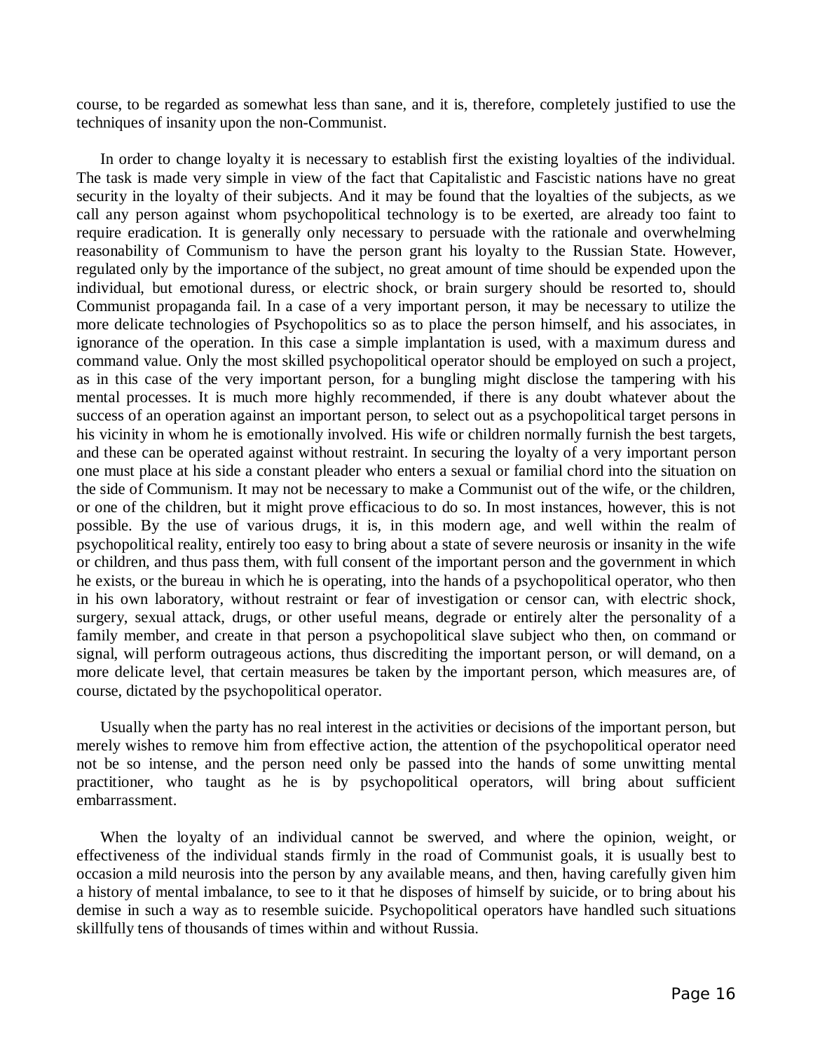course, to be regarded as somewhat less than sane, and it is, therefore, completely justified to use the techniques of insanity upon the non-Communist.

In order to change loyalty it is necessary to establish first the existing loyalties of the individual. The task is made very simple in view of the fact that Capitalistic and Fascistic nations have no great security in the loyalty of their subjects. And it may be found that the loyalties of the subjects, as we call any person against whom psychopolitical technology is to be exerted, are already too faint to require eradication. It is generally only necessary to persuade with the rationale and overwhelming reasonability of Communism to have the person grant his loyalty to the Russian State. However, regulated only by the importance of the subject, no great amount of time should be expended upon the individual, but emotional duress, or electric shock, or brain surgery should be resorted to, should Communist propaganda fail. In a case of a very important person, it may be necessary to utilize the more delicate technologies of Psychopolitics so as to place the person himself, and his associates, in ignorance of the operation. In this case a simple implantation is used, with a maximum duress and command value. Only the most skilled psychopolitical operator should be employed on such a project, as in this case of the very important person, for a bungling might disclose the tampering with his mental processes. It is much more highly recommended, if there is any doubt whatever about the success of an operation against an important person, to select out as a psychopolitical target persons in his vicinity in whom he is emotionally involved. His wife or children normally furnish the best targets, and these can be operated against without restraint. In securing the loyalty of a very important person one must place at his side a constant pleader who enters a sexual or familial chord into the situation on the side of Communism. It may not be necessary to make a Communist out of the wife, or the children, or one of the children, but it might prove efficacious to do so. In most instances, however, this is not possible. By the use of various drugs, it is, in this modern age, and well within the realm of psychopolitical reality, entirely too easy to bring about a state of severe neurosis or insanity in the wife or children, and thus pass them, with full consent of the important person and the government in which he exists, or the bureau in which he is operating, into the hands of a psychopolitical operator, who then in his own laboratory, without restraint or fear of investigation or censor can, with electric shock, surgery, sexual attack, drugs, or other useful means, degrade or entirely alter the personality of a family member, and create in that person a psychopolitical slave subject who then, on command or signal, will perform outrageous actions, thus discrediting the important person, or will demand, on a more delicate level, that certain measures be taken by the important person, which measures are, of course, dictated by the psychopolitical operator.

Usually when the party has no real interest in the activities or decisions of the important person, but merely wishes to remove him from effective action, the attention of the psychopolitical operator need not be so intense, and the person need only be passed into the hands of some unwitting mental practitioner, who taught as he is by psychopolitical operators, will bring about sufficient embarrassment.

When the loyalty of an individual cannot be swerved, and where the opinion, weight, or effectiveness of the individual stands firmly in the road of Communist goals, it is usually best to occasion a mild neurosis into the person by any available means, and then, having carefully given him a history of mental imbalance, to see to it that he disposes of himself by suicide, or to bring about his demise in such a way as to resemble suicide. Psychopolitical operators have handled such situations skillfully tens of thousands of times within and without Russia.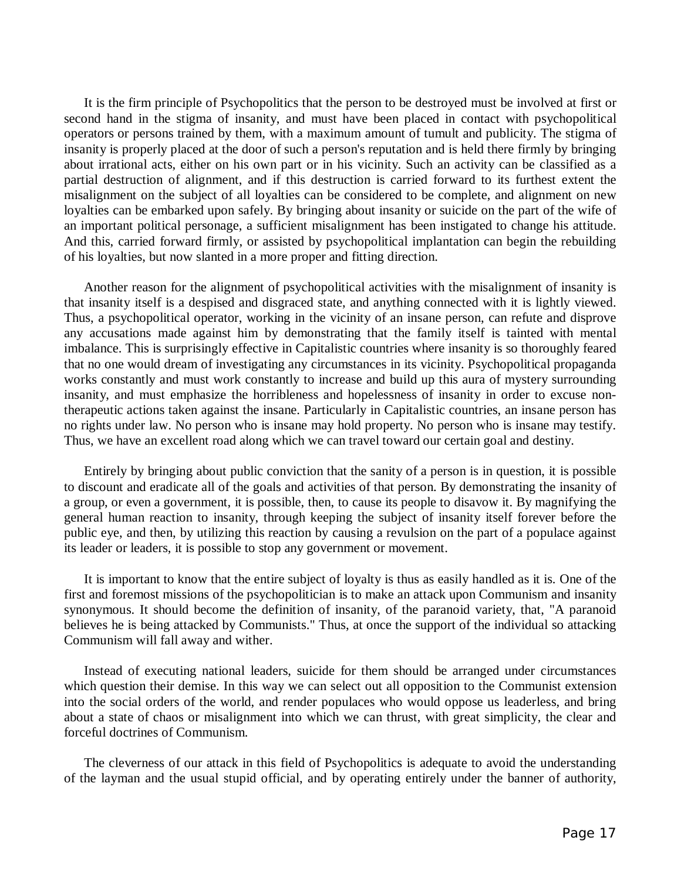It is the firm principle of Psychopolitics that the person to be destroyed must be involved at first or second hand in the stigma of insanity, and must have been placed in contact with psychopolitical operators or persons trained by them, with a maximum amount of tumult and publicity. The stigma of insanity is properly placed at the door of such a person's reputation and is held there firmly by bringing about irrational acts, either on his own part or in his vicinity. Such an activity can be classified as a partial destruction of alignment, and if this destruction is carried forward to its furthest extent the misalignment on the subject of all loyalties can be considered to be complete, and alignment on new loyalties can be embarked upon safely. By bringing about insanity or suicide on the part of the wife of an important political personage, a sufficient misalignment has been instigated to change his attitude. And this, carried forward firmly, or assisted by psychopolitical implantation can begin the rebuilding of his loyalties, but now slanted in a more proper and fitting direction.

Another reason for the alignment of psychopolitical activities with the misalignment of insanity is that insanity itself is a despised and disgraced state, and anything connected with it is lightly viewed. Thus, a psychopolitical operator, working in the vicinity of an insane person, can refute and disprove any accusations made against him by demonstrating that the family itself is tainted with mental imbalance. This is surprisingly effective in Capitalistic countries where insanity is so thoroughly feared that no one would dream of investigating any circumstances in its vicinity. Psychopolitical propaganda works constantly and must work constantly to increase and build up this aura of mystery surrounding insanity, and must emphasize the horribleness and hopelessness of insanity in order to excuse non-therapeutic actions taken against the insane. Particularly in Capitalistic countries, an insane person has no rights under law. No person who is insane may hold property. No person who is insane may testify. Thus, we have an excellent road along which we can travel toward our certain goal and destiny.

Entirely by bringing about public conviction that the sanity of a person is in question, it is possible to discount and eradicate all of the goals and activities of that person. By demonstrating the insanity of a group, or even a government, it is possible, then, to cause its people to disavow it. By magnifying the general human reaction to insanity, through keeping the subject of insanity itself forever before the public eye, and then, by utilizing this reaction by causing a revulsion on the part of a populace against its leader or leaders, it is possible to stop any government or movement.

It is important to know that the entire subject of loyalty is thus as easily handled as it is. One of the first and foremost missions of the psychopolitician is to make an attack upon Communism and insanity synonymous. It should become the definition of insanity, of the paranoid variety, that, "A paranoid believes he is being attacked by Communists." Thus, at once the support of the individual so attacking Communism will fall away and wither.

Instead of executing national leaders, suicide for them should be arranged under circumstances which question their demise. In this way we can select out all opposition to the Communist extension into the social orders of the world, and render populaces who would oppose us leaderless, and bring about a state of chaos or misalignment into which we can thrust, with great simplicity, the clear and forceful doctrines of Communism.

The cleverness of our attack in this field of Psychopolitics is adequate to avoid the understanding of the layman and the usual stupid official, and by operating entirely under the banner of authority,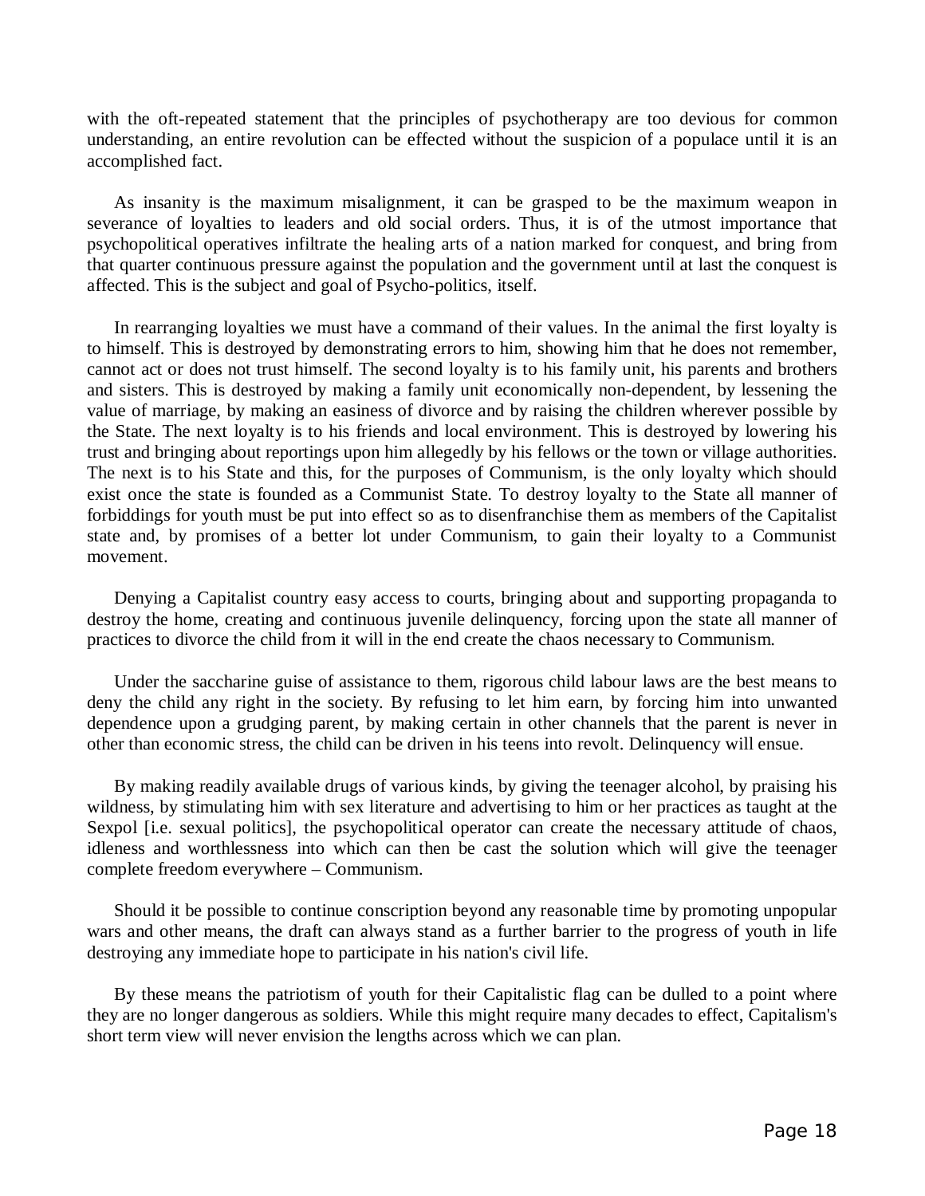with the oft-repeated statement that the principles of psychotherapy are too devious for common understanding, an entire revolution can be effected without the suspicion of a populace until it is an accomplished fact.

As insanity is the maximum misalignment, it can be grasped to be the maximum weapon in severance of loyalties to leaders and old social orders. Thus, it is of the utmost importance that psychopolitical operatives infiltrate the healing arts of a nation marked for conquest, and bring from that quarter continuous pressure against the population and the government until at last the conquest is affected. This is the subject and goal of Psycho-politics, itself.

In rearranging loyalties we must have a command of their values. In the animal the first loyalty is to himself. This is destroyed by demonstrating errors to him, showing him that he does not remember, cannot act or does not trust himself. The second loyalty is to his family unit, his parents and brothers and sisters. This is destroyed by making a family unit economically non-dependent, by lessening the value of marriage, by making an easiness of divorce and by raising the children wherever possible by the State. The next loyalty is to his friends and local environment. This is destroyed by lowering his trust and bringing about reportings upon him allegedly by his fellows or the town or village authorities. The next is to his State and this, for the purposes of Communism, is the only loyalty which should exist once the state is founded as a Communist State. To destroy loyalty to the State all manner of forbiddings for youth must be put into effect so as to disenfranchise them as members of the Capitalist state and, by promises of a better lot under Communism, to gain their loyalty to a Communist movement.

Denying a Capitalist country easy access to courts, bringing about and supporting propaganda to destroy the home, creating and continuous juvenile delinquency, forcing upon the state all manner of practices to divorce the child from it will in the end create the chaos necessary to Communism.

Under the saccharine guise of assistance to them, rigorous child labour laws are the best means to deny the child any right in the society. By refusing to let him earn, by forcing him into unwanted dependence upon a grudging parent, by making certain in other channels that the parent is never in other than economic stress, the child can be driven in his teens into revolt. Delinquency will ensue.

By making readily available drugs of various kinds, by giving the teenager alcohol, by praising his wildness, by stimulating him with sex literature and advertising to him or her practices as taught at the Sexpol [i.e. sexual politics], the psychopolitical operator can create the necessary attitude of chaos, idleness and worthlessness into which can then be cast the solution which will give the teenager complete freedom everywhere – Communism.

Should it be possible to continue conscription beyond any reasonable time by promoting unpopular wars and other means, the draft can always stand as a further barrier to the progress of youth in life destroying any immediate hope to participate in his nation's civil life.

By these means the patriotism of youth for their Capitalistic flag can be dulled to a point where they are no longer dangerous as soldiers. While this might require many decades to effect, Capitalism's short term view will never envision the lengths across which we can plan.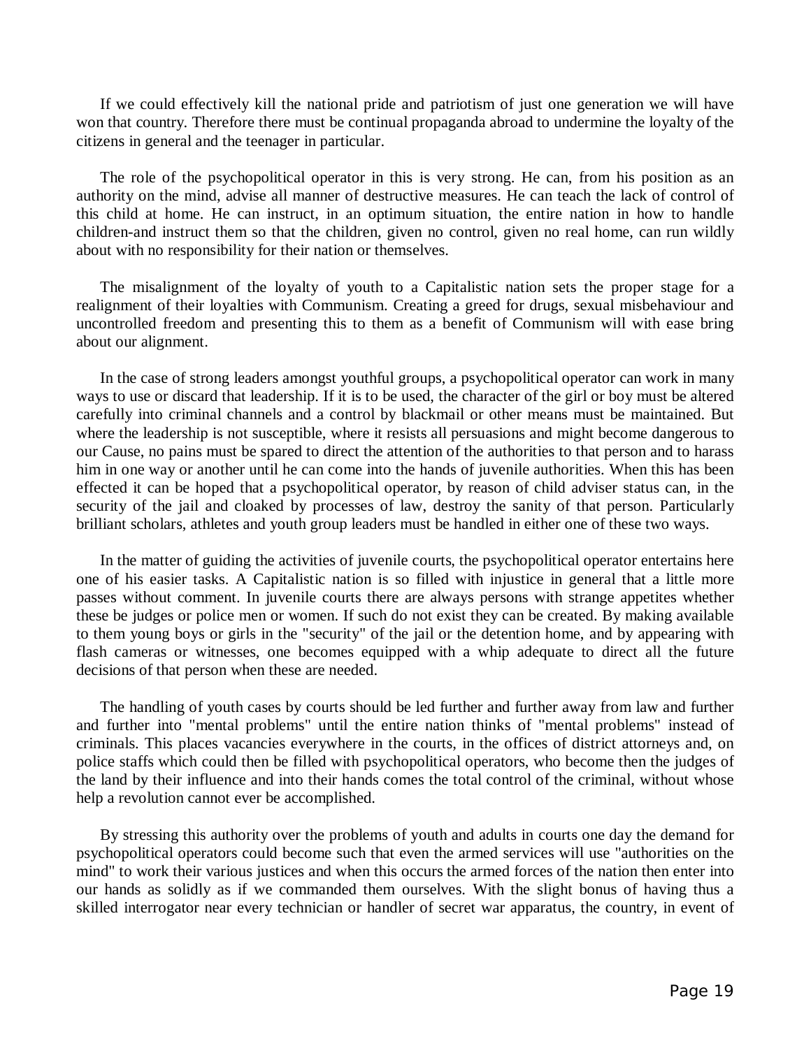If we could effectively kill the national pride and patriotism of just one generation we will have won that country. Therefore there must be continual propaganda abroad to undermine the loyalty of the citizens in general and the teenager in particular.

The role of the psychopolitical operator in this is very strong. He can, from his position as an authority on the mind, advise all manner of destructive measures. He can teach the lack of control of this child at home. He can instruct, in an optimum situation, the entire nation in how to handle children-and instruct them so that the children, given no control, given no real home, can run wildly about with no responsibility for their nation or themselves.

The misalignment of the loyalty of youth to a Capitalistic nation sets the proper stage for a realignment of their loyalties with Communism. Creating a greed for drugs, sexual misbehaviour and uncontrolled freedom and presenting this to them as a benefit of Communism will with ease bring about our alignment.

In the case of strong leaders amongst youthful groups, a psychopolitical operator can work in many ways to use or discard that leadership. If it is to be used, the character of the girl or boy must be altered carefully into criminal channels and a control by blackmail or other means must be maintained. But where the leadership is not susceptible, where it resists all persuasions and might become dangerous to our Cause, no pains must be spared to direct the attention of the authorities to that person and to harass him in one way or another until he can come into the hands of juvenile authorities. When this has been effected it can be hoped that a psychopolitical operator, by reason of child adviser status can, in the security of the jail and cloaked by processes of law, destroy the sanity of that person. Particularly brilliant scholars, athletes and youth group leaders must be handled in either one of these two ways.

In the matter of guiding the activities of juvenile courts, the psychopolitical operator entertains here one of his easier tasks. A Capitalistic nation is so filled with injustice in general that a little more passes without comment. In juvenile courts there are always persons with strange appetites whether these be judges or police men or women. If such do not exist they can be created. By making available to them young boys or girls in the "security" of the jail or the detention home, and by appearing with flash cameras or witnesses, one becomes equipped with a whip adequate to direct all the future decisions of that person when these are needed.

The handling of youth cases by courts should be led further and further away from law and further and further into "mental problems" until the entire nation thinks of "mental problems" instead of criminals. This places vacancies everywhere in the courts, in the offices of district attorneys and, on police staffs which could then be filled with psychopolitical operators, who become then the judges of the land by their influence and into their hands comes the total control of the criminal, without whose help a revolution cannot ever be accomplished.

By stressing this authority over the problems of youth and adults in courts one day the demand for psychopolitical operators could become such that even the armed services will use "authorities on the mind" to work their various justices and when this occurs the armed forces of the nation then enter into our hands as solidly as if we commanded them ourselves. With the slight bonus of having thus a skilled interrogator near every technician or handler of secret war apparatus, the country, in event of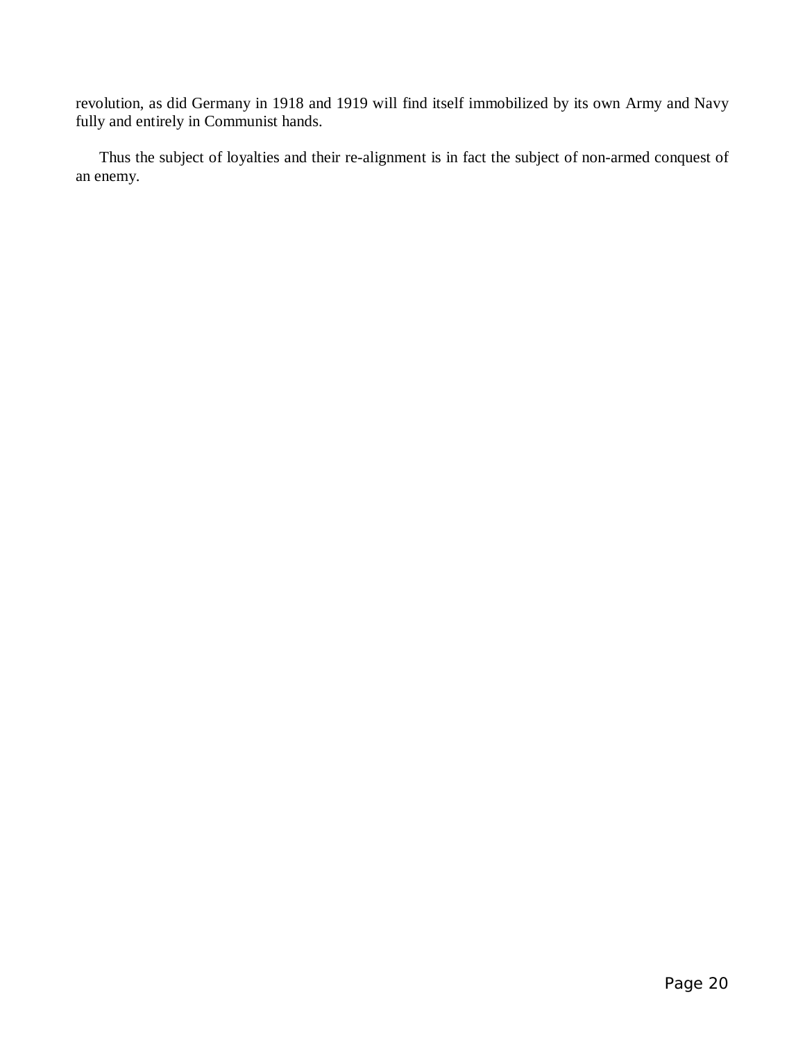revolution, as did Germany in 1918 and 1919 will find itself immobilized by its own Army and Navy fully and entirely in Communist hands.

Thus the subject of loyalties and their re-alignment is in fact the subject of non-armed conquest of an enemy.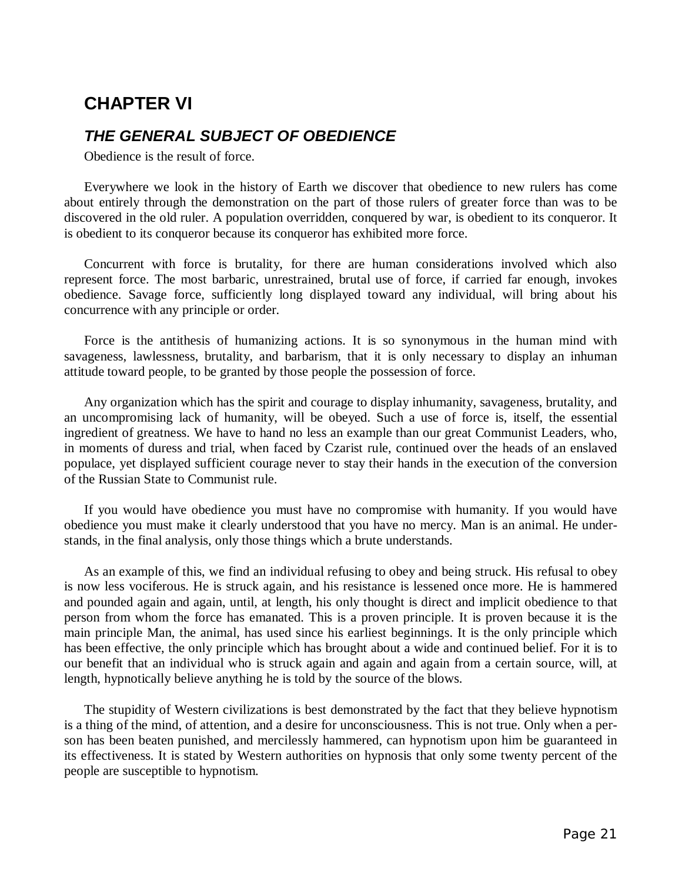# CHAPTER VI

## *THE GENERAL SUBJECT OF OBEDIENCE*

Obedience is the result of force.

Everywhere we look in the history of Earth we discover that obedience to new rulers has come about entirely through the demonstration on the part of those rulers of greater force than was to be discovered in the old ruler. A population overridden, conquered by war, is obedient to its conqueror. It is obedient to its conqueror because its conqueror has exhibited more force.

Concurrent with force is brutality, for there are human considerations involved which also represent force. The most barbaric, unrestrained, brutal use of force, if carried far enough, invokes obedience. Savage force, sufficiently long displayed toward any individual, will bring about his concurrence with any principle or order.

Force is the antithesis of humanizing actions. It is so synonymous in the human mind with savageness, lawlessness, brutality, and barbarism, that it is only necessary to display an inhuman attitude toward people, to be granted by those people the possession of force.

Any organization which has the spirit and courage to display inhumanity, savageness, brutality, and an uncompromising lack of humanity, will be obeyed. Such a use of force is, itself, the essential ingredient of greatness. We have to hand no less an example than our great Communist Leaders, who, in moments of duress and trial, when faced by Czarist rule, continued over the heads of an enslaved populace, yet displayed sufficient courage never to stay their hands in the execution of the conversion of the Russian State to Communist rule.

If you would have obedience you must have no compromise with humanity. If you would have obedience you must make it clearly understood that you have no mercy. Man is an animal. He understands, in the final analysis, only those things which a brute understands.

As an example of this, we find an individual refusing to obey and being struck. His refusal to obey is now less vociferous. He is struck again, and his resistance is lessened once more. He is hammered and pounded again and again, until, at length, his only thought is direct and implicit obedience to that person from whom the force has emanated. This is a proven principle. It is proven because it is the main principle Man, the animal, has used since his earliest beginnings. It is the only principle which has been effective, the only principle which has brought about a wide and continued belief. For it is to our benefit that an individual who is struck again and again and again from a certain source, will, at length, hypnotically believe anything he is told by the source of the blows.

The stupidity of Western civilizations is best demonstrated by the fact that they believe hypnotism is a thing of the mind, of attention, and a desire for unconsciousness. This is not true. Only when a person has been beaten punished, and mercilessly hammered, can hypnotism upon him be guaranteed in its effectiveness. It is stated by Western authorities on hypnosis that only some twenty percent of the people are susceptible to hypnotism.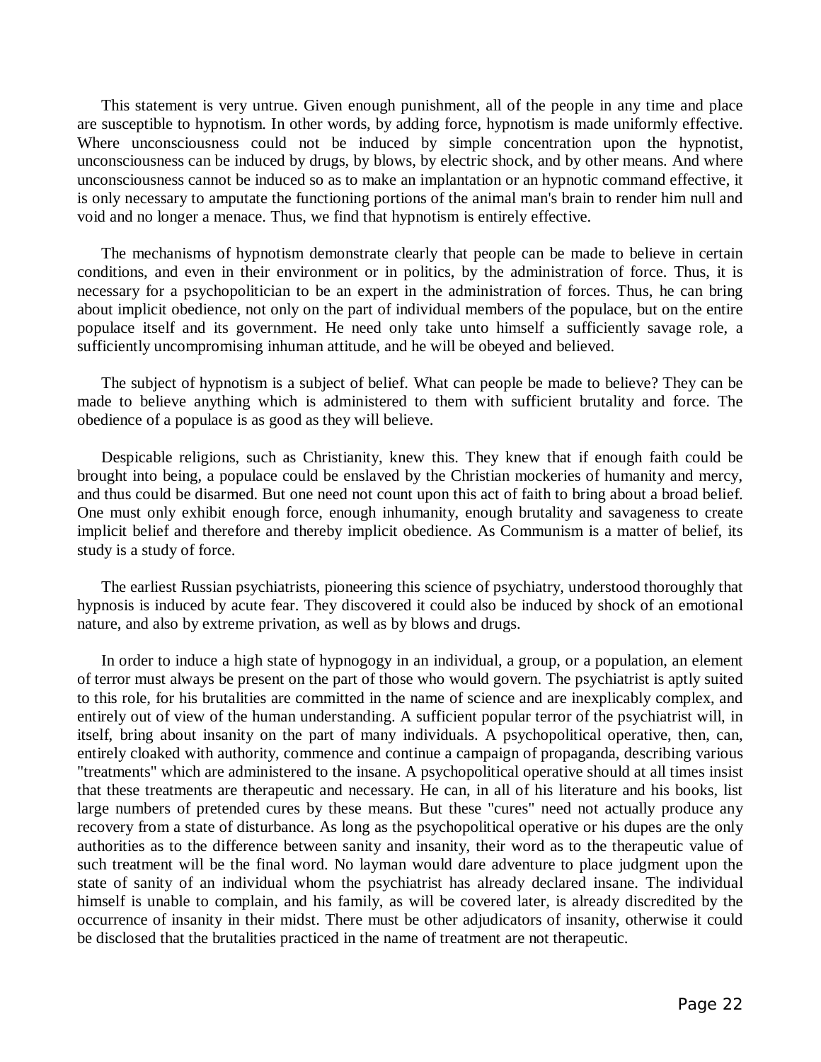This statement is very untrue. Given enough punishment, all of the people in any time and place are susceptible to hypnotism. In other words, by adding force, hypnotism is made uniformly effective. Where unconsciousness could not be induced by simple concentration upon the hypnotist, unconsciousness can be induced by drugs, by blows, by electric shock, and by other means. And where unconsciousness cannot be induced so as to make an implantation or an hypnotic command effective, it is only necessary to amputate the functioning portions of the animal man's brain to render him null and void and no longer a menace. Thus, we find that hypnotism is entirely effective.

The mechanisms of hypnotism demonstrate clearly that people can be made to believe in certain conditions, and even in their environment or in politics, by the administration of force. Thus, it is necessary for a psychopolitician to be an expert in the administration of forces. Thus, he can bring about implicit obedience, not only on the part of individual members of the populace, but on the entire populace itself and its government. He need only take unto himself a sufficiently savage role, a sufficiently uncompromising inhuman attitude, and he will be obeyed and believed.

The subject of hypnotism is a subject of belief. What can people be made to believe? They can be made to believe anything which is administered to them with sufficient brutality and force. The obedience of a populace is as good as they will believe.

Despicable religions, such as Christianity, knew this. They knew that if enough faith could be brought into being, a populace could be enslaved by the Christian mockeries of humanity and mercy, and thus could be disarmed. But one need not count upon this act of faith to bring about a broad belief. One must only exhibit enough force, enough inhumanity, enough brutality and savageness to create implicit belief and therefore and thereby implicit obedience. As Communism is a matter of belief, its study is a study of force.

The earliest Russian psychiatrists, pioneering this science of psychiatry, understood thoroughly that hypnosis is induced by acute fear. They discovered it could also be induced by shock of an emotional nature, and also by extreme privation, as well as by blows and drugs.

In order to induce a high state of hypnogogy in an individual, a group, or a population, an element of terror must always be present on the part of those who would govern. The psychiatrist is aptly suited to this role, for his brutalities are committed in the name of science and are inexplicably complex, and entirely out of view of the human understanding. A sufficient popular terror of the psychiatrist will, in itself, bring about insanity on the part of many individuals. A psychopolitical operative, then, can, entirely cloaked with authority, commence and continue a campaign of propaganda, describing various "treatments" which are administered to the insane. A psychopolitical operative should at all times insist that these treatments are therapeutic and necessary. He can, in all of his literature and his books, list large numbers of pretended cures by these means. But these "cures" need not actually produce any recovery from a state of disturbance. As long as the psychopolitical operative or his dupes are the only authorities as to the difference between sanity and insanity, their word as to the therapeutic value of such treatment will be the final word. No layman would dare adventure to place judgment upon the state of sanity of an individual whom the psychiatrist has already declared insane. The individual himself is unable to complain, and his family, as will be covered later, is already discredited by the occurrence of insanity in their midst. There must be other adjudicators of insanity, otherwise it could be disclosed that the brutalities practiced in the name of treatment are not therapeutic.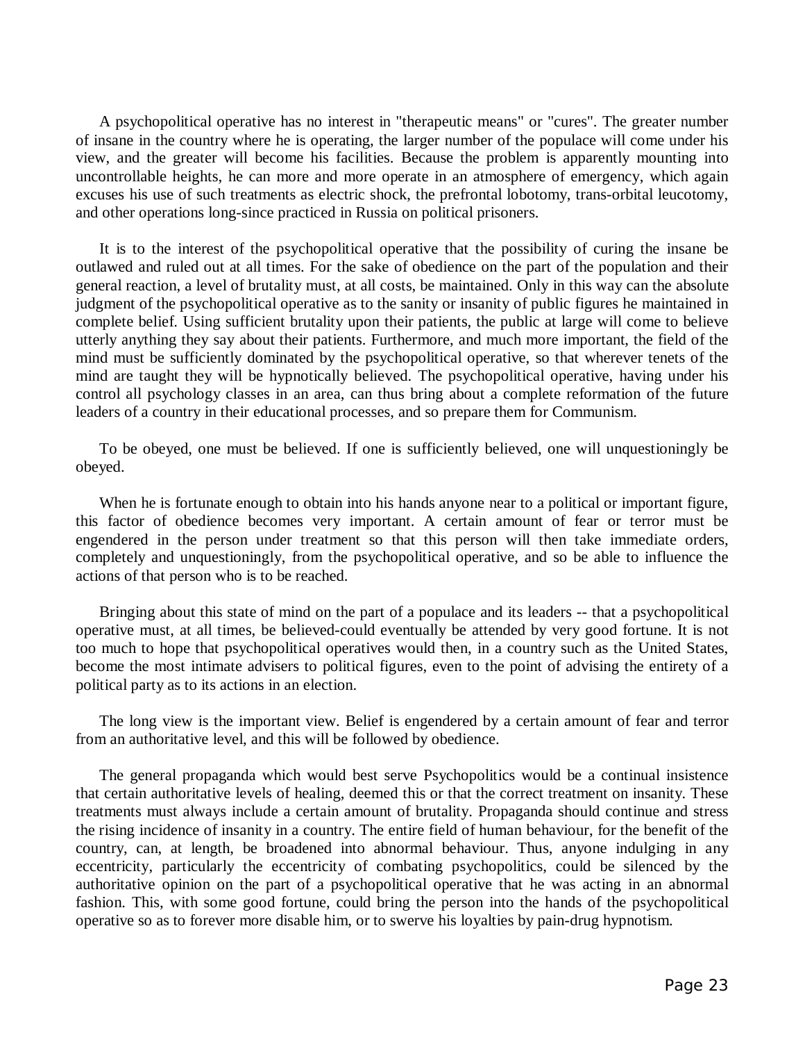A psychopolitical operative has no interest in "therapeutic means" or "cures". The greater number of insane in the country where he is operating, the larger number of the populace will come under his view, and the greater will become his facilities. Because the problem is apparently mounting into uncontrollable heights, he can more and more operate in an atmosphere of emergency, which again excuses his use of such treatments as electric shock, the prefrontal lobotomy, trans-orbital leucotomy, and other operations long-since practiced in Russia on political prisoners.

It is to the interest of the psychopolitical operative that the possibility of curing the insane be outlawed and ruled out at all times. For the sake of obedience on the part of the population and their general reaction, a level of brutality must, at all costs, be maintained. Only in this way can the absolute judgment of the psychopolitical operative as to the sanity or insanity of public figures he maintained in complete belief. Using sufficient brutality upon their patients, the public at large will come to believe utterly anything they say about their patients. Furthermore, and much more important, the field of the mind must be sufficiently dominated by the psychopolitical operative, so that wherever tenets of the mind are taught they will be hypnotically believed. The psychopolitical operative, having under his control all psychology classes in an area, can thus bring about a complete reformation of the future leaders of a country in their educational processes, and so prepare them for Communism.

To be obeyed, one must be believed. If one is sufficiently believed, one will unquestioningly be obeyed.

When he is fortunate enough to obtain into his hands anyone near to a political or important figure, this factor of obedience becomes very important. A certain amount of fear or terror must be engendered in the person under treatment so that this person will then take immediate orders, completely and unquestioningly, from the psychopolitical operative, and so be able to influence the actions of that person who is to be reached.

Bringing about this state of mind on the part of a populace and its leaders -- that a psychopolitical operative must, at all times, be believed-could eventually be attended by very good fortune. It is not too much to hope that psychopolitical operatives would then, in a country such as the United States, become the most intimate advisers to political figures, even to the point of advising the entirety of a political party as to its actions in an election.

The long view is the important view. Belief is engendered by a certain amount of fear and terror from an authoritative level, and this will be followed by obedience.

The general propaganda which would best serve Psychopolitics would be a continual insistence that certain authoritative levels of healing, deemed this or that the correct treatment on insanity. These treatments must always include a certain amount of brutality. Propaganda should continue and stress the rising incidence of insanity in a country. The entire field of human behaviour, for the benefit of the country, can, at length, be broadened into abnormal behaviour. Thus, anyone indulging in any eccentricity, particularly the eccentricity of combating psychopolitics, could be silenced by the authoritative opinion on the part of a psychopolitical operative that he was acting in an abnormal fashion. This, with some good fortune, could bring the person into the hands of the psychopolitical operative so as to forever more disable him, or to swerve his loyalties by pain-drug hypnotism.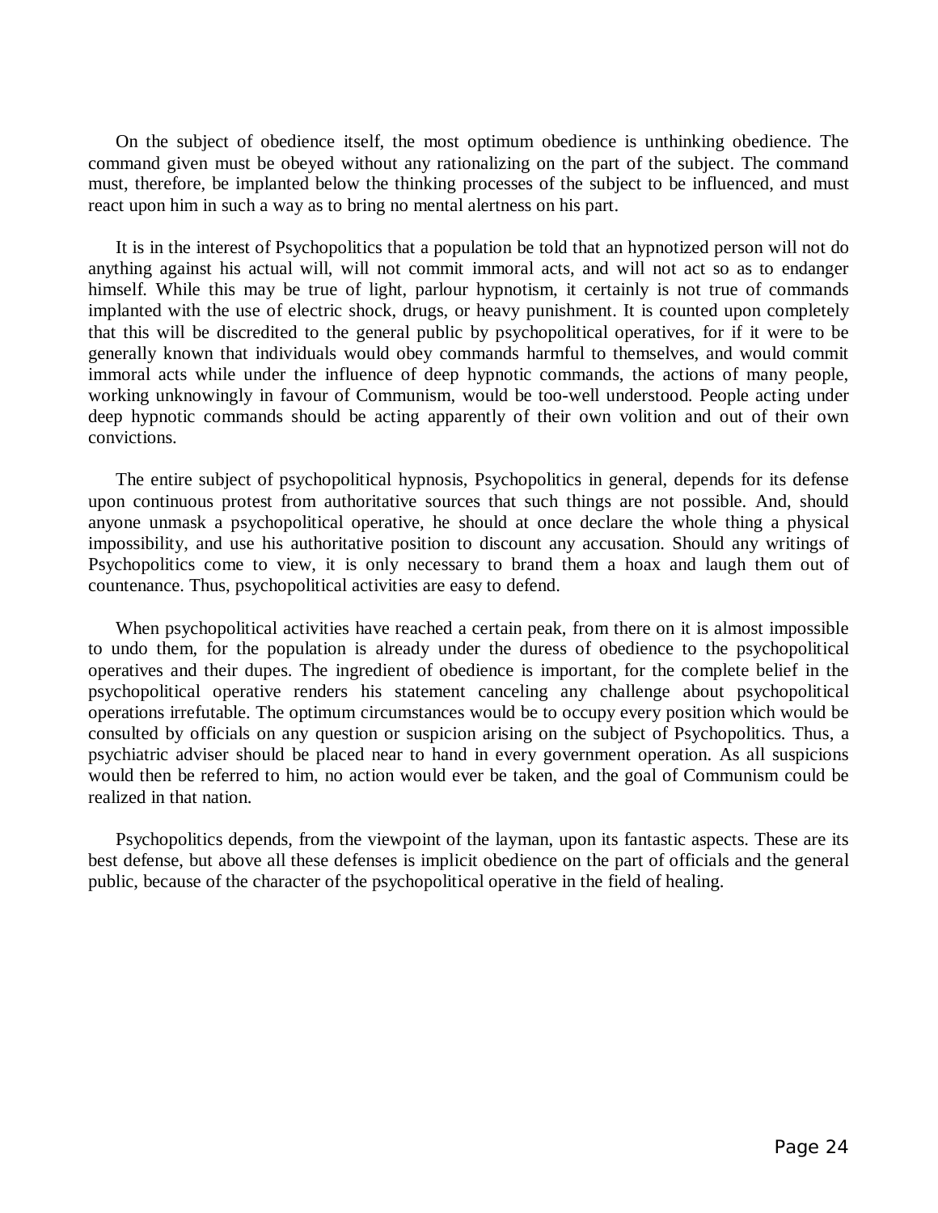On the subject of obedience itself, the most optimum obedience is unthinking obedience. The command given must be obeyed without any rationalizing on the part of the subject. The command must, therefore, be implanted below the thinking processes of the subject to be influenced, and must react upon him in such a way as to bring no mental alertness on his part.

It is in the interest of Psychopolitics that a population be told that an hypnotized person will not do anything against his actual will, will not commit immoral acts, and will not act so as to endanger himself. While this may be true of light, parlour hypnotism, it certainly is not true of commands implanted with the use of electric shock, drugs, or heavy punishment. It is counted upon completely that this will be discredited to the general public by psychopolitical operatives, for if it were to be generally known that individuals would obey commands harmful to themselves, and would commit immoral acts while under the influence of deep hypnotic commands, the actions of many people, working unknowingly in favour of Communism, would be too-well understood. People acting under deep hypnotic commands should be acting apparently of their own volition and out of their own convictions.

The entire subject of psychopolitical hypnosis, Psychopolitics in general, depends for its defense upon continuous protest from authoritative sources that such things are not possible. And, should anyone unmask a psychopolitical operative, he should at once declare the whole thing a physical impossibility, and use his authoritative position to discount any accusation. Should any writings of Psychopolitics come to view, it is only necessary to brand them a hoax and laugh them out of countenance. Thus, psychopolitical activities are easy to defend.

When psychopolitical activities have reached a certain peak, from there on it is almost impossible to undo them, for the population is already under the duress of obedience to the psychopolitical operatives and their dupes. The ingredient of obedience is important, for the complete belief in the psychopolitical operative renders his statement canceling any challenge about psychopolitical operations irrefutable. The optimum circumstances would be to occupy every position which would be consulted by officials on any question or suspicion arising on the subject of Psychopolitics. Thus, a psychiatric adviser should be placed near to hand in every government operation. As all suspicions would then be referred to him, no action would ever be taken, and the goal of Communism could be realized in that nation.

Psychopolitics depends, from the viewpoint of the layman, upon its fantastic aspects. These are its best defense, but above all these defenses is implicit obedience on the part of officials and the general public, because of the character of the psychopolitical operative in the field of healing.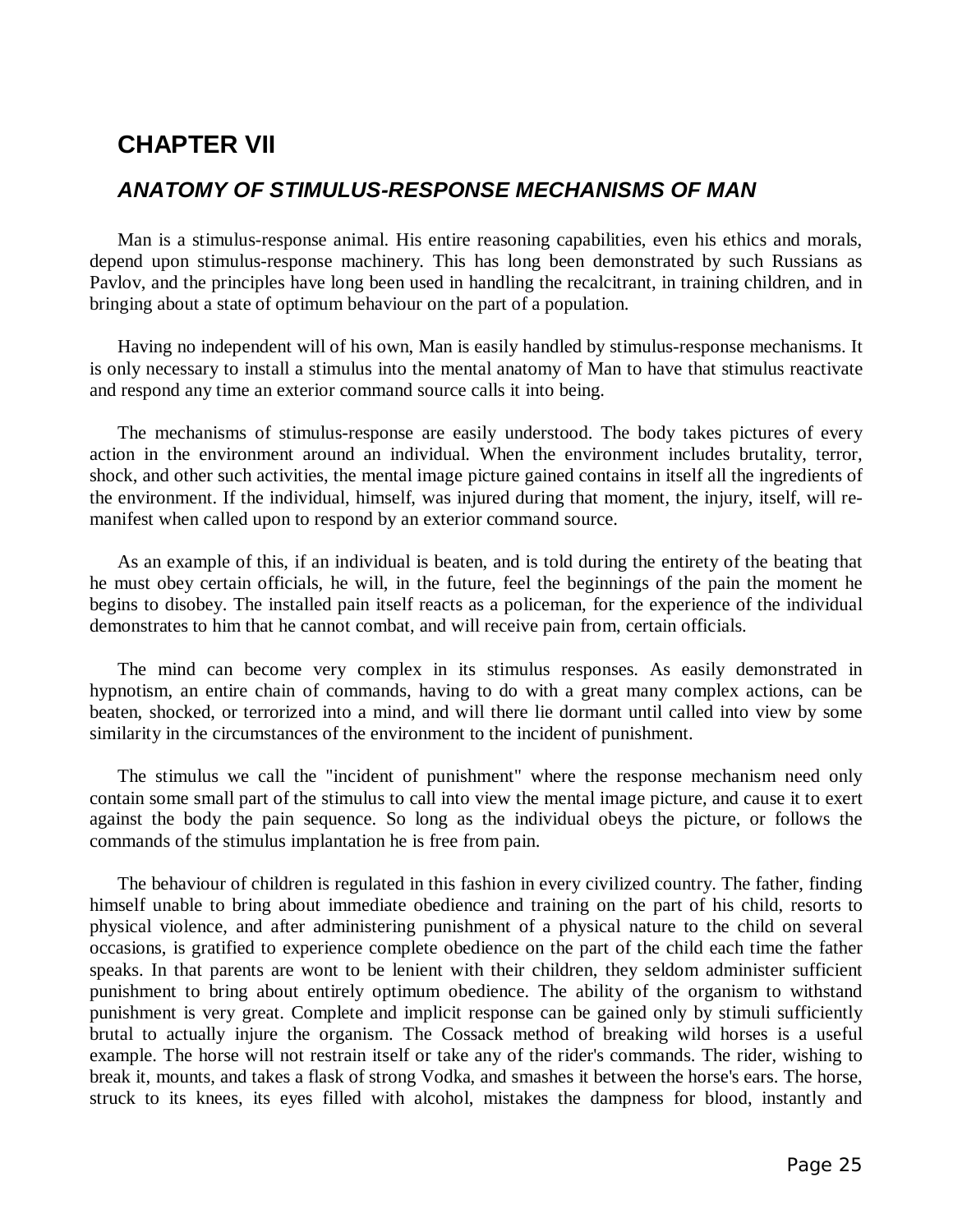## CHAPTER VII

### *ANATOMY OF STIMULUS-RESPONSE MECHANISMS OF MAN*

Man is a stimulus-response animal. His entire reasoning capabilities, even his ethics and morals, depend upon stimulus-response machinery. This has long been demonstrated by such Russians as Pavlov, and the principles have long been used in handling the recalcitrant, in training children, and in bringing about a state of optimum behaviour on the part of a population.

Having no independent will of his own, Man is easily handled by stimulus-response mechanisms. It is only necessary to install a stimulus into the mental anatomy of Man to have that stimulus reactivate and respond any time an exterior command source calls it into being.

The mechanisms of stimulus-response are easily understood. The body takes pictures of every action in the environment around an individual. When the environment includes brutality, terror, shock, and other such activities, the mental image picture gained contains in itself all the ingredients of the environment. If the individual, himself, was injured during that moment, the injury, itself, will re-manifest when called upon to respond by an exterior command source.

As an example of this, if an individual is beaten, and is told during the entirety of the beating that he must obey certain officials, he will, in the future, feel the beginnings of the pain the moment he begins to disobey. The installed pain itself reacts as a policeman, for the experience of the individual demonstrates to him that he cannot combat, and will receive pain from, certain officials.

The mind can become very complex in its stimulus responses. As easily demonstrated in hypnotism, an entire chain of commands, having to do with a great many complex actions, can be beaten, shocked, or terrorized into a mind, and will there lie dormant until called into view by some similarity in the circumstances of the environment to the incident of punishment.

The stimulus we call the "incident of punishment" where the response mechanism need only contain some small part of the stimulus to call into view the mental image picture, and cause it to exert against the body the pain sequence. So long as the individual obeys the picture, or follows the commands of the stimulus implantation he is free from pain.

The behaviour of children is regulated in this fashion in every civilized country. The father, finding himself unable to bring about immediate obedience and training on the part of his child, resorts to physical violence, and after administering punishment of a physical nature to the child on several occasions, is gratified to experience complete obedience on the part of the child each time the father speaks. In that parents are wont to be lenient with their children, they seldom administer sufficient punishment to bring about entirely optimum obedience. The ability of the organism to withstand punishment is very great. Complete and implicit response can be gained only by stimuli sufficiently brutal to actually injure the organism. The Cossack method of breaking wild horses is a useful example. The horse will not restrain itself or take any of the rider's commands. The rider, wishing to break it, mounts, and takes a flask of strong Vodka, and smashes it between the horse's ears. The horse, struck to its knees, its eyes filled with alcohol, mistakes the dampness for blood, instantly and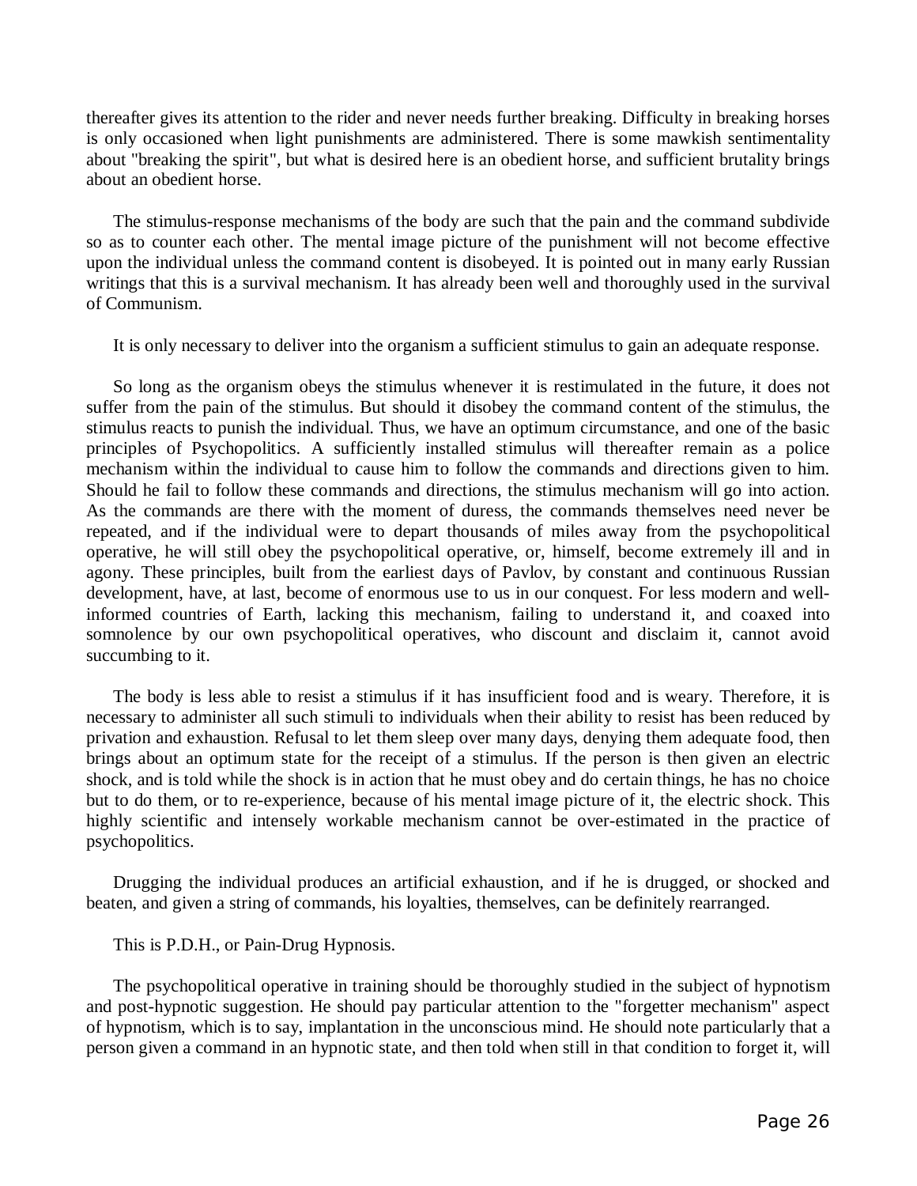thereafter gives its attention to the rider and never needs further breaking. Difficulty in breaking horses is only occasioned when light punishments are administered. There is some mawkish sentimentality about "breaking the spirit", but what is desired here is an obedient horse, and sufficient brutality brings about an obedient horse.

The stimulus-response mechanisms of the body are such that the pain and the command subdivide so as to counter each other. The mental image picture of the punishment will not become effective upon the individual unless the command content is disobeyed. It is pointed out in many early Russian writings that this is a survival mechanism. It has already been well and thoroughly used in the survival of Communism.

It is only necessary to deliver into the organism a sufficient stimulus to gain an adequate response.

So long as the organism obeys the stimulus whenever it is restimulated in the future, it does not suffer from the pain of the stimulus. But should it disobey the command content of the stimulus, the stimulus reacts to punish the individual. Thus, we have an optimum circumstance, and one of the basic principles of Psychopolitics. A sufficiently installed stimulus will thereafter remain as a police mechanism within the individual to cause him to follow the commands and directions given to him. Should he fail to follow these commands and directions, the stimulus mechanism will go into action. As the commands are there with the moment of duress, the commands themselves need never be repeated, and if the individual were to depart thousands of miles away from the psychopolitical operative, he will still obey the psychopolitical operative, or, himself, become extremely ill and in agony. These principles, built from the earliest days of Pavlov, by constant and continuous Russian development, have, at last, become of enormous use to us in our conquest. For less modern and well-informed countries of Earth, lacking this mechanism, failing to understand it, and coaxed into somnolence by our own psychopolitical operatives, who discount and disclaim it, cannot avoid succumbing to it.

The body is less able to resist a stimulus if it has insufficient food and is weary. Therefore, it is necessary to administer all such stimuli to individuals when their ability to resist has been reduced by privation and exhaustion. Refusal to let them sleep over many days, denying them adequate food, then brings about an optimum state for the receipt of a stimulus. If the person is then given an electric shock, and is told while the shock is in action that he must obey and do certain things, he has no choice but to do them, or to re-experience, because of his mental image picture of it, the electric shock. This highly scientific and intensely workable mechanism cannot be over-estimated in the practice of psychopolitics.

Drugging the individual produces an artificial exhaustion, and if he is drugged, or shocked and beaten, and given a string of commands, his loyalties, themselves, can be definitely rearranged.

This is P.D.H., or Pain-Drug Hypnosis.

The psychopolitical operative in training should be thoroughly studied in the subject of hypnotism and post-hypnotic suggestion. He should pay particular attention to the "forgetter mechanism" aspect of hypnotism, which is to say, implantation in the unconscious mind. He should note particularly that a person given a command in an hypnotic state, and then told when still in that condition to forget it, will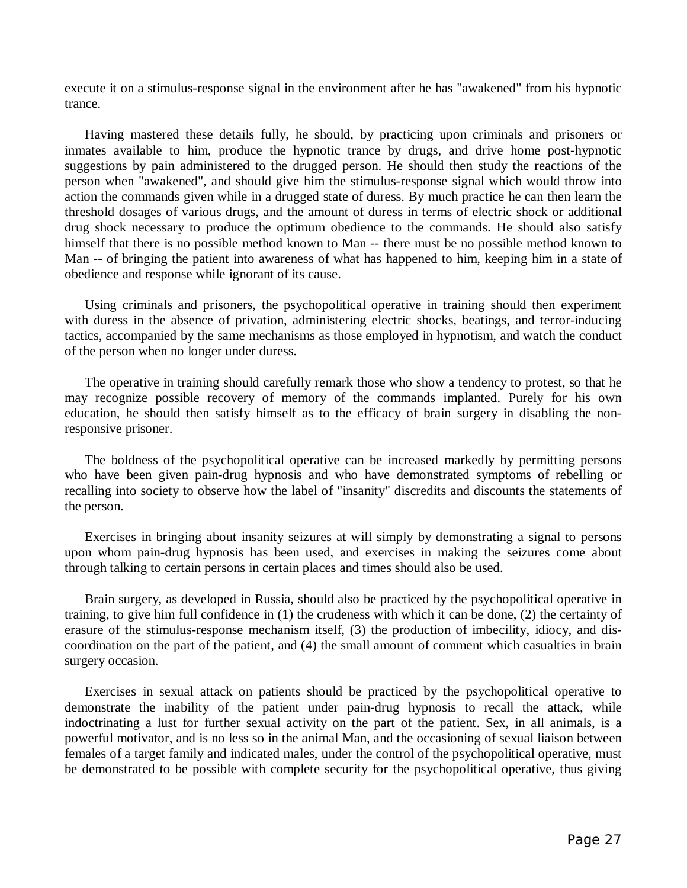execute it on a stimulus-response signal in the environment after he has "awakened" from his hypnotic trance.

Having mastered these details fully, he should, by practicing upon criminals and prisoners or inmates available to him, produce the hypnotic trance by drugs, and drive home post-hypnotic suggestions by pain administered to the drugged person. He should then study the reactions of the person when "awakened", and should give him the stimulus-response signal which would throw into action the commands given while in a drugged state of duress. By much practice he can then learn the threshold dosages of various drugs, and the amount of duress in terms of electric shock or additional drug shock necessary to produce the optimum obedience to the commands. He should also satisfy himself that there is no possible method known to Man -- there must be no possible method known to Man -- of bringing the patient into awareness of what has happened to him, keeping him in a state of obedience and response while ignorant of its cause.

Using criminals and prisoners, the psychopolitical operative in training should then experiment with duress in the absence of privation, administering electric shocks, beatings, and terror-inducing tactics, accompanied by the same mechanisms as those employed in hypnotism, and watch the conduct of the person when no longer under duress.

The operative in training should carefully remark those who show a tendency to protest, so that he may recognize possible recovery of memory of the commands implanted. Purely for his own education, he should then satisfy himself as to the efficacy of brain surgery in disabling the non-responsive prisoner.

The boldness of the psychopolitical operative can be increased markedly by permitting persons who have been given pain-drug hypnosis and who have demonstrated symptoms of rebelling or recalling into society to observe how the label of "insanity" discredits and discounts the statements of the person.

Exercises in bringing about insanity seizures at will simply by demonstrating a signal to persons upon whom pain-drug hypnosis has been used, and exercises in making the seizures come about through talking to certain persons in certain places and times should also be used.

Brain surgery, as developed in Russia, should also be practiced by the psychopolitical operative in training, to give him full confidence in (1) the crudeness with which it can be done, (2) the certainty of erasure of the stimulus-response mechanism itself, (3) the production of imbecility, idiocy, and dis-coordination on the part of the patient, and (4) the small amount of comment which casualties in brain surgery occasion.

Exercises in sexual attack on patients should be practiced by the psychopolitical operative to demonstrate the inability of the patient under pain-drug hypnosis to recall the attack, while indoctrinating a lust for further sexual activity on the part of the patient. Sex, in all animals, is a powerful motivator, and is no less so in the animal Man, and the occasioning of sexual liaison between females of a target family and indicated males, under the control of the psychopolitical operative, must be demonstrated to be possible with complete security for the psychopolitical operative, thus giving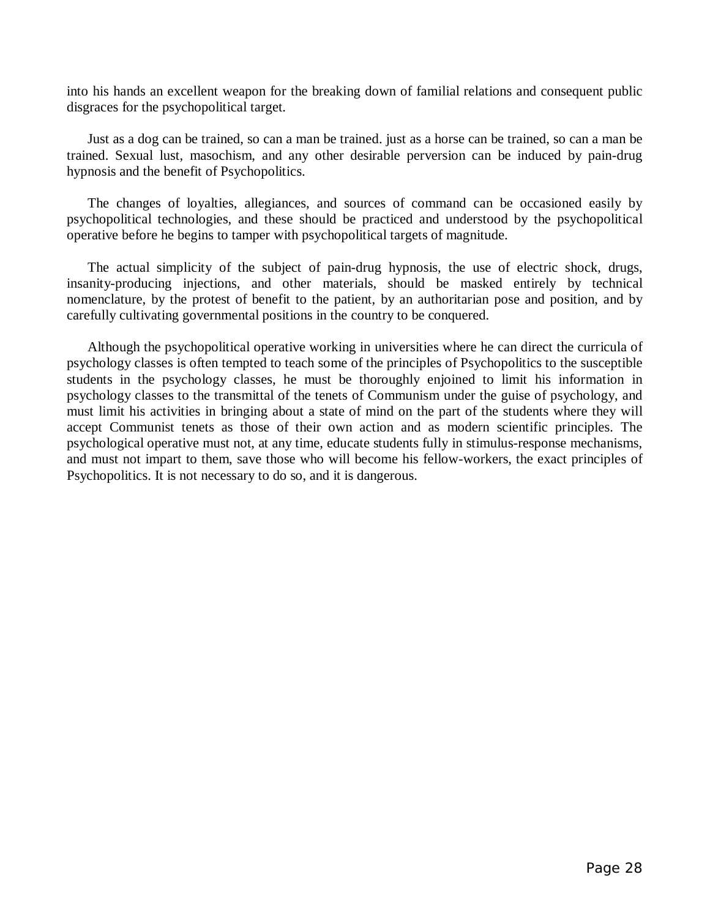into his hands an excellent weapon for the breaking down of familial relations and consequent public disgraces for the psychopolitical target.

Just as a dog can be trained, so can a man be trained. just as a horse can be trained, so can a man be trained. Sexual lust, masochism, and any other desirable perversion can be induced by pain-drug hypnosis and the benefit of Psychopolitics.

The changes of loyalties, allegiances, and sources of command can be occasioned easily by psychopolitical technologies, and these should be practiced and understood by the psychopolitical operative before he begins to tamper with psychopolitical targets of magnitude.

The actual simplicity of the subject of pain-drug hypnosis, the use of electric shock, drugs, insanity-producing injections, and other materials, should be masked entirely by technical nomenclature, by the protest of benefit to the patient, by an authoritarian pose and position, and by carefully cultivating governmental positions in the country to be conquered.

Although the psychopolitical operative working in universities where he can direct the curricula of psychology classes is often tempted to teach some of the principles of Psychopolitics to the susceptible students in the psychology classes, he must be thoroughly enjoined to limit his information in psychology classes to the transmittal of the tenets of Communism under the guise of psychology, and must limit his activities in bringing about a state of mind on the part of the students where they will accept Communist tenets as those of their own action and as modern scientific principles. The psychological operative must not, at any time, educate students fully in stimulus-response mechanisms, and must not impart to them, save those who will become his fellow-workers, the exact principles of Psychopolitics. It is not necessary to do so, and it is dangerous.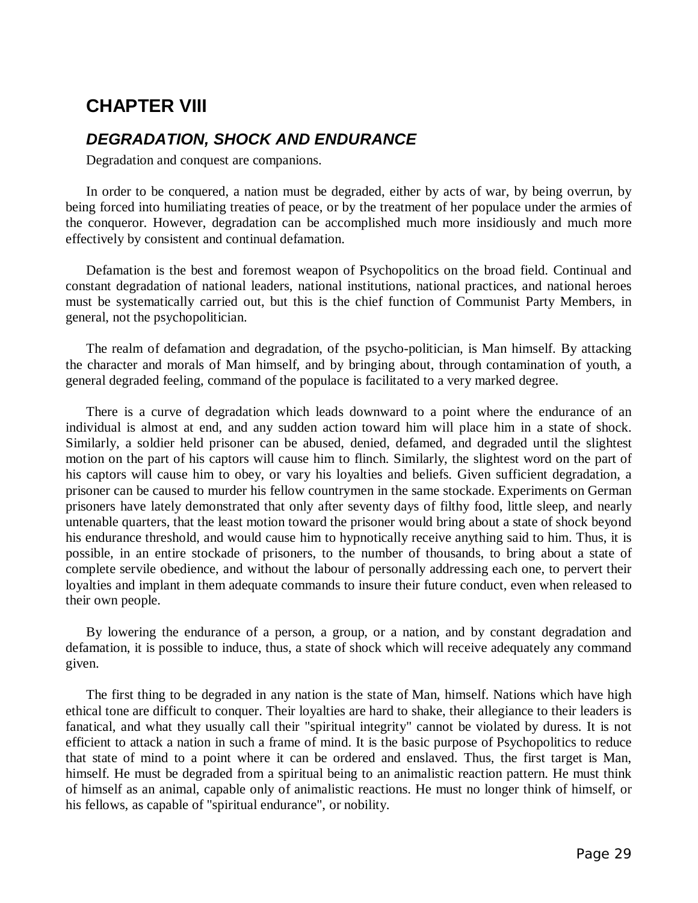# CHAPTER VIII

## *DEGRADATION, SHOCK AND ENDURANCE*

Degradation and conquest are companions.

In order to be conquered, a nation must be degraded, either by acts of war, by being overrun, by being forced into humiliating treaties of peace, or by the treatment of her populace under the armies of the conqueror. However, degradation can be accomplished much more insidiously and much more effectively by consistent and continual defamation.

Defamation is the best and foremost weapon of Psychopolitics on the broad field. Continual and constant degradation of national leaders, national institutions, national practices, and national heroes must be systematically carried out, but this is the chief function of Communist Party Members, in general, not the psychopolitician.

The realm of defamation and degradation, of the psycho-politician, is Man himself. By attacking the character and morals of Man himself, and by bringing about, through contamination of youth, a general degraded feeling, command of the populace is facilitated to a very marked degree.

There is a curve of degradation which leads downward to a point where the endurance of an individual is almost at end, and any sudden action toward him will place him in a state of shock. Similarly, a soldier held prisoner can be abused, denied, defamed, and degraded until the slightest motion on the part of his captors will cause him to flinch. Similarly, the slightest word on the part of his captors will cause him to obey, or vary his loyalties and beliefs. Given sufficient degradation, a prisoner can be caused to murder his fellow countrymen in the same stockade. Experiments on German prisoners have lately demonstrated that only after seventy days of filthy food, little sleep, and nearly untenable quarters, that the least motion toward the prisoner would bring about a state of shock beyond his endurance threshold, and would cause him to hypnotically receive anything said to him. Thus, it is possible, in an entire stockade of prisoners, to the number of thousands, to bring about a state of complete servile obedience, and without the labour of personally addressing each one, to pervert their loyalties and implant in them adequate commands to insure their future conduct, even when released to their own people.

By lowering the endurance of a person, a group, or a nation, and by constant degradation and defamation, it is possible to induce, thus, a state of shock which will receive adequately any command given.

The first thing to be degraded in any nation is the state of Man, himself. Nations which have high ethical tone are difficult to conquer. Their loyalties are hard to shake, their allegiance to their leaders is fanatical, and what they usually call their "spiritual integrity" cannot be violated by duress. It is not efficient to attack a nation in such a frame of mind. It is the basic purpose of Psychopolitics to reduce that state of mind to a point where it can be ordered and enslaved. Thus, the first target is Man, himself. He must be degraded from a spiritual being to an animalistic reaction pattern. He must think of himself as an animal, capable only of animalistic reactions. He must no longer think of himself, or his fellows, as capable of "spiritual endurance", or nobility.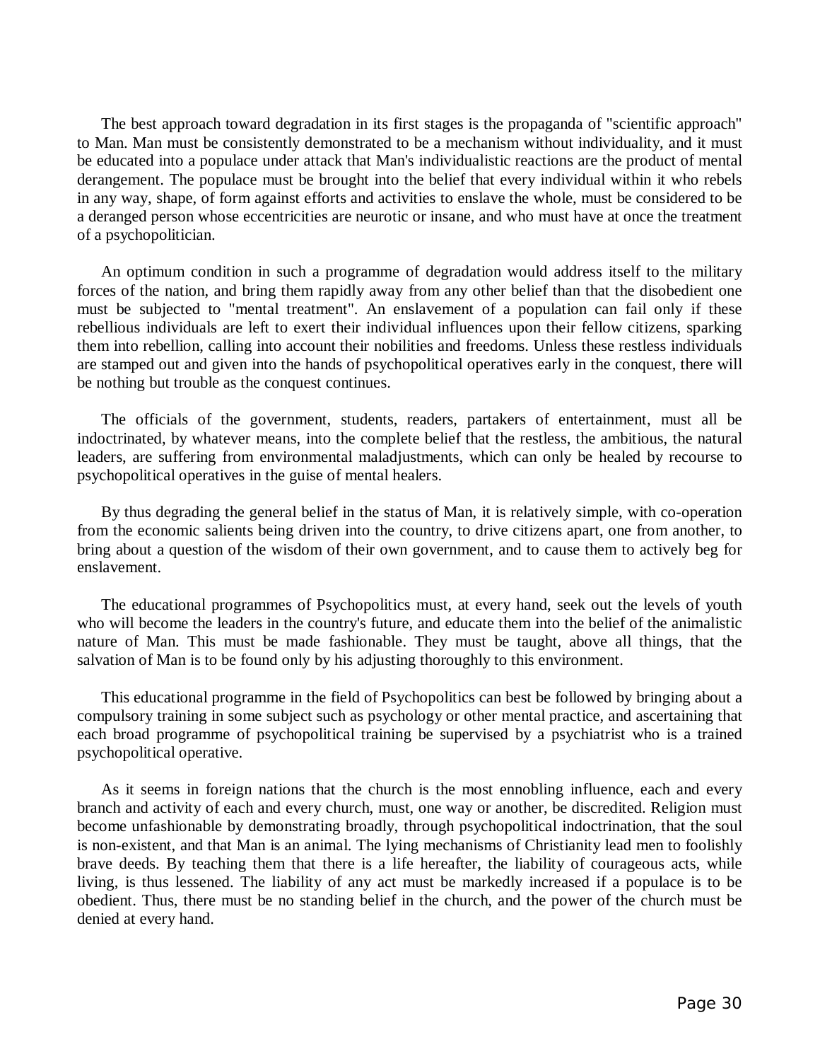The best approach toward degradation in its first stages is the propaganda of "scientific approach" to Man. Man must be consistently demonstrated to be a mechanism without individuality, and it must be educated into a populace under attack that Man's individualistic reactions are the product of mental derangement. The populace must be brought into the belief that every individual within it who rebels in any way, shape, of form against efforts and activities to enslave the whole, must be considered to be a deranged person whose eccentricities are neurotic or insane, and who must have at once the treatment of a psychopolitician.

An optimum condition in such a programme of degradation would address itself to the military forces of the nation, and bring them rapidly away from any other belief than that the disobedient one must be subjected to "mental treatment". An enslavement of a population can fail only if these rebellious individuals are left to exert their individual influences upon their fellow citizens, sparking them into rebellion, calling into account their nobilities and freedoms. Unless these restless individuals are stamped out and given into the hands of psychopolitical operatives early in the conquest, there will be nothing but trouble as the conquest continues.

The officials of the government, students, readers, partakers of entertainment, must all be indoctrinated, by whatever means, into the complete belief that the restless, the ambitious, the natural leaders, are suffering from environmental maladjustments, which can only be healed by recourse to psychopolitical operatives in the guise of mental healers.

By thus degrading the general belief in the status of Man, it is relatively simple, with co-operation from the economic salients being driven into the country, to drive citizens apart, one from another, to bring about a question of the wisdom of their own government, and to cause them to actively beg for enslavement.

The educational programmes of Psychopolitics must, at every hand, seek out the levels of youth who will become the leaders in the country's future, and educate them into the belief of the animalistic nature of Man. This must be made fashionable. They must be taught, above all things, that the salvation of Man is to be found only by his adjusting thoroughly to this environment.

This educational programme in the field of Psychopolitics can best be followed by bringing about a compulsory training in some subject such as psychology or other mental practice, and ascertaining that each broad programme of psychopolitical training be supervised by a psychiatrist who is a trained psychopolitical operative.

As it seems in foreign nations that the church is the most ennobling influence, each and every branch and activity of each and every church, must, one way or another, be discredited. Religion must become unfashionable by demonstrating broadly, through psychopolitical indoctrination, that the soul is non-existent, and that Man is an animal. The lying mechanisms of Christianity lead men to foolishly brave deeds. By teaching them that there is a life hereafter, the liability of courageous acts, while living, is thus lessened. The liability of any act must be markedly increased if a populace is to be obedient. Thus, there must be no standing belief in the church, and the power of the church must be denied at every hand.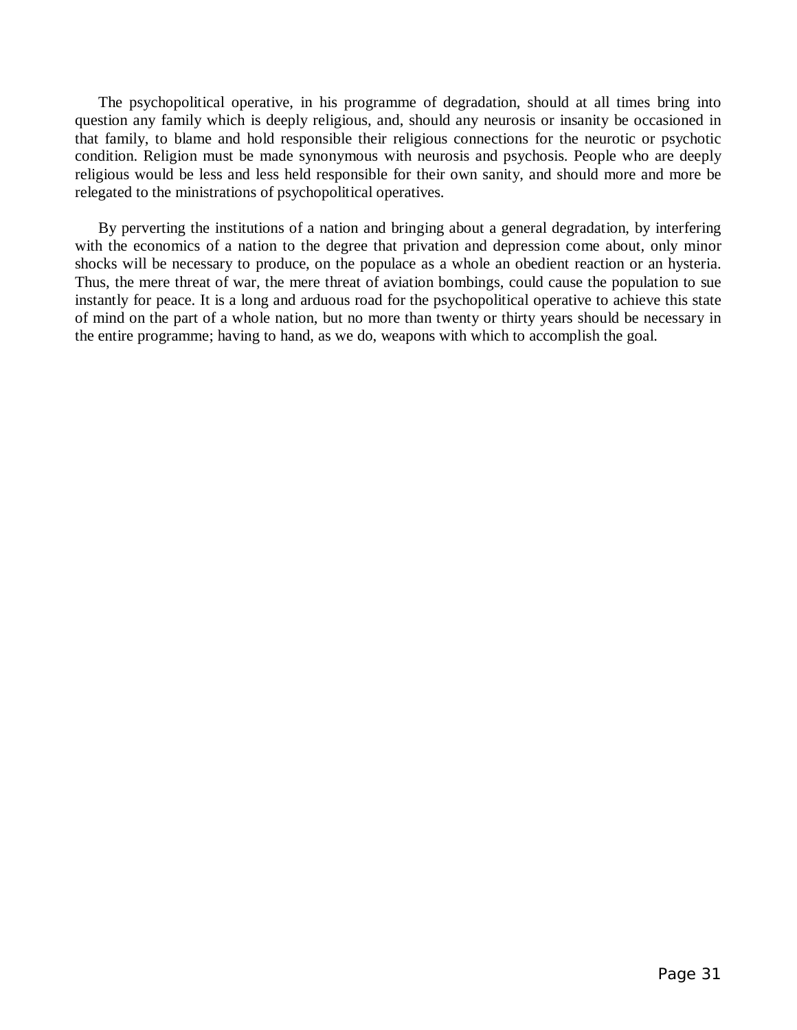The psychopolitical operative, in his programme of degradation, should at all times bring into question any family which is deeply religious, and, should any neurosis or insanity be occasioned in that family, to blame and hold responsible their religious connections for the neurotic or psychotic condition. Religion must be made synonymous with neurosis and psychosis. People who are deeply religious would be less and less held responsible for their own sanity, and should more and more be relegated to the ministrations of psychopolitical operatives.

By perverting the institutions of a nation and bringing about a general degradation, by interfering with the economics of a nation to the degree that privation and depression come about, only minor shocks will be necessary to produce, on the populace as a whole an obedient reaction or an hysteria. Thus, the mere threat of war, the mere threat of aviation bombings, could cause the population to sue instantly for peace. It is a long and arduous road for the psychopolitical operative to achieve this state of mind on the part of a whole nation, but no more than twenty or thirty years should be necessary in the entire programme; having to hand, as we do, weapons with which to accomplish the goal.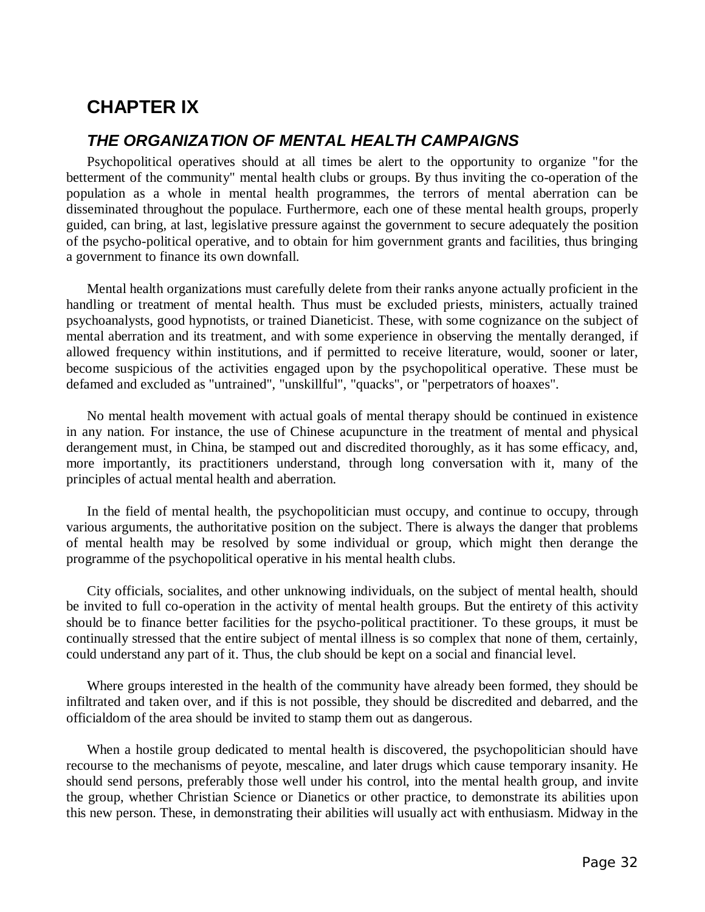# CHAPTER IX

## *THE ORGANIZATION OF MENTAL HEALTH CAMPAIGNS*

Psychopolitical operatives should at all times be alert to the opportunity to organize "for the betterment of the community" mental health clubs or groups. By thus inviting the co-operation of the population as a whole in mental health programmes, the terrors of mental aberration can be disseminated throughout the populace. Furthermore, each one of these mental health groups, properly guided, can bring, at last, legislative pressure against the government to secure adequately the position of the psycho-political operative, and to obtain for him government grants and facilities, thus bringing a government to finance its own downfall.

Mental health organizations must carefully delete from their ranks anyone actually proficient in the handling or treatment of mental health. Thus must be excluded priests, ministers, actually trained psychoanalysts, good hypnotists, or trained Dianeticist. These, with some cognizance on the subject of mental aberration and its treatment, and with some experience in observing the mentally deranged, if allowed frequency within institutions, and if permitted to receive literature, would, sooner or later, become suspicious of the activities engaged upon by the psychopolitical operative. These must be defamed and excluded as "untrained", "unskillful", "quacks", or "perpetrators of hoaxes".

No mental health movement with actual goals of mental therapy should be continued in existence in any nation. For instance, the use of Chinese acupuncture in the treatment of mental and physical derangement must, in China, be stamped out and discredited thoroughly, as it has some efficacy, and, more importantly, its practitioners understand, through long conversation with it, many of the principles of actual mental health and aberration.

In the field of mental health, the psychopolitician must occupy, and continue to occupy, through various arguments, the authoritative position on the subject. There is always the danger that problems of mental health may be resolved by some individual or group, which might then derange the programme of the psychopolitical operative in his mental health clubs.

City officials, socialites, and other unknowing individuals, on the subject of mental health, should be invited to full co-operation in the activity of mental health groups. But the entirety of this activity should be to finance better facilities for the psycho-political practitioner. To these groups, it must be continually stressed that the entire subject of mental illness is so complex that none of them, certainly, could understand any part of it. Thus, the club should be kept on a social and financial level.

Where groups interested in the health of the community have already been formed, they should be infiltrated and taken over, and if this is not possible, they should be discredited and debarred, and the officialdom of the area should be invited to stamp them out as dangerous.

When a hostile group dedicated to mental health is discovered, the psychopolitician should have recourse to the mechanisms of peyote, mescaline, and later drugs which cause temporary insanity. He should send persons, preferably those well under his control, into the mental health group, and invite the group, whether Christian Science or Dianetics or other practice, to demonstrate its abilities upon this new person. These, in demonstrating their abilities will usually act with enthusiasm. Midway in the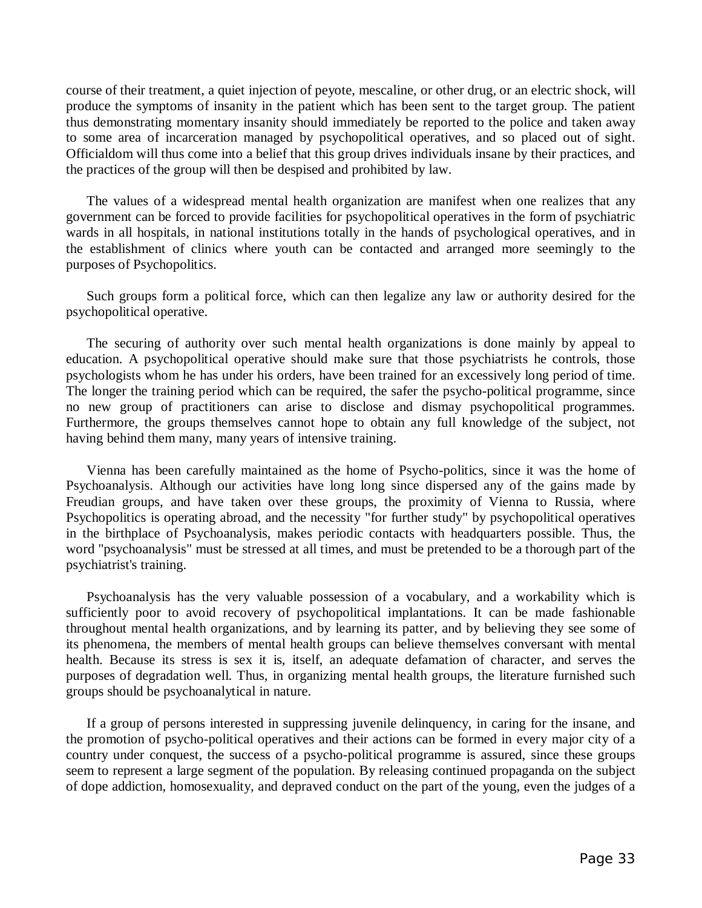course of their treatment, a quiet injection of peyote, mescaline, or other drug, or an electric shock, will produce the symptoms of insanity in the patient which has been sent to the target group. The patient thus demonstrating momentary insanity should immediately be reported to the police and taken away to some area of incarceration managed by psychopolitical operatives, and so placed out of sight. Officialdom will thus come into a belief that this group drives individuals insane by their practices, and the practices of the group will then be despised and prohibited by law.

The values of a widespread mental health organization are manifest when one realizes that any government can be forced to provide facilities for psychopolitical operatives in the form of psychiatric wards in all hospitals, in national institutions totally in the hands of psychological operatives, and in the establishment of clinics where youth can be contacted and arranged more seemingly to the purposes of Psychopolitics.

Such groups form a political force, which can then legalize any law or authority desired for the psychopolitical operative.

The securing of authority over such mental health organizations is done mainly by appeal to education. A psychopolitical operative should make sure that those psychiatrists he controls, those psychologists whom he has under his orders, have been trained for an excessively long period of time. The longer the training period which can be required, the safer the psycho-political programme, since no new group of practitioners can arise to disclose and dismay psychopolitical programmes. Furthermore, the groups themselves cannot hope to obtain any full knowledge of the subject, not having behind them many, many years of intensive training.

Vienna has been carefully maintained as the home of Psycho-politics, since it was the home of Psychoanalysis. Although our activities have long long since dispersed any of the gains made by Freudian groups, and have taken over these groups, the proximity of Vienna to Russia, where Psychopolitics is operating abroad, and the necessity "for further study" by psychopolitical operatives in the birthplace of Psychoanalysis, makes periodic contacts with headquarters possible. Thus, the word "psychoanalysis" must be stressed at all times, and must be pretended to be a thorough part of the psychiatrist's training.

Psychoanalysis has the very valuable possession of a vocabulary, and a workability which is sufficiently poor to avoid recovery of psychopolitical implantations. It can be made fashionable throughout mental health organizations, and by learning its patter, and by believing they see some of its phenomena, the members of mental health groups can believe themselves conversant with mental health. Because its stress is sex it is, itself, an adequate defamation of character, and serves the purposes of degradation well. Thus, in organizing mental health groups, the literature furnished such groups should be psychoanalytical in nature.

If a group of persons interested in suppressing juvenile delinquency, in caring for the insane, and the promotion of psycho-political operatives and their actions can be formed in every major city of a country under conquest, the success of a psycho-political programme is assured, since these groups seem to represent a large segment of the population. By releasing continued propaganda on the subject of dope addiction, homosexuality, and depraved conduct on the part of the young, even the judges of a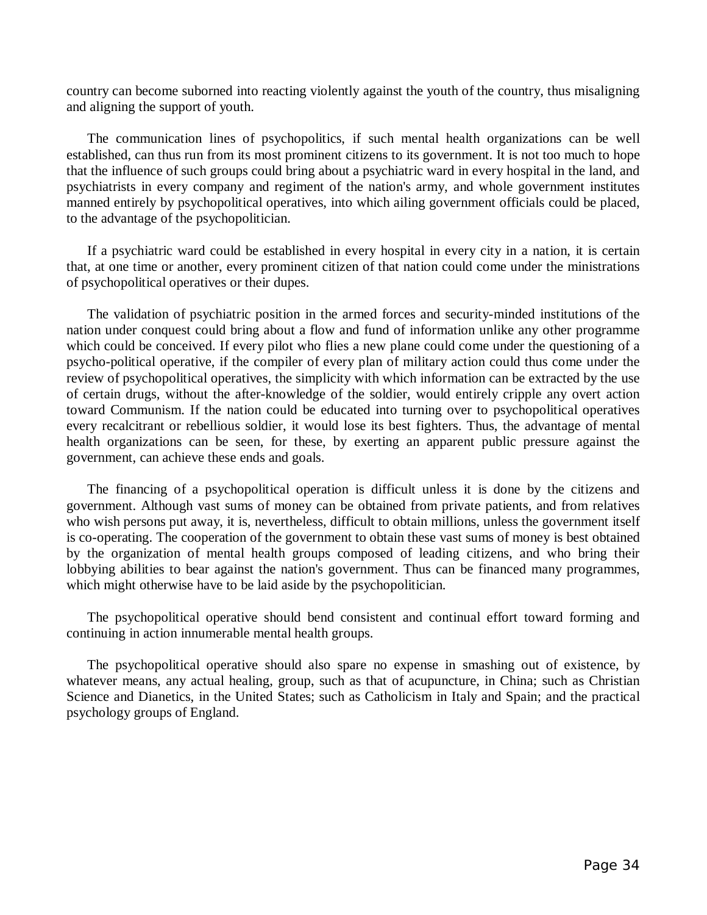country can become suborned into reacting violently against the youth of the country, thus misaligning and aligning the support of youth.

The communication lines of psychopolitics, if such mental health organizations can be well established, can thus run from its most prominent citizens to its government. It is not too much to hope that the influence of such groups could bring about a psychiatric ward in every hospital in the land, and psychiatrists in every company and regiment of the nation's army, and whole government institutes manned entirely by psychopolitical operatives, into which ailing government officials could be placed, to the advantage of the psychopolitician.

If a psychiatric ward could be established in every hospital in every city in a nation, it is certain that, at one time or another, every prominent citizen of that nation could come under the ministrations of psychopolitical operatives or their dupes.

The validation of psychiatric position in the armed forces and security-minded institutions of the nation under conquest could bring about a flow and fund of information unlike any other programme which could be conceived. If every pilot who flies a new plane could come under the questioning of a psycho-political operative, if the compiler of every plan of military action could thus come under the review of psychopolitical operatives, the simplicity with which information can be extracted by the use of certain drugs, without the after-knowledge of the soldier, would entirely cripple any overt action toward Communism. If the nation could be educated into turning over to psychopolitical operatives every recalcitrant or rebellious soldier, it would lose its best fighters. Thus, the advantage of mental health organizations can be seen, for these, by exerting an apparent public pressure against the government, can achieve these ends and goals.

The financing of a psychopolitical operation is difficult unless it is done by the citizens and government. Although vast sums of money can be obtained from private patients, and from relatives who wish persons put away, it is, nevertheless, difficult to obtain millions, unless the government itself is co-operating. The cooperation of the government to obtain these vast sums of money is best obtained by the organization of mental health groups composed of leading citizens, and who bring their lobbying abilities to bear against the nation's government. Thus can be financed many programmes, which might otherwise have to be laid aside by the psychopolitician.

The psychopolitical operative should bend consistent and continual effort toward forming and continuing in action innumerable mental health groups.

The psychopolitical operative should also spare no expense in smashing out of existence, by whatever means, any actual healing, group, such as that of acupuncture, in China; such as Christian Science and Dianetics, in the United States; such as Catholicism in Italy and Spain; and the practical psychology groups of England.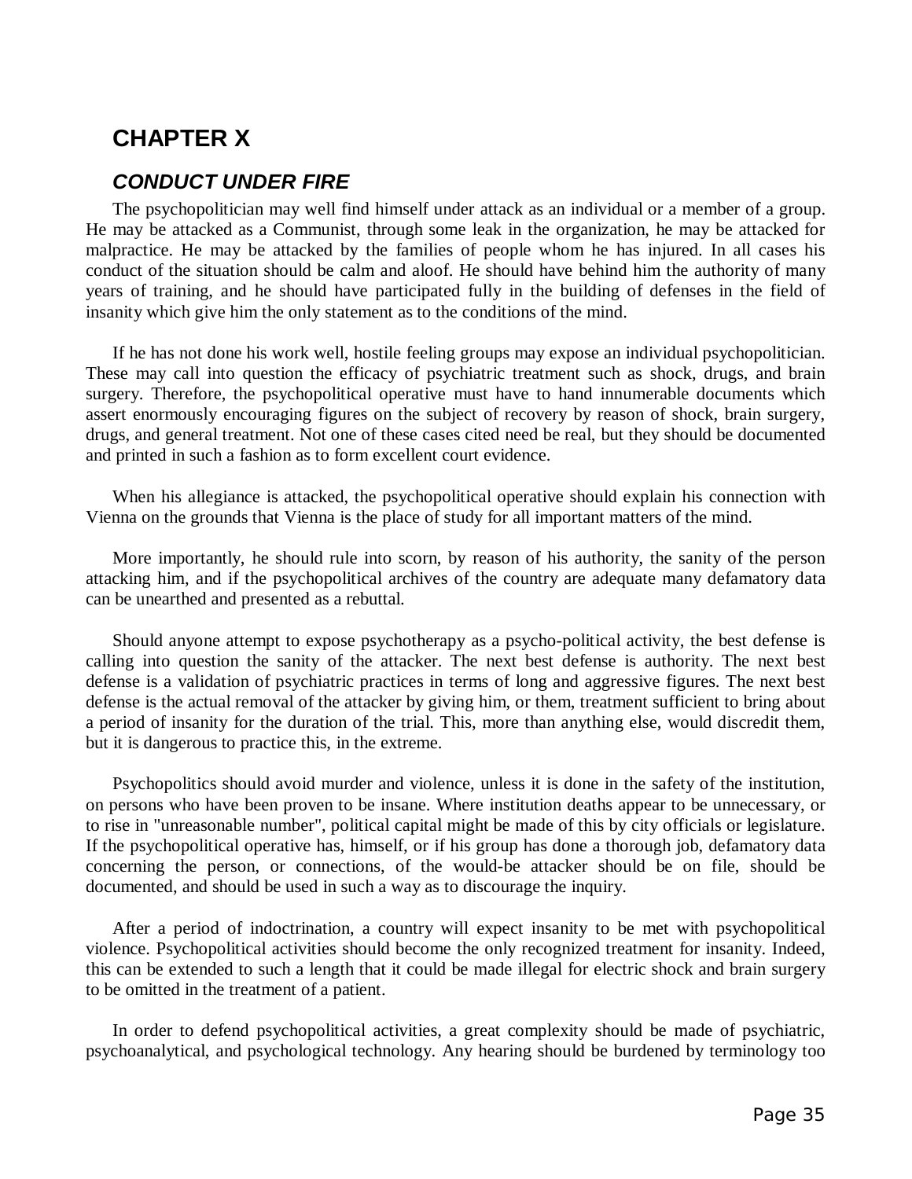# CHAPTER X

## *CONDUCT UNDER FIRE*

The psychopolitician may well find himself under attack as an individual or a member of a group. He may be attacked as a Communist, through some leak in the organization, he may be attacked for malpractice. He may be attacked by the families of people whom he has injured. In all cases his conduct of the situation should be calm and aloof. He should have behind him the authority of many years of training, and he should have participated fully in the building of defenses in the field of insanity which give him the only statement as to the conditions of the mind.

If he has not done his work well, hostile feeling groups may expose an individual psychopolitician. These may call into question the efficacy of psychiatric treatment such as shock, drugs, and brain surgery. Therefore, the psychopolitical operative must have to hand innumerable documents which assert enormously encouraging figures on the subject of recovery by reason of shock, brain surgery, drugs, and general treatment. Not one of these cases cited need be real, but they should be documented and printed in such a fashion as to form excellent court evidence.

When his allegiance is attacked, the psychopolitical operative should explain his connection with Vienna on the grounds that Vienna is the place of study for all important matters of the mind.

More importantly, he should rule into scorn, by reason of his authority, the sanity of the person attacking him, and if the psychopolitical archives of the country are adequate many defamatory data can be unearthed and presented as a rebuttal.

Should anyone attempt to expose psychotherapy as a psycho-political activity, the best defense is calling into question the sanity of the attacker. The next best defense is authority. The next best defense is a validation of psychiatric practices in terms of long and aggressive figures. The next best defense is the actual removal of the attacker by giving him, or them, treatment sufficient to bring about a period of insanity for the duration of the trial. This, more than anything else, would discredit them, but it is dangerous to practice this, in the extreme.

Psychopolitics should avoid murder and violence, unless it is done in the safety of the institution, on persons who have been proven to be insane. Where institution deaths appear to be unnecessary, or to rise in "unreasonable number", political capital might be made of this by city officials or legislature. If the psychopolitical operative has, himself, or if his group has done a thorough job, defamatory data concerning the person, or connections, of the would-be attacker should be on file, should be documented, and should be used in such a way as to discourage the inquiry.

After a period of indoctrination, a country will expect insanity to be met with psychopolitical violence. Psychopolitical activities should become the only recognized treatment for insanity. Indeed, this can be extended to such a length that it could be made illegal for electric shock and brain surgery to be omitted in the treatment of a patient.

In order to defend psychopolitical activities, a great complexity should be made of psychiatric, psychoanalytical, and psychological technology. Any hearing should be burdened by terminology too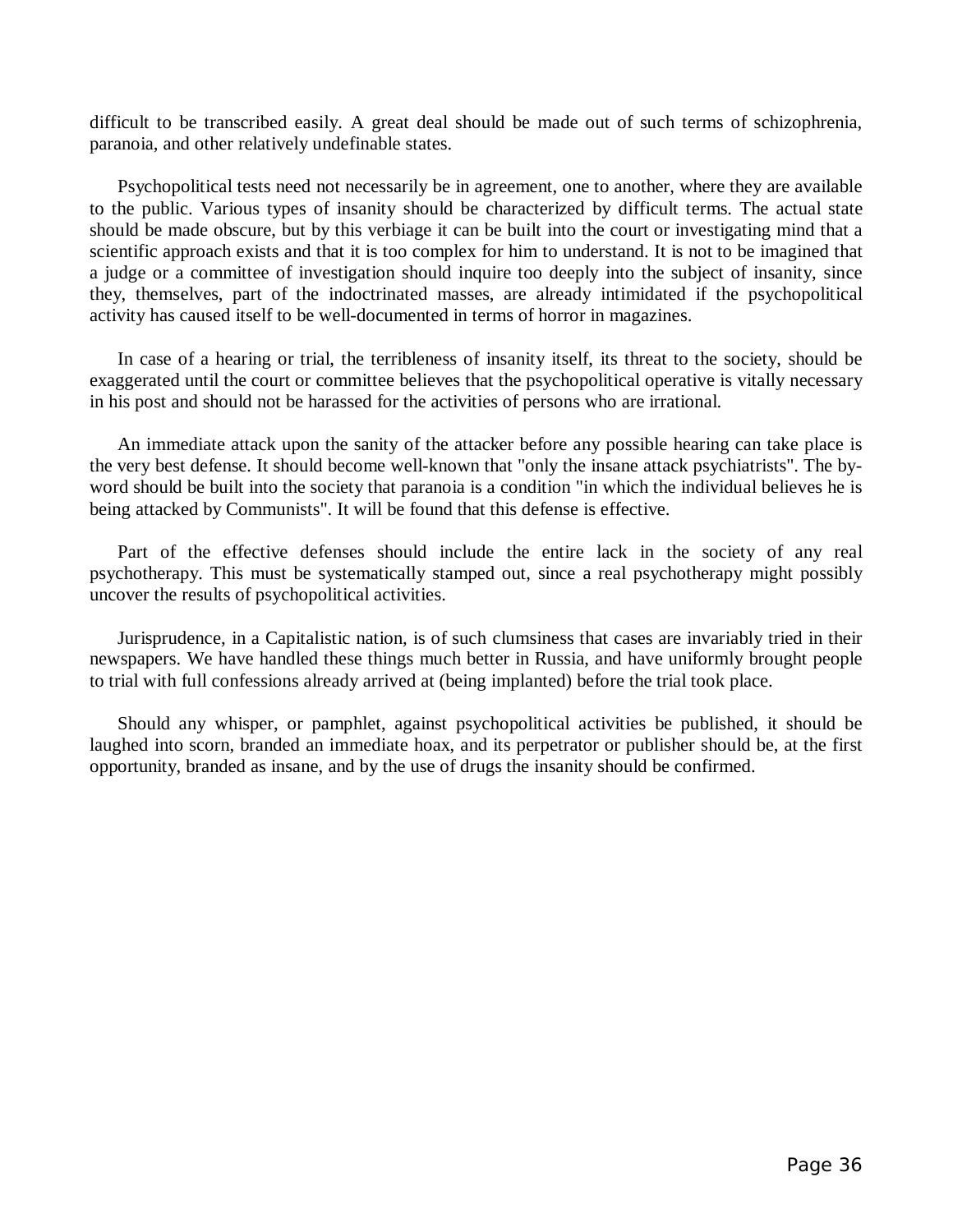difficult to be transcribed easily. A great deal should be made out of such terms of schizophrenia, paranoia, and other relatively undefinable states.

Psychopolitical tests need not necessarily be in agreement, one to another, where they are available to the public. Various types of insanity should be characterized by difficult terms. The actual state should be made obscure, but by this verbiage it can be built into the court or investigating mind that a scientific approach exists and that it is too complex for him to understand. It is not to be imagined that a judge or a committee of investigation should inquire too deeply into the subject of insanity, since they, themselves, part of the indoctrinated masses, are already intimidated if the psychopolitical activity has caused itself to be well-documented in terms of horror in magazines.

In case of a hearing or trial, the terribleness of insanity itself, its threat to the society, should be exaggerated until the court or committee believes that the psychopolitical operative is vitally necessary in his post and should not be harassed for the activities of persons who are irrational.

An immediate attack upon the sanity of the attacker before any possible hearing can take place is the very best defense. It should become well-known that "only the insane attack psychiatrists". The by-word should be built into the society that paranoia is a condition "in which the individual believes he is being attacked by Communists". It will be found that this defense is effective.

Part of the effective defenses should include the entire lack in the society of any real psychotherapy. This must be systematically stamped out, since a real psychotherapy might possibly uncover the results of psychopolitical activities.

Jurisprudence, in a Capitalistic nation, is of such clumsiness that cases are invariably tried in their newspapers. We have handled these things much better in Russia, and have uniformly brought people to trial with full confessions already arrived at (being implanted) before the trial took place.

Should any whisper, or pamphlet, against psychopolitical activities be published, it should be laughed into scorn, branded an immediate hoax, and its perpetrator or publisher should be, at the first opportunity, branded as insane, and by the use of drugs the insanity should be confirmed.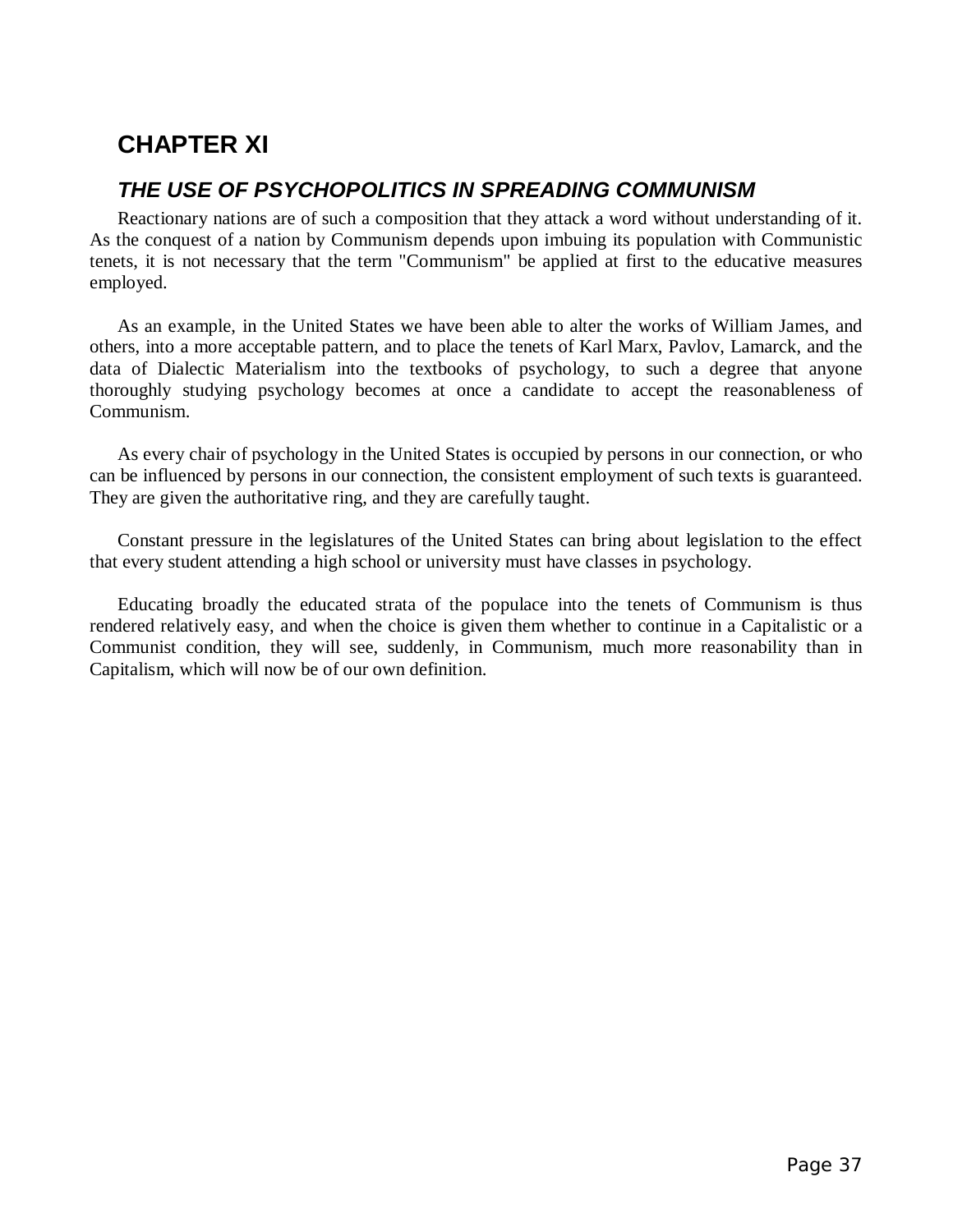## CHAPTER XI

### *THE USE OF PSYCHOPOLITICS IN SPREADING COMMUNISM*

Reactionary nations are of such a composition that they attack a word without understanding of it. As the conquest of a nation by Communism depends upon imbuing its population with Communistic tenets, it is not necessary that the term "Communism" be applied at first to the educative measures employed.

As an example, in the United States we have been able to alter the works of William James, and others, into a more acceptable pattern, and to place the tenets of Karl Marx, Pavlov, Lamarck, and the data of Dialectic Materialism into the textbooks of psychology, to such a degree that anyone thoroughly studying psychology becomes at once a candidate to accept the reasonableness of Communism.

As every chair of psychology in the United States is occupied by persons in our connection, or who can be influenced by persons in our connection, the consistent employment of such texts is guaranteed. They are given the authoritative ring, and they are carefully taught.

Constant pressure in the legislatures of the United States can bring about legislation to the effect that every student attending a high school or university must have classes in psychology.

Educating broadly the educated strata of the populace into the tenets of Communism is thus rendered relatively easy, and when the choice is given them whether to continue in a Capitalistic or a Communist condition, they will see, suddenly, in Communism, much more reasonability than in Capitalism, which will now be of our own definition.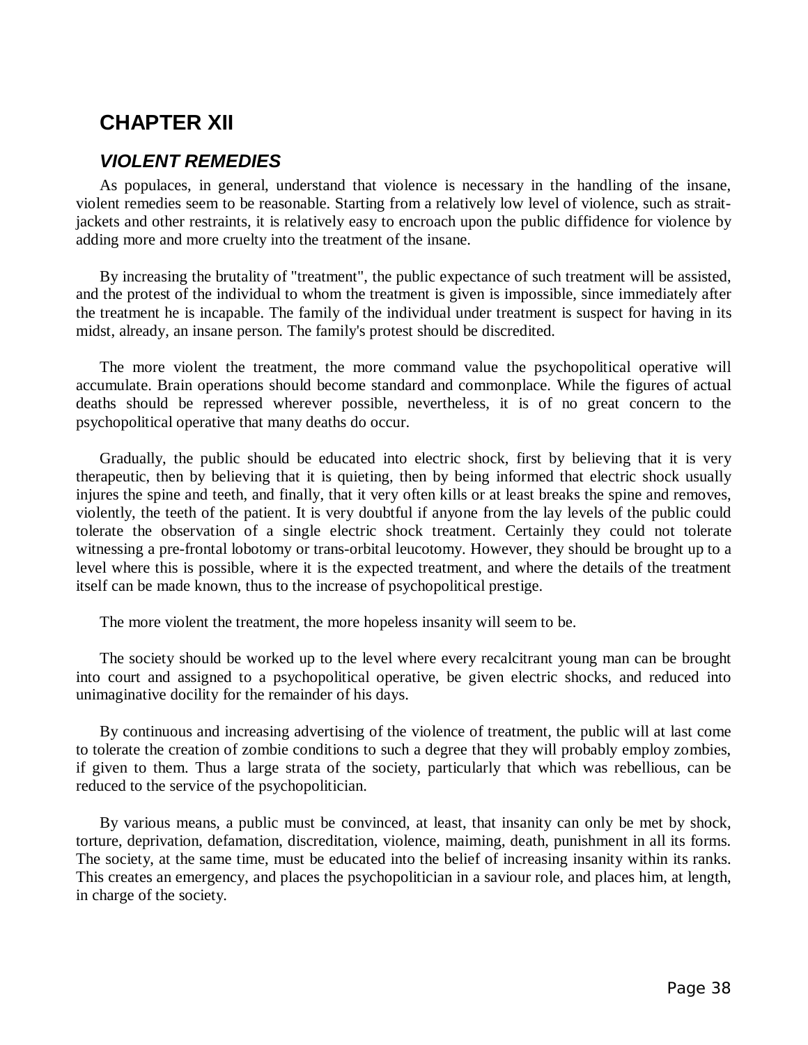# CHAPTER XII

## *VIOLENT REMEDIES*

As populaces, in general, understand that violence is necessary in the handling of the insane, violent remedies seem to be reasonable. Starting from a relatively low level of violence, such as strait-jackets and other restraints, it is relatively easy to encroach upon the public diffidence for violence by adding more and more cruelty into the treatment of the insane.

By increasing the brutality of "treatment", the public expectance of such treatment will be assisted, and the protest of the individual to whom the treatment is given is impossible, since immediately after the treatment he is incapable. The family of the individual under treatment is suspect for having in its midst, already, an insane person. The family's protest should be discredited.

The more violent the treatment, the more command value the psychopolitical operative will accumulate. Brain operations should become standard and commonplace. While the figures of actual deaths should be repressed wherever possible, nevertheless, it is of no great concern to the psychopolitical operative that many deaths do occur.

Gradually, the public should be educated into electric shock, first by believing that it is very therapeutic, then by believing that it is quieting, then by being informed that electric shock usually injures the spine and teeth, and finally, that it very often kills or at least breaks the spine and removes, violently, the teeth of the patient. It is very doubtful if anyone from the lay levels of the public could tolerate the observation of a single electric shock treatment. Certainly they could not tolerate witnessing a pre-frontal lobotomy or trans-orbital leucotomy. However, they should be brought up to a level where this is possible, where it is the expected treatment, and where the details of the treatment itself can be made known, thus to the increase of psychopolitical prestige.

The more violent the treatment, the more hopeless insanity will seem to be.

The society should be worked up to the level where every recalcitrant young man can be brought into court and assigned to a psychopolitical operative, be given electric shocks, and reduced into unimaginative docility for the remainder of his days.

By continuous and increasing advertising of the violence of treatment, the public will at last come to tolerate the creation of zombie conditions to such a degree that they will probably employ zombies, if given to them. Thus a large strata of the society, particularly that which was rebellious, can be reduced to the service of the psychopolitician.

By various means, a public must be convinced, at least, that insanity can only be met by shock, torture, deprivation, defamation, discreditation, violence, maiming, death, punishment in all its forms. The society, at the same time, must be educated into the belief of increasing insanity within its ranks. This creates an emergency, and places the psychopolitician in a saviour role, and places him, at length, in charge of the society.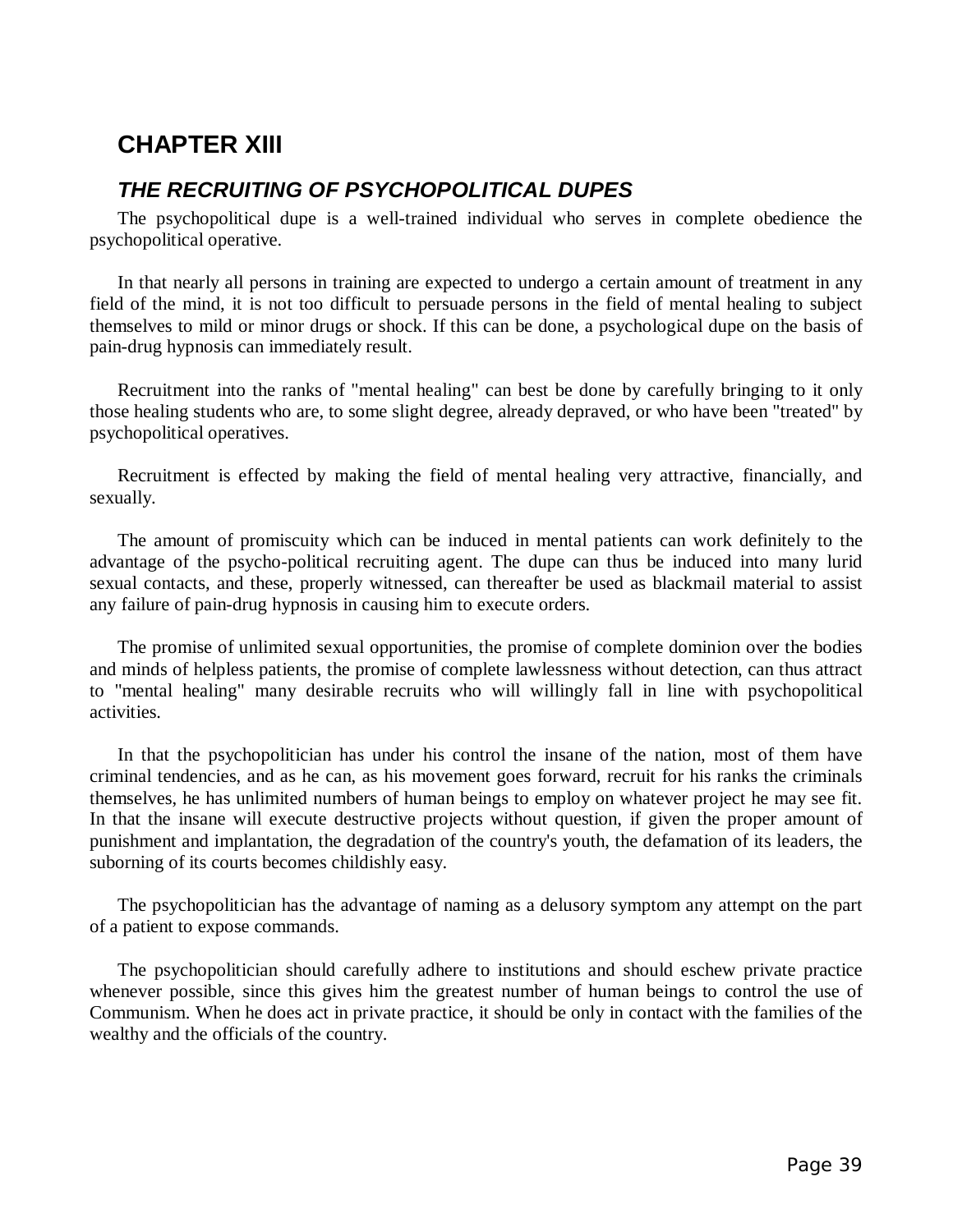## CHAPTER XIII

### *THE RECRUITING OF PSYCHOPOLITICAL DUPES*

The psychopolitical dupe is a well-trained individual who serves in complete obedience the psychopolitical operative.

In that nearly all persons in training are expected to undergo a certain amount of treatment in any field of the mind, it is not too difficult to persuade persons in the field of mental healing to subject themselves to mild or minor drugs or shock. If this can be done, a psychological dupe on the basis of pain-drug hypnosis can immediately result.

Recruitment into the ranks of "mental healing" can best be done by carefully bringing to it only those healing students who are, to some slight degree, already depraved, or who have been "treated" by psychopolitical operatives.

Recruitment is effected by making the field of mental healing very attractive, financially, and sexually.

The amount of promiscuity which can be induced in mental patients can work definitely to the advantage of the psycho-political recruiting agent. The dupe can thus be induced into many lurid sexual contacts, and these, properly witnessed, can thereafter be used as blackmail material to assist any failure of pain-drug hypnosis in causing him to execute orders.

The promise of unlimited sexual opportunities, the promise of complete dominion over the bodies and minds of helpless patients, the promise of complete lawlessness without detection, can thus attract to "mental healing" many desirable recruits who will willingly fall in line with psychopolitical activities.

In that the psychopolitician has under his control the insane of the nation, most of them have criminal tendencies, and as he can, as his movement goes forward, recruit for his ranks the criminals themselves, he has unlimited numbers of human beings to employ on whatever project he may see fit. In that the insane will execute destructive projects without question, if given the proper amount of punishment and implantation, the degradation of the country's youth, the defamation of its leaders, the suborning of its courts becomes childishly easy.

The psychopolitician has the advantage of naming as a delusory symptom any attempt on the part of a patient to expose commands.

The psychopolitician should carefully adhere to institutions and should eschew private practice whenever possible, since this gives him the greatest number of human beings to control the use of Communism. When he does act in private practice, it should be only in contact with the families of the wealthy and the officials of the country.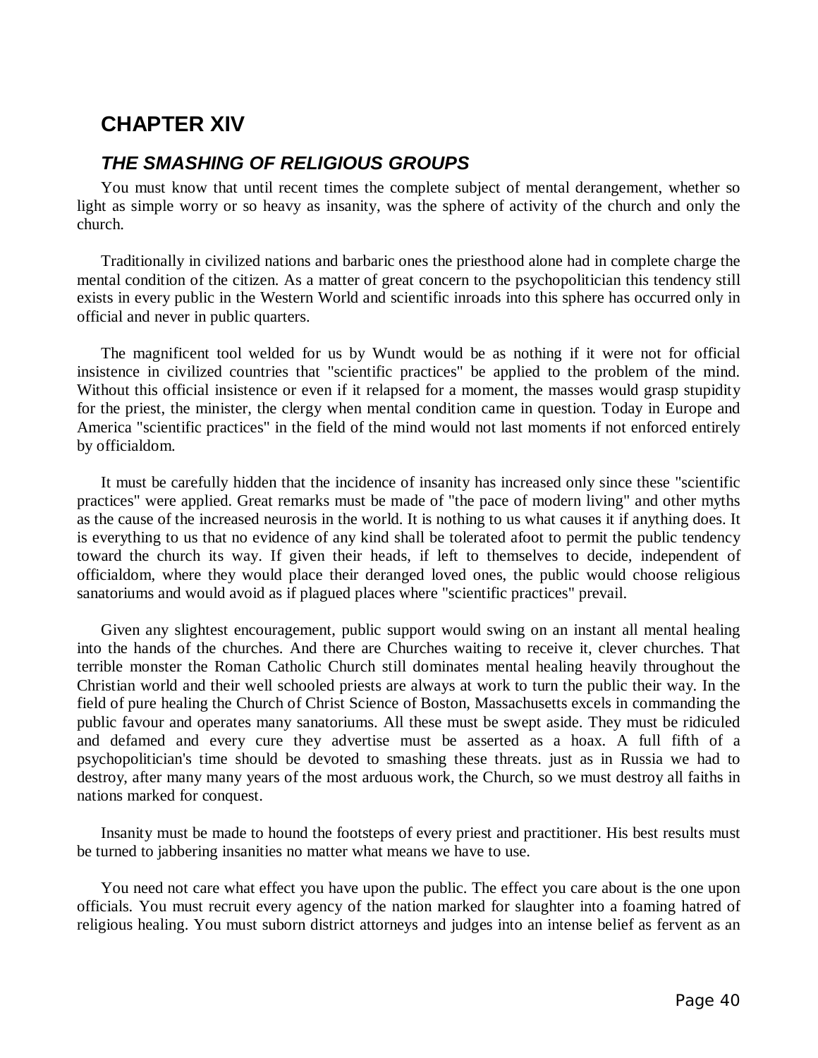# CHAPTER XIV

## *THE SMASHING OF RELIGIOUS GROUPS*

You must know that until recent times the complete subject of mental derangement, whether so light as simple worry or so heavy as insanity, was the sphere of activity of the church and only the church.

Traditionally in civilized nations and barbaric ones the priesthood alone had in complete charge the mental condition of the citizen. As a matter of great concern to the psychopolitician this tendency still exists in every public in the Western World and scientific inroads into this sphere has occurred only in official and never in public quarters.

The magnificent tool welded for us by Wundt would be as nothing if it were not for official insistence in civilized countries that "scientific practices" be applied to the problem of the mind. Without this official insistence or even if it relapsed for a moment, the masses would grasp stupidity for the priest, the minister, the clergy when mental condition came in question. Today in Europe and America "scientific practices" in the field of the mind would not last moments if not enforced entirely by officialdom.

It must be carefully hidden that the incidence of insanity has increased only since these "scientific practices" were applied. Great remarks must be made of "the pace of modern living" and other myths as the cause of the increased neurosis in the world. It is nothing to us what causes it if anything does. It is everything to us that no evidence of any kind shall be tolerated afoot to permit the public tendency toward the church its way. If given their heads, if left to themselves to decide, independent of officialdom, where they would place their deranged loved ones, the public would choose religious sanatoriums and would avoid as if plagued places where "scientific practices" prevail.

Given any slightest encouragement, public support would swing on an instant all mental healing into the hands of the churches. And there are Churches waiting to receive it, clever churches. That terrible monster the Roman Catholic Church still dominates mental healing heavily throughout the Christian world and their well schooled priests are always at work to turn the public their way. In the field of pure healing the Church of Christ Science of Boston, Massachusetts excels in commanding the public favour and operates many sanatoriums. All these must be swept aside. They must be ridiculed and defamed and every cure they advertise must be asserted as a hoax. A full fifth of a psychopolitician's time should be devoted to smashing these threats. just as in Russia we had to destroy, after many many years of the most arduous work, the Church, so we must destroy all faiths in nations marked for conquest.

Insanity must be made to hound the footsteps of every priest and practitioner. His best results must be turned to jabbering insanities no matter what means we have to use.

You need not care what effect you have upon the public. The effect you care about is the one upon officials. You must recruit every agency of the nation marked for slaughter into a foaming hatred of religious healing. You must suborn district attorneys and judges into an intense belief as fervent as an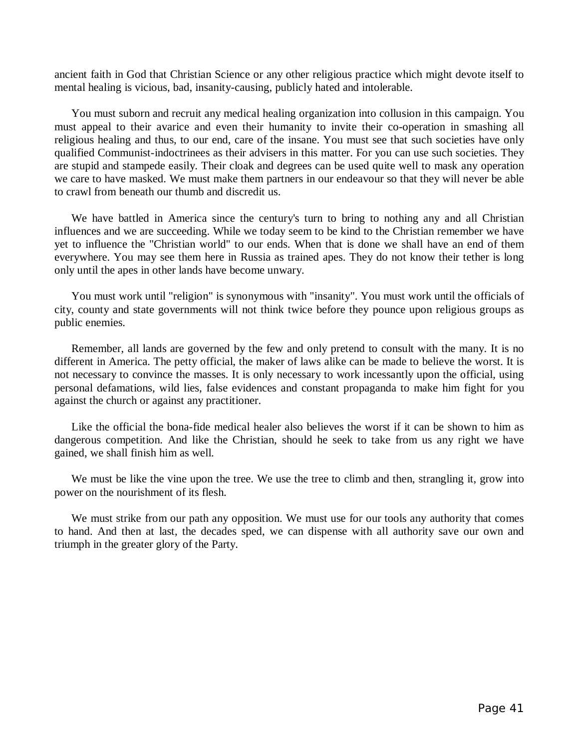ancient faith in God that Christian Science or any other religious practice which might devote itself to mental healing is vicious, bad, insanity-causing, publicly hated and intolerable.

You must suborn and recruit any medical healing organization into collusion in this campaign. You must appeal to their avarice and even their humanity to invite their co-operation in smashing all religious healing and thus, to our end, care of the insane. You must see that such societies have only qualified Communist-indoctrinees as their advisers in this matter. For you can use such societies. They are stupid and stampede easily. Their cloak and degrees can be used quite well to mask any operation we care to have masked. We must make them partners in our endeavour so that they will never be able to crawl from beneath our thumb and discredit us.

We have battled in America since the century's turn to bring to nothing any and all Christian influences and we are succeeding. While we today seem to be kind to the Christian remember we have yet to influence the "Christian world" to our ends. When that is done we shall have an end of them everywhere. You may see them here in Russia as trained apes. They do not know their tether is long only until the apes in other lands have become unwary.

You must work until "religion" is synonymous with "insanity". You must work until the officials of city, county and state governments will not think twice before they pounce upon religious groups as public enemies.

Remember, all lands are governed by the few and only pretend to consult with the many. It is no different in America. The petty official, the maker of laws alike can be made to believe the worst. It is not necessary to convince the masses. It is only necessary to work incessantly upon the official, using personal defamations, wild lies, false evidences and constant propaganda to make him fight for you against the church or against any practitioner.

Like the official the bona-fide medical healer also believes the worst if it can be shown to him as dangerous competition. And like the Christian, should he seek to take from us any right we have gained, we shall finish him as well.

We must be like the vine upon the tree. We use the tree to climb and then, strangling it, grow into power on the nourishment of its flesh.

We must strike from our path any opposition. We must use for our tools any authority that comes to hand. And then at last, the decades sped, we can dispense with all authority save our own and triumph in the greater glory of the Party.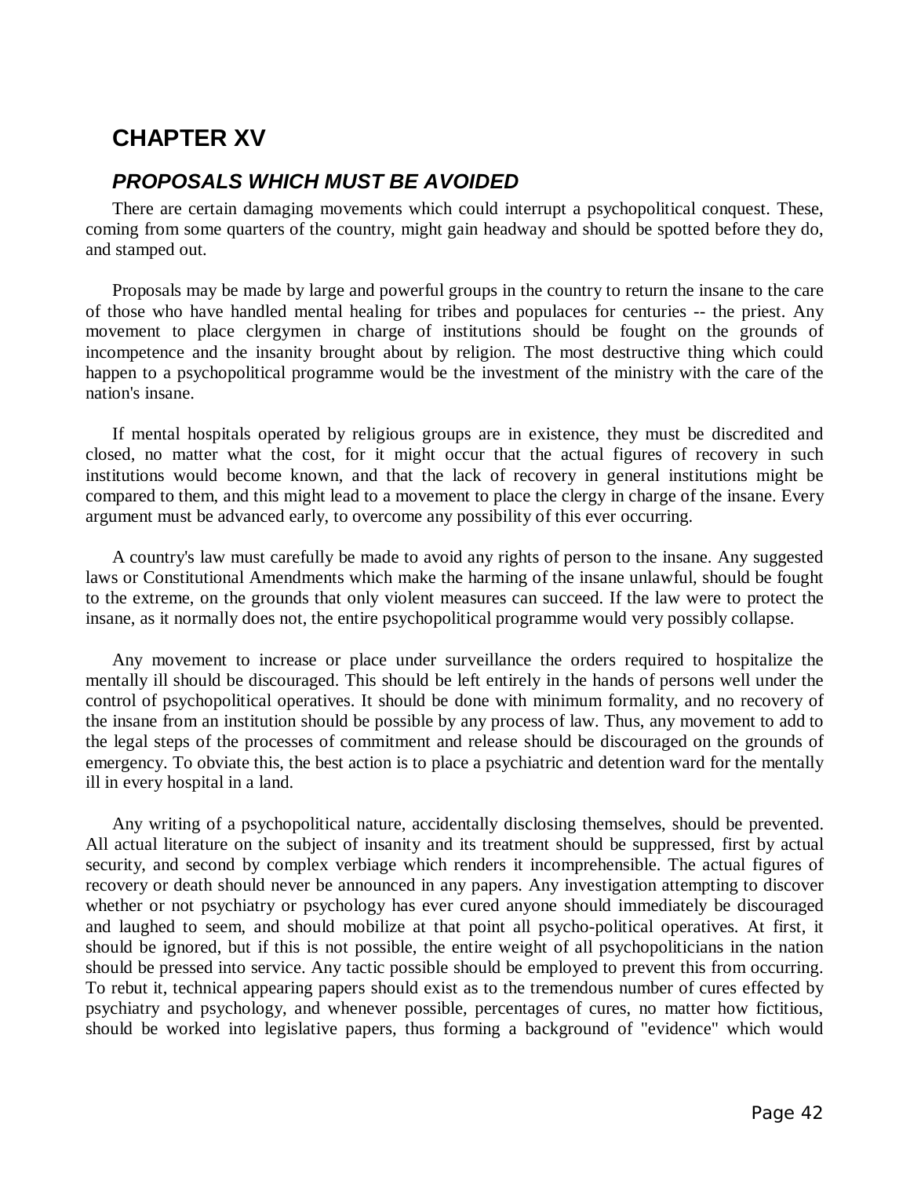# CHAPTER XV

## *PROPOSALS WHICH MUST BE AVOIDED*

There are certain damaging movements which could interrupt a psychopolitical conquest. These, coming from some quarters of the country, might gain headway and should be spotted before they do, and stamped out.

Proposals may be made by large and powerful groups in the country to return the insane to the care of those who have handled mental healing for tribes and populaces for centuries -- the priest. Any movement to place clergymen in charge of institutions should be fought on the grounds of incompetence and the insanity brought about by religion. The most destructive thing which could happen to a psychopolitical programme would be the investment of the ministry with the care of the nation's insane.

If mental hospitals operated by religious groups are in existence, they must be discredited and closed, no matter what the cost, for it might occur that the actual figures of recovery in such institutions would become known, and that the lack of recovery in general institutions might be compared to them, and this might lead to a movement to place the clergy in charge of the insane. Every argument must be advanced early, to overcome any possibility of this ever occurring.

A country's law must carefully be made to avoid any rights of person to the insane. Any suggested laws or Constitutional Amendments which make the harming of the insane unlawful, should be fought to the extreme, on the grounds that only violent measures can succeed. If the law were to protect the insane, as it normally does not, the entire psychopolitical programme would very possibly collapse.

Any movement to increase or place under surveillance the orders required to hospitalize the mentally ill should be discouraged. This should be left entirely in the hands of persons well under the control of psychopolitical operatives. It should be done with minimum formality, and no recovery of the insane from an institution should be possible by any process of law. Thus, any movement to add to the legal steps of the processes of commitment and release should be discouraged on the grounds of emergency. To obviate this, the best action is to place a psychiatric and detention ward for the mentally ill in every hospital in a land.

Any writing of a psychopolitical nature, accidentally disclosing themselves, should be prevented. All actual literature on the subject of insanity and its treatment should be suppressed, first by actual security, and second by complex verbiage which renders it incomprehensible. The actual figures of recovery or death should never be announced in any papers. Any investigation attempting to discover whether or not psychiatry or psychology has ever cured anyone should immediately be discouraged and laughed to seem, and should mobilize at that point all psycho-political operatives. At first, it should be ignored, but if this is not possible, the entire weight of all psychopoliticians in the nation should be pressed into service. Any tactic possible should be employed to prevent this from occurring. To rebut it, technical appearing papers should exist as to the tremendous number of cures effected by psychiatry and psychology, and whenever possible, percentages of cures, no matter how fictitious, should be worked into legislative papers, thus forming a background of "evidence" which would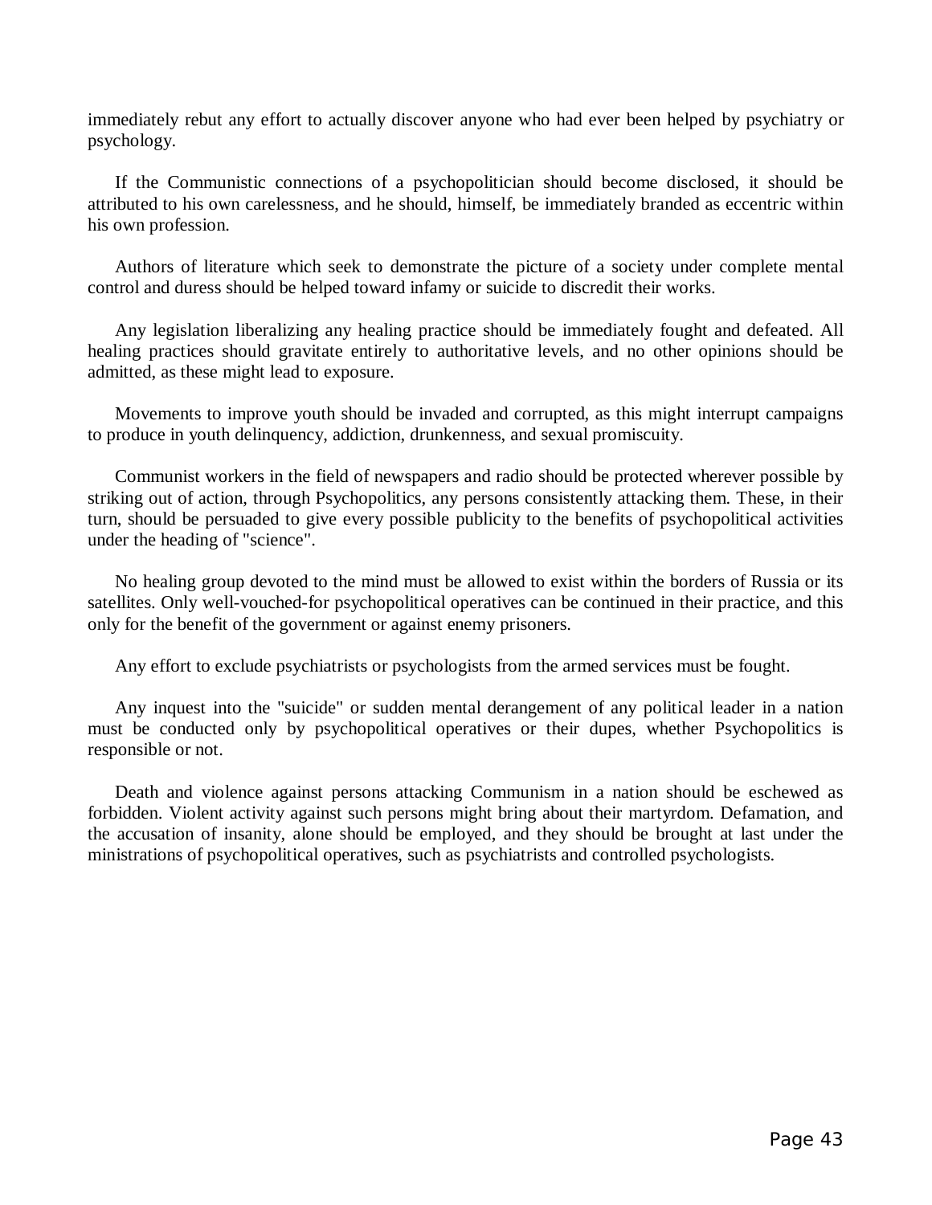immediately rebut any effort to actually discover anyone who had ever been helped by psychiatry or psychology.

If the Communistic connections of a psychopolitician should become disclosed, it should be attributed to his own carelessness, and he should, himself, be immediately branded as eccentric within his own profession.

Authors of literature which seek to demonstrate the picture of a society under complete mental control and duress should be helped toward infamy or suicide to discredit their works.

Any legislation liberalizing any healing practice should be immediately fought and defeated. All healing practices should gravitate entirely to authoritative levels, and no other opinions should be admitted, as these might lead to exposure.

Movements to improve youth should be invaded and corrupted, as this might interrupt campaigns to produce in youth delinquency, addiction, drunkenness, and sexual promiscuity.

Communist workers in the field of newspapers and radio should be protected wherever possible by striking out of action, through Psychopolitics, any persons consistently attacking them. These, in their turn, should be persuaded to give every possible publicity to the benefits of psychopolitical activities under the heading of "science".

No healing group devoted to the mind must be allowed to exist within the borders of Russia or its satellites. Only well-vouched-for psychopolitical operatives can be continued in their practice, and this only for the benefit of the government or against enemy prisoners.

Any effort to exclude psychiatrists or psychologists from the armed services must be fought.

Any inquest into the "suicide" or sudden mental derangement of any political leader in a nation must be conducted only by psychopolitical operatives or their dupes, whether Psychopolitics is responsible or not.

Death and violence against persons attacking Communism in a nation should be eschewed as forbidden. Violent activity against such persons might bring about their martyrdom. Defamation, and the accusation of insanity, alone should be employed, and they should be brought at last under the ministrations of psychopolitical operatives, such as psychiatrists and controlled psychologists.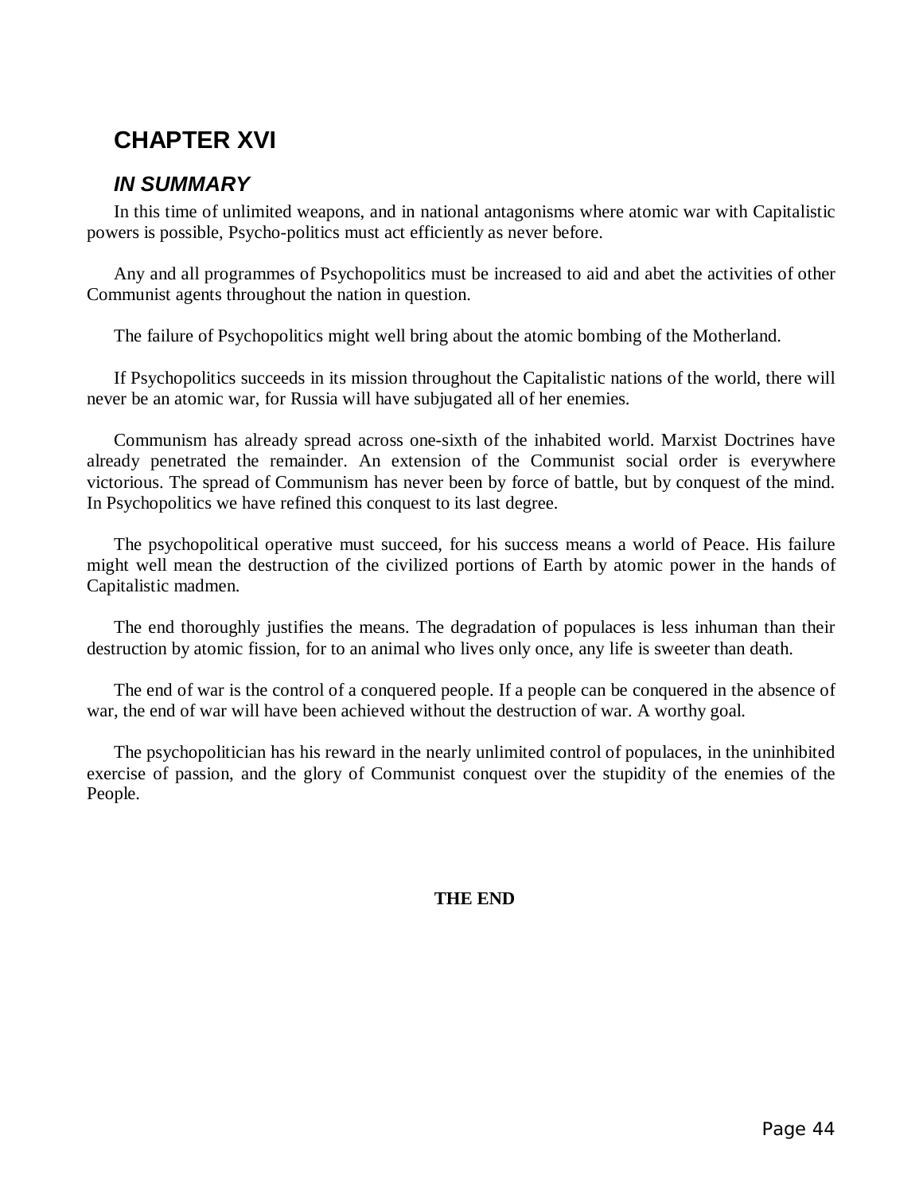# CHAPTER XVI

## *IN SUMMARY*

In this time of unlimited weapons, and in national antagonisms where atomic war with Capitalistic powers is possible, Psycho-politics must act efficiently as never before.

Any and all programmes of Psychopolitics must be increased to aid and abet the activities of other Communist agents throughout the nation in question.

The failure of Psychopolitics might well bring about the atomic bombing of the Motherland.

If Psychopolitics succeeds in its mission throughout the Capitalistic nations of the world, there will never be an atomic war, for Russia will have subjugated all of her enemies.

Communism has already spread across one-sixth of the inhabited world. Marxist Doctrines have already penetrated the remainder. An extension of the Communist social order is everywhere victorious. The spread of Communism has never been by force of battle, but by conquest of the mind. In Psychopolitics we have refined this conquest to its last degree.

The psychopolitical operative must succeed, for his success means a world of Peace. His failure might well mean the destruction of the civilized portions of Earth by atomic power in the hands of Capitalistic madmen.

The end thoroughly justifies the means. The degradation of populaces is less inhuman than their destruction by atomic fission, for to an animal who lives only once, any life is sweeter than death.

The end of war is the control of a conquered people. If a people can be conquered in the absence of war, the end of war will have been achieved without the destruction of war. A worthy goal.

The psychopolitician has his reward in the nearly unlimited control of populaces, in the uninhibited exercise of passion, and the glory of Communist conquest over the stupidity of the enemies of the People.

**THE END**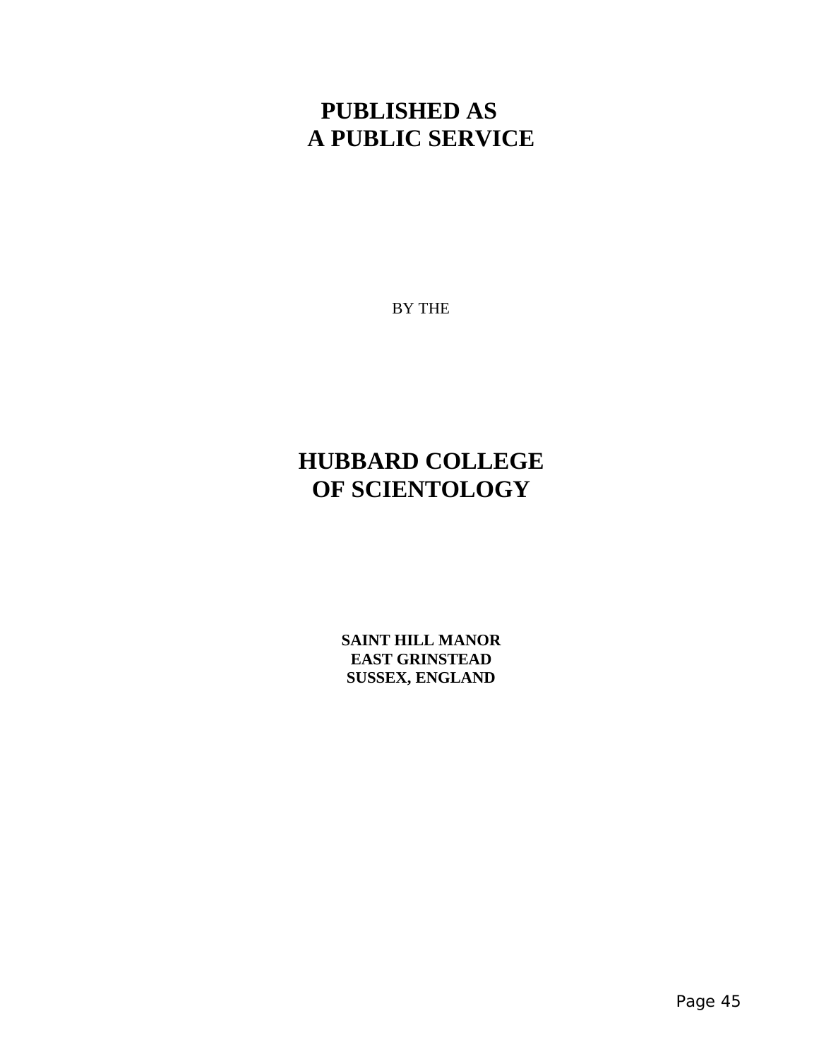**PUBLISHED AS A PUBLIC SERVICE**

BY THE

**HUBBARD COLLEGE OF SCIENTOLOGY**

**SAINT HILL MANOR**
**EAST GRINSTEAD**
**SUSSEX, ENGLAND**